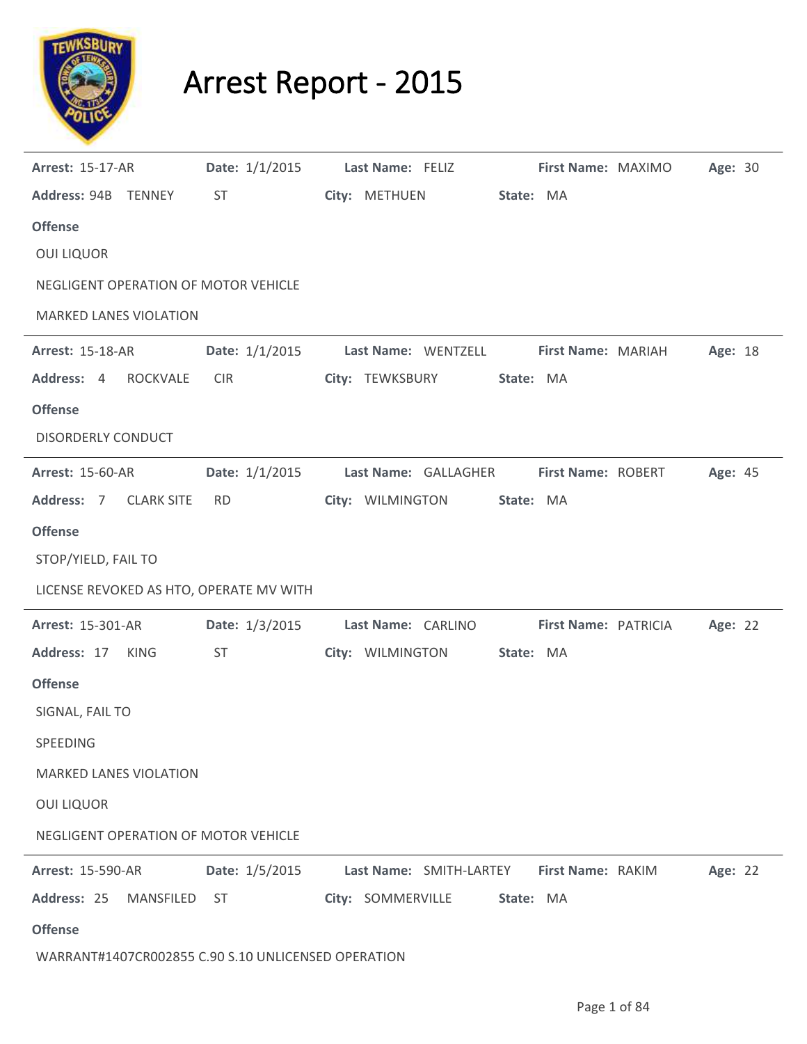# Arrest Report - 2015

**Arrest:** 15-17-AR **Date:** 1/1/2015 **Last Name:** FELIZ **First Name:** MAXIMO **Age:** 30

**Address:** 94B TENNEY ST **City:** METHUEN **State:** MA

**Offense**

OUI LIQUOR

NEGLIGENT OPERATION OF MOTOR VEHICLE

MARKED LANES VIOLATION

---

**Arrest:** 15-18-AR **Date:** 1/1/2015 **Last Name:** WENTZELL **First Name:** MARIAH **Age:** 18

**Address:** 4 ROCKVALE CIR **City:** TEWKSBURY **State:** MA

**Offense**

DISORDERLY CONDUCT

---

**Arrest:** 15-60-AR **Date:** 1/1/2015 **Last Name:** GALLAGHER **First Name:** ROBERT **Age:** 45

**Address:** 7 CLARK SITE RD **City:** WILMINGTON **State:** MA

**Offense**

STOP/YIELD, FAIL TO

LICENSE REVOKED AS HTO, OPERATE MV WITH

---

**Arrest:** 15-301-AR **Date:** 1/3/2015 **Last Name:** CARLINO **First Name:** PATRICIA **Age:** 22

**Address:** 17 KING ST **City:** WILMINGTON **State:** MA

**Offense**

SIGNAL, FAIL TO

SPEEDING

MARKED LANES VIOLATION

OUI LIQUOR

NEGLIGENT OPERATION OF MOTOR VEHICLE

---

**Arrest:** 15-590-AR **Date:** 1/5/2015 **Last Name:** SMITH-LARTEY **First Name:** RAKIM **Age:** 22

**Address:** 25 MANSFILED ST **City:** SOMMERVILLE **State:** MA

**Offense**

WARRANT#1407CR002855 C.90 S.10 UNLICENSED OPERATION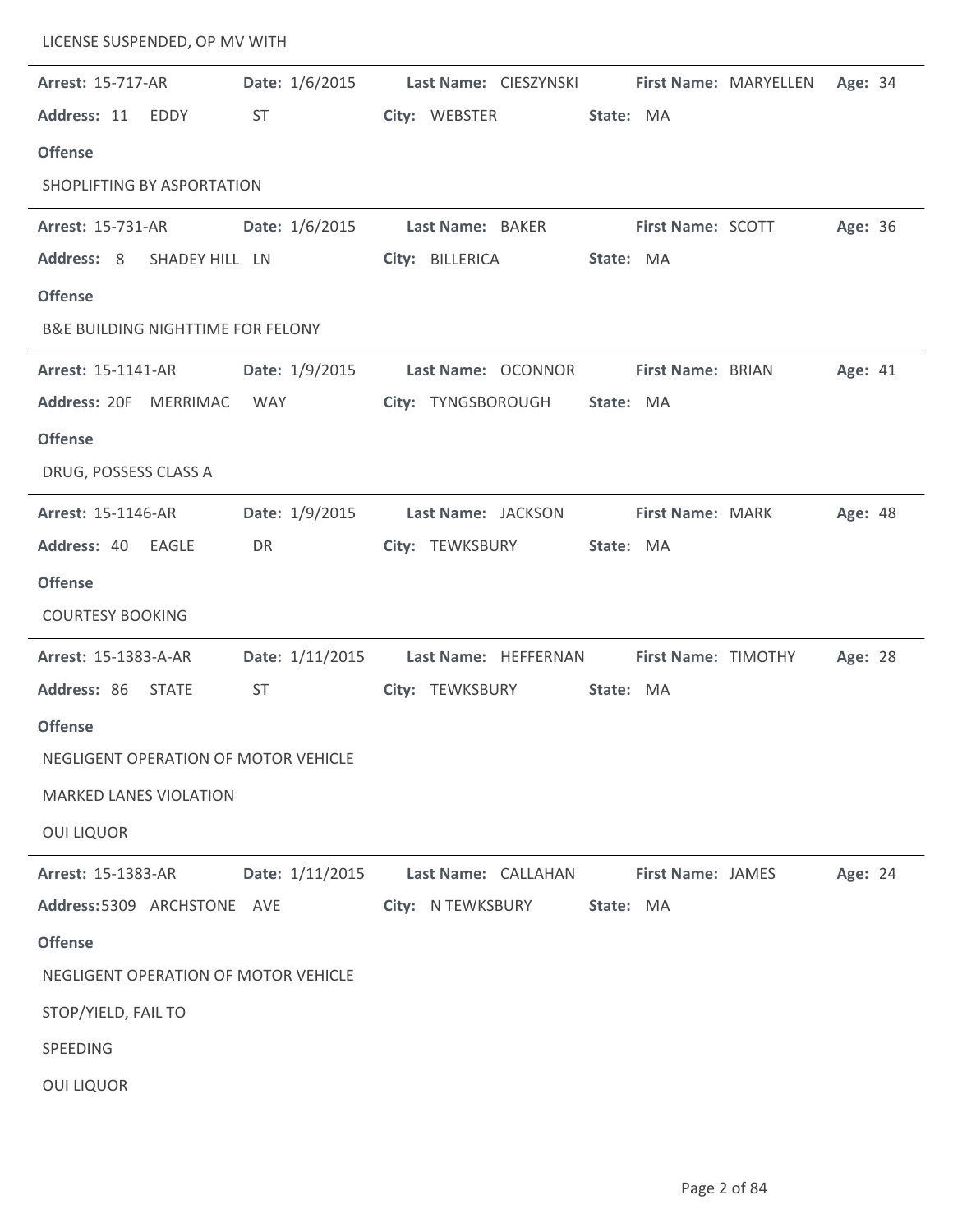LICENSE SUSPENDED, OP MV WITH

---

**Arrest:** 15-717-AR **Date:** 1/6/2015 **Last Name:** CIESZYNSKI **First Name:** MARYELLEN **Age:** 34
**Address:** 11 EDDY ST **City:** WEBSTER **State:** MA

**Offense**

SHOPLIFTING BY ASPORTATION

---

**Arrest:** 15-731-AR **Date:** 1/6/2015 **Last Name:** BAKER **First Name:** SCOTT **Age:** 36
**Address:** 8 SHADEY HILL LN **City:** BILLERICA **State:** MA

**Offense**

B&E BUILDING NIGHTTIME FOR FELONY

---

**Arrest:** 15-1141-AR **Date:** 1/9/2015 **Last Name:** OCONNOR **First Name:** BRIAN **Age:** 41
**Address:** 20F MERRIMAC WAY **City:** TYNGSBOROUGH **State:** MA

**Offense**

DRUG, POSSESS CLASS A

---

**Arrest:** 15-1146-AR **Date:** 1/9/2015 **Last Name:** JACKSON **First Name:** MARK **Age:** 48
**Address:** 40 EAGLE DR **City:** TEWKSBURY **State:** MA

**Offense**

COURTESY BOOKING

---

**Arrest:** 15-1383-A-AR **Date:** 1/11/2015 **Last Name:** HEFFERNAN **First Name:** TIMOTHY **Age:** 28
**Address:** 86 STATE ST **City:** TEWKSBURY **State:** MA

**Offense**

NEGLIGENT OPERATION OF MOTOR VEHICLE

MARKED LANES VIOLATION

OUI LIQUOR

---

**Arrest:** 15-1383-AR **Date:** 1/11/2015 **Last Name:** CALLAHAN **First Name:** JAMES **Age:** 24
**Address:** 5309 ARCHSTONE AVE **City:** N TEWKSBURY **State:** MA

**Offense**

NEGLIGENT OPERATION OF MOTOR VEHICLE

STOP/YIELD, FAIL TO

SPEEDING

OUI LIQUOR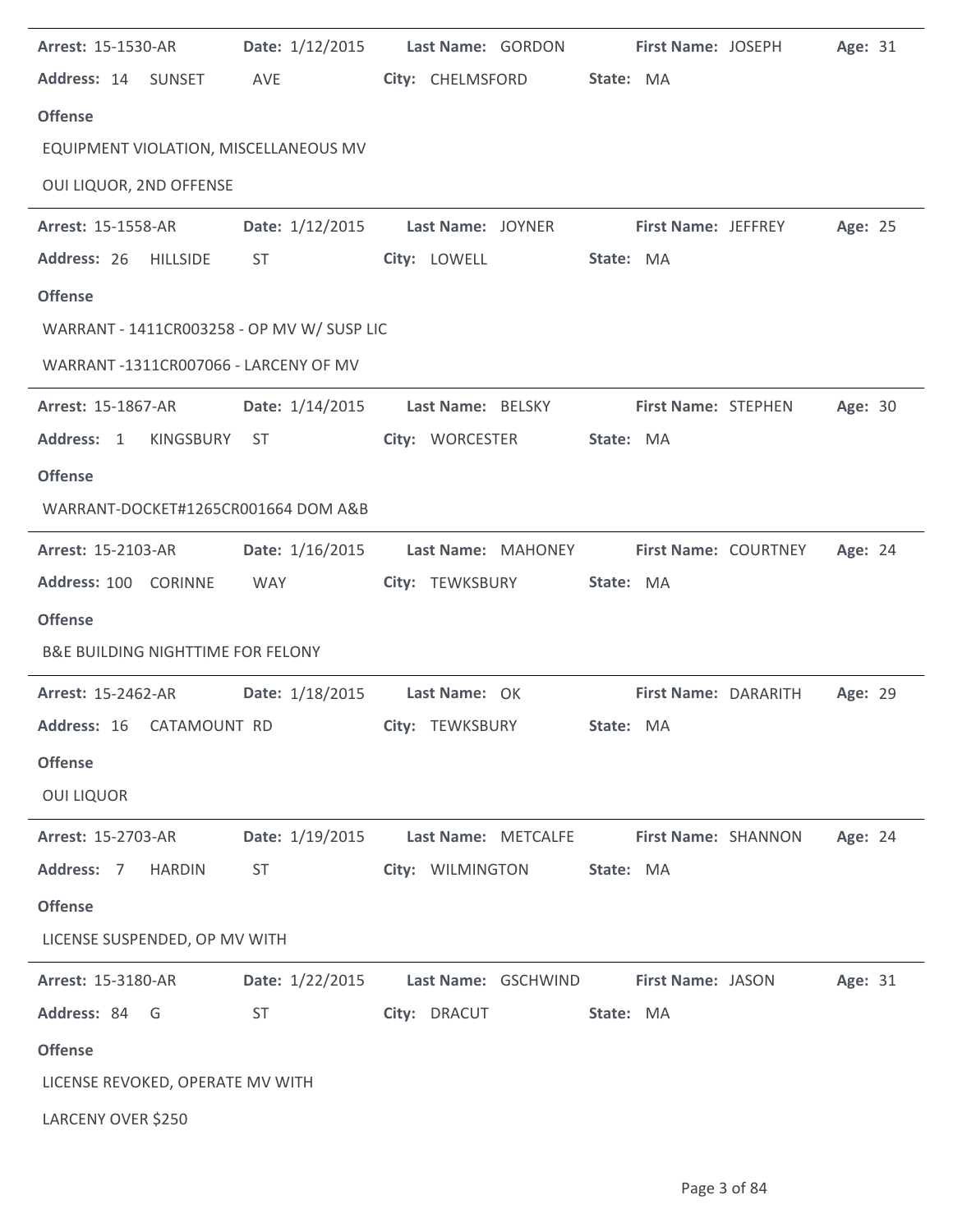**Arrest:** 15-1530-AR **Date:** 1/12/2015 **Last Name:** GORDON **First Name:** JOSEPH **Age:** 31

**Address:** 14 SUNSET AVE **City:** CHELMSFORD **State:** MA

**Offense**

EQUIPMENT VIOLATION, MISCELLANEOUS MV

OUI LIQUOR, 2ND OFFENSE

---

**Arrest:** 15-1558-AR **Date:** 1/12/2015 **Last Name:** JOYNER **First Name:** JEFFREY **Age:** 25

**Address:** 26 HILLSIDE ST **City:** LOWELL **State:** MA

**Offense**

WARRANT - 1411CR003258 - OP MV W/ SUSP LIC

WARRANT -1311CR007066 - LARCENY OF MV

---

**Arrest:** 15-1867-AR **Date:** 1/14/2015 **Last Name:** BELSKY **First Name:** STEPHEN **Age:** 30

**Address:** 1 KINGSBURY ST **City:** WORCESTER **State:** MA

**Offense**

WARRANT-DOCKET#1265CR001664 DOM A&B

---

**Arrest:** 15-2103-AR **Date:** 1/16/2015 **Last Name:** MAHONEY **First Name:** COURTNEY **Age:** 24

**Address:** 100 CORINNE WAY **City:** TEWKSBURY **State:** MA

**Offense**

B&E BUILDING NIGHTTIME FOR FELONY

---

**Arrest:** 15-2462-AR **Date:** 1/18/2015 **Last Name:** OK **First Name:** DARARITH **Age:** 29

**Address:** 16 CATAMOUNT RD **City:** TEWKSBURY **State:** MA

**Offense**

OUI LIQUOR

---

**Arrest:** 15-2703-AR **Date:** 1/19/2015 **Last Name:** METCALFE **First Name:** SHANNON **Age:** 24

**Address:** 7 HARDIN ST **City:** WILMINGTON **State:** MA

**Offense**

LICENSE SUSPENDED, OP MV WITH

---

**Arrest:** 15-3180-AR **Date:** 1/22/2015 **Last Name:** GSCHWIND **First Name:** JASON **Age:** 31

**Address:** 84 G ST **City:** DRACUT **State:** MA

**Offense**

LICENSE REVOKED, OPERATE MV WITH

LARCENY OVER $250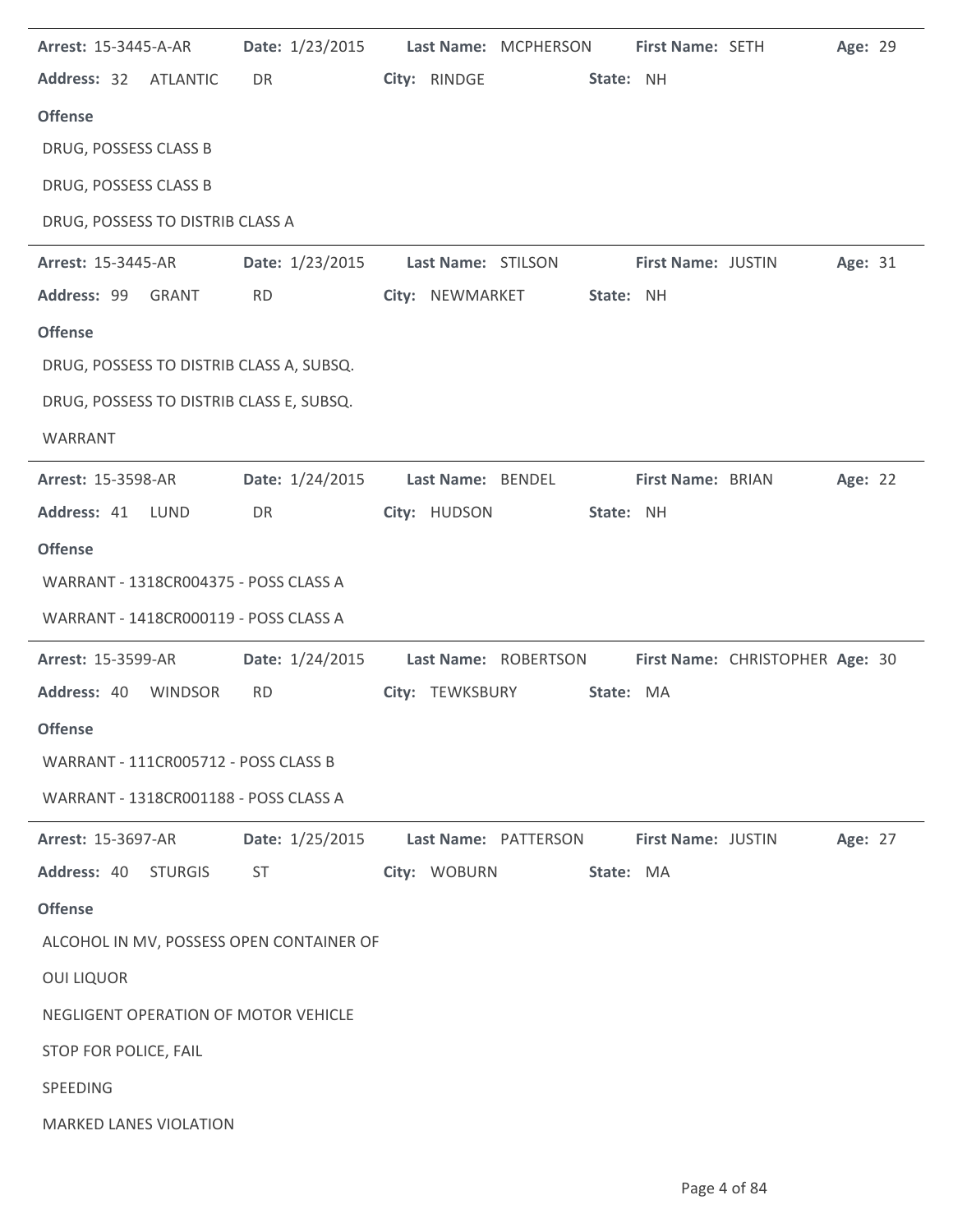**Arrest:** 15-3445-A-AR **Date:** 1/23/2015 **Last Name:** MCPHERSON **First Name:** SETH **Age:** 29

**Address:** 32 ATLANTIC DR **City:** RINDGE **State:** NH

**Offense**

DRUG, POSSESS CLASS B

DRUG, POSSESS CLASS B

DRUG, POSSESS TO DISTRIB CLASS A

---

**Arrest:** 15-3445-AR **Date:** 1/23/2015 **Last Name:** STILSON **First Name:** JUSTIN **Age:** 31

**Address:** 99 GRANT RD **City:** NEWMARKET **State:** NH

**Offense**

DRUG, POSSESS TO DISTRIB CLASS A, SUBSQ.

DRUG, POSSESS TO DISTRIB CLASS E, SUBSQ.

WARRANT

---

**Arrest:** 15-3598-AR **Date:** 1/24/2015 **Last Name:** BENDEL **First Name:** BRIAN **Age:** 22

**Address:** 41 LUND DR **City:** HUDSON **State:** NH

**Offense**

WARRANT - 1318CR004375 - POSS CLASS A

WARRANT - 1418CR000119 - POSS CLASS A

---

**Arrest:** 15-3599-AR **Date:** 1/24/2015 **Last Name:** ROBERTSON **First Name:** CHRISTOPHER **Age:** 30

**Address:** 40 WINDSOR RD **City:** TEWKSBURY **State:** MA

**Offense**

WARRANT - 111CR005712 - POSS CLASS B

WARRANT - 1318CR001188 - POSS CLASS A

---

**Arrest:** 15-3697-AR **Date:** 1/25/2015 **Last Name:** PATTERSON **First Name:** JUSTIN **Age:** 27

**Address:** 40 STURGIS ST **City:** WOBURN **State:** MA

**Offense**

ALCOHOL IN MV, POSSESS OPEN CONTAINER OF

OUI LIQUOR

NEGLIGENT OPERATION OF MOTOR VEHICLE

STOP FOR POLICE, FAIL

SPEEDING

MARKED LANES VIOLATION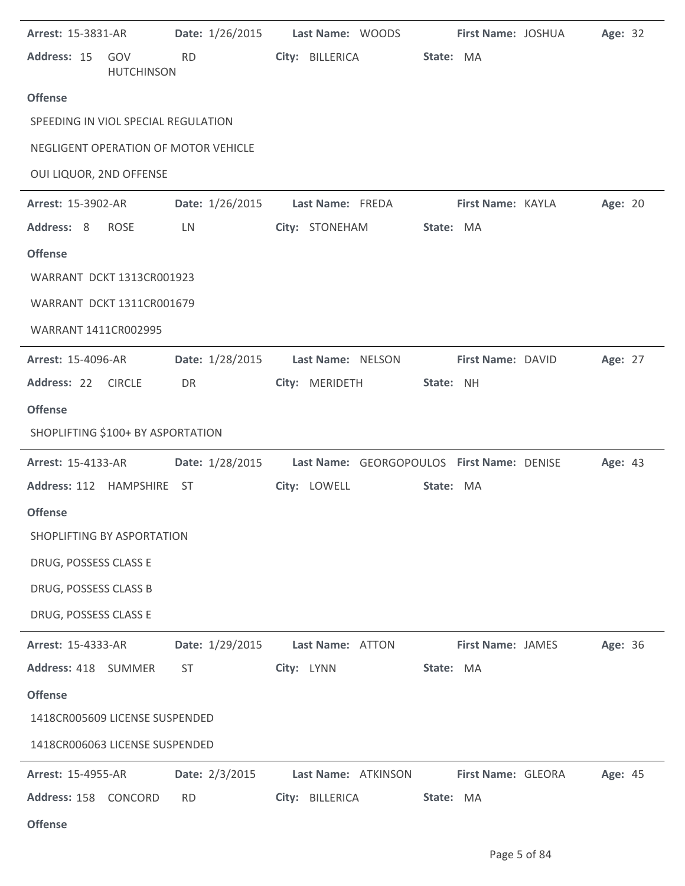**Arrest:** 15-3831-AR **Date:** 1/26/2015 **Last Name:** WOODS **First Name:** JOSHUA **Age:** 32

**Address:** 15 GOV HUTCHINSON RD **City:** BILLERICA **State:** MA

**Offense**

SPEEDING IN VIOL SPECIAL REGULATION

NEGLIGENT OPERATION OF MOTOR VEHICLE

OUI LIQUOR, 2ND OFFENSE

---

**Arrest:** 15-3902-AR **Date:** 1/26/2015 **Last Name:** FREDA **First Name:** KAYLA **Age:** 20

**Address:** 8 ROSE LN **City:** STONEHAM **State:** MA

**Offense**

WARRANT DCKT 1313CR001923

WARRANT DCKT 1311CR001679

WARRANT 1411CR002995

---

**Arrest:** 15-4096-AR **Date:** 1/28/2015 **Last Name:** NELSON **First Name:** DAVID **Age:** 27

**Address:** 22 CIRCLE DR **City:** MERIDETH **State:** NH

**Offense**

SHOPLIFTING $100+ BY ASPORTATION

---

**Arrest:** 15-4133-AR **Date:** 1/28/2015 **Last Name:** GEORGOPOULOS **First Name:** DENISE **Age:** 43

**Address:** 112 HAMPSHIRE ST **City:** LOWELL **State:** MA

**Offense**

SHOPLIFTING BY ASPORTATION

DRUG, POSSESS CLASS E

DRUG, POSSESS CLASS B

DRUG, POSSESS CLASS E

---

**Arrest:** 15-4333-AR **Date:** 1/29/2015 **Last Name:** ATTON **First Name:** JAMES **Age:** 36

**Address:** 418 SUMMER ST **City:** LYNN **State:** MA

**Offense**

1418CR005609 LICENSE SUSPENDED

1418CR006063 LICENSE SUSPENDED

---

**Arrest:** 15-4955-AR **Date:** 2/3/2015 **Last Name:** ATKINSON **First Name:** GLEORA **Age:** 45

**Address:** 158 CONCORD RD **City:** BILLERICA **State:** MA

**Offense**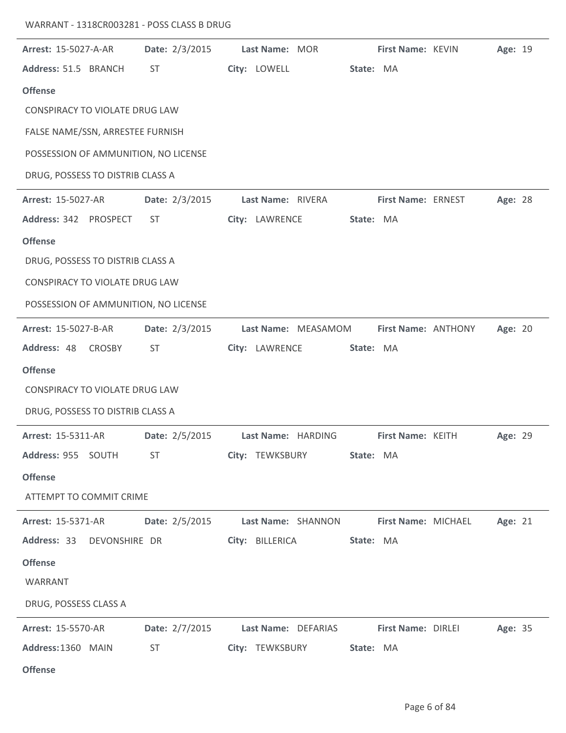WARRANT - 1318CR003281 - POSS CLASS B DRUG

---

**Arrest:** 15-5027-A-AR **Date:** 2/3/2015 **Last Name:** MOR **First Name:** KEVIN **Age:** 19

**Address:** 51.5 BRANCH ST **City:** LOWELL **State:** MA

**Offense**

CONSPIRACY TO VIOLATE DRUG LAW

FALSE NAME/SSN, ARRESTEE FURNISH

POSSESSION OF AMMUNITION, NO LICENSE

DRUG, POSSESS TO DISTRIB CLASS A

---

**Arrest:** 15-5027-AR **Date:** 2/3/2015 **Last Name:** RIVERA **First Name:** ERNEST **Age:** 28

**Address:** 342 PROSPECT ST **City:** LAWRENCE **State:** MA

**Offense**

DRUG, POSSESS TO DISTRIB CLASS A

CONSPIRACY TO VIOLATE DRUG LAW

POSSESSION OF AMMUNITION, NO LICENSE

---

**Arrest:** 15-5027-B-AR **Date:** 2/3/2015 **Last Name:** MEASAMOM **First Name:** ANTHONY **Age:** 20

**Address:** 48 CROSBY ST **City:** LAWRENCE **State:** MA

**Offense**

CONSPIRACY TO VIOLATE DRUG LAW

DRUG, POSSESS TO DISTRIB CLASS A

---

**Arrest:** 15-5311-AR **Date:** 2/5/2015 **Last Name:** HARDING **First Name:** KEITH **Age:** 29

**Address:** 955 SOUTH ST **City:** TEWKSBURY **State:** MA

**Offense**

ATTEMPT TO COMMIT CRIME

---

**Arrest:** 15-5371-AR **Date:** 2/5/2015 **Last Name:** SHANNON **First Name:** MICHAEL **Age:** 21

**Address:** 33 DEVONSHIRE DR **City:** BILLERICA **State:** MA

**Offense**

WARRANT

DRUG, POSSESS CLASS A

---

**Arrest:** 15-5570-AR **Date:** 2/7/2015 **Last Name:** DEFARIAS **First Name:** DIRLEI **Age:** 35

**Address:** 1360 MAIN ST **City:** TEWKSBURY **State:** MA

**Offense**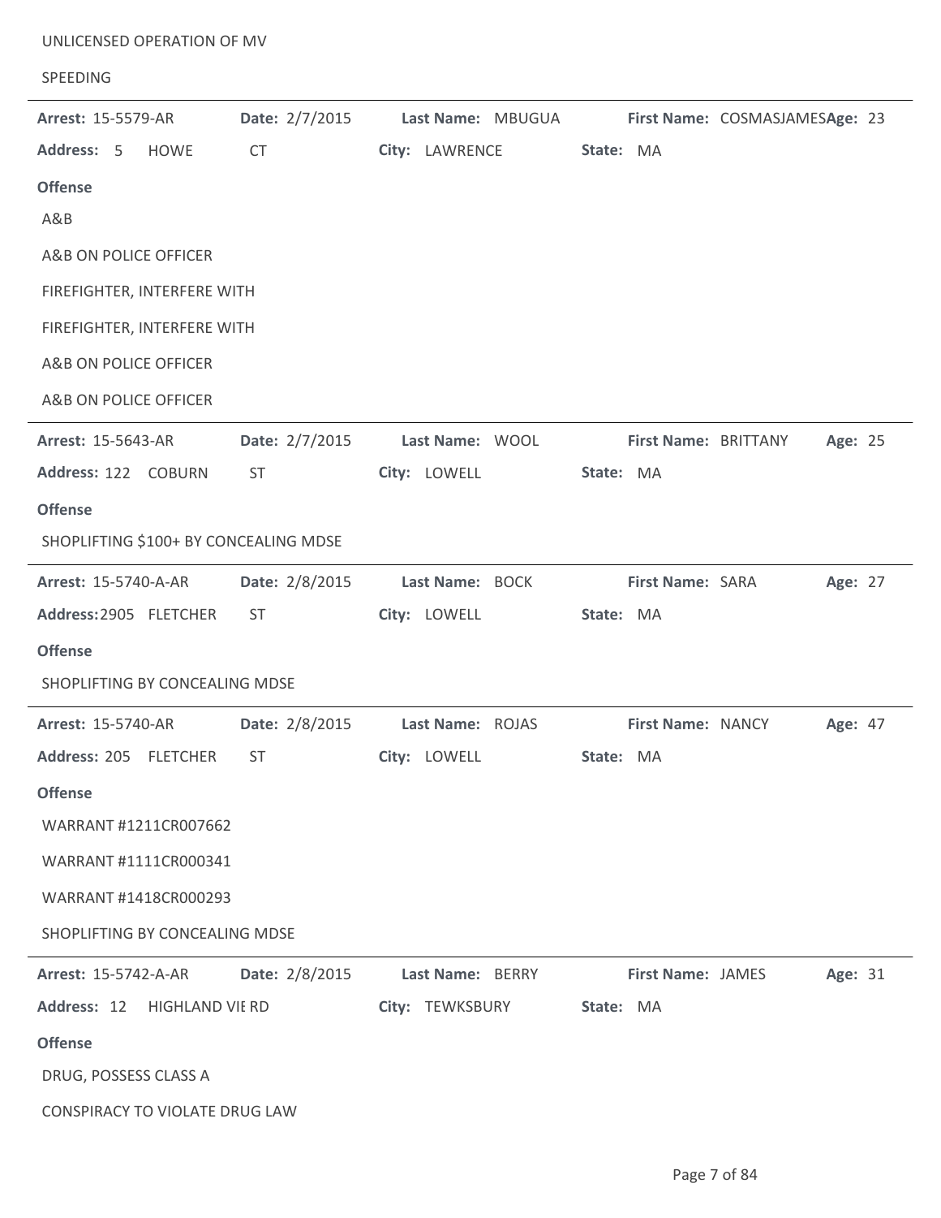UNLICENSED OPERATION OF MV

SPEEDING

---

**Arrest:** 15-5579-AR **Date:** 2/7/2015 **Last Name:** MBUGUA **First Name:** COSMASJAMES **Age:** 23

**Address:** 5 HOWE CT **City:** LAWRENCE **State:** MA

**Offense**

A&B

A&B ON POLICE OFFICER

FIREFIGHTER, INTERFERE WITH

FIREFIGHTER, INTERFERE WITH

A&B ON POLICE OFFICER

A&B ON POLICE OFFICER

---

**Arrest:** 15-5643-AR **Date:** 2/7/2015 **Last Name:** WOOL **First Name:** BRITTANY **Age:** 25

**Address:** 122 COBURN ST **City:** LOWELL **State:** MA

**Offense**

SHOPLIFTING $100+ BY CONCEALING MDSE

---

**Arrest:** 15-5740-A-AR **Date:** 2/8/2015 **Last Name:** BOCK **First Name:** SARA **Age:** 27

**Address:** 2905 FLETCHER ST **City:** LOWELL **State:** MA

**Offense**

SHOPLIFTING BY CONCEALING MDSE

---

**Arrest:** 15-5740-AR **Date:** 2/8/2015 **Last Name:** ROJAS **First Name:** NANCY **Age:** 47

**Address:** 205 FLETCHER ST **City:** LOWELL **State:** MA

**Offense**

WARRANT #1211CR007662

WARRANT #1111CR000341

WARRANT #1418CR000293

SHOPLIFTING BY CONCEALING MDSE

---

**Arrest:** 15-5742-A-AR **Date:** 2/8/2015 **Last Name:** BERRY **First Name:** JAMES **Age:** 31

**Address:** 12 HIGHLAND VIE RD **City:** TEWKSBURY **State:** MA

**Offense**

DRUG, POSSESS CLASS A

CONSPIRACY TO VIOLATE DRUG LAW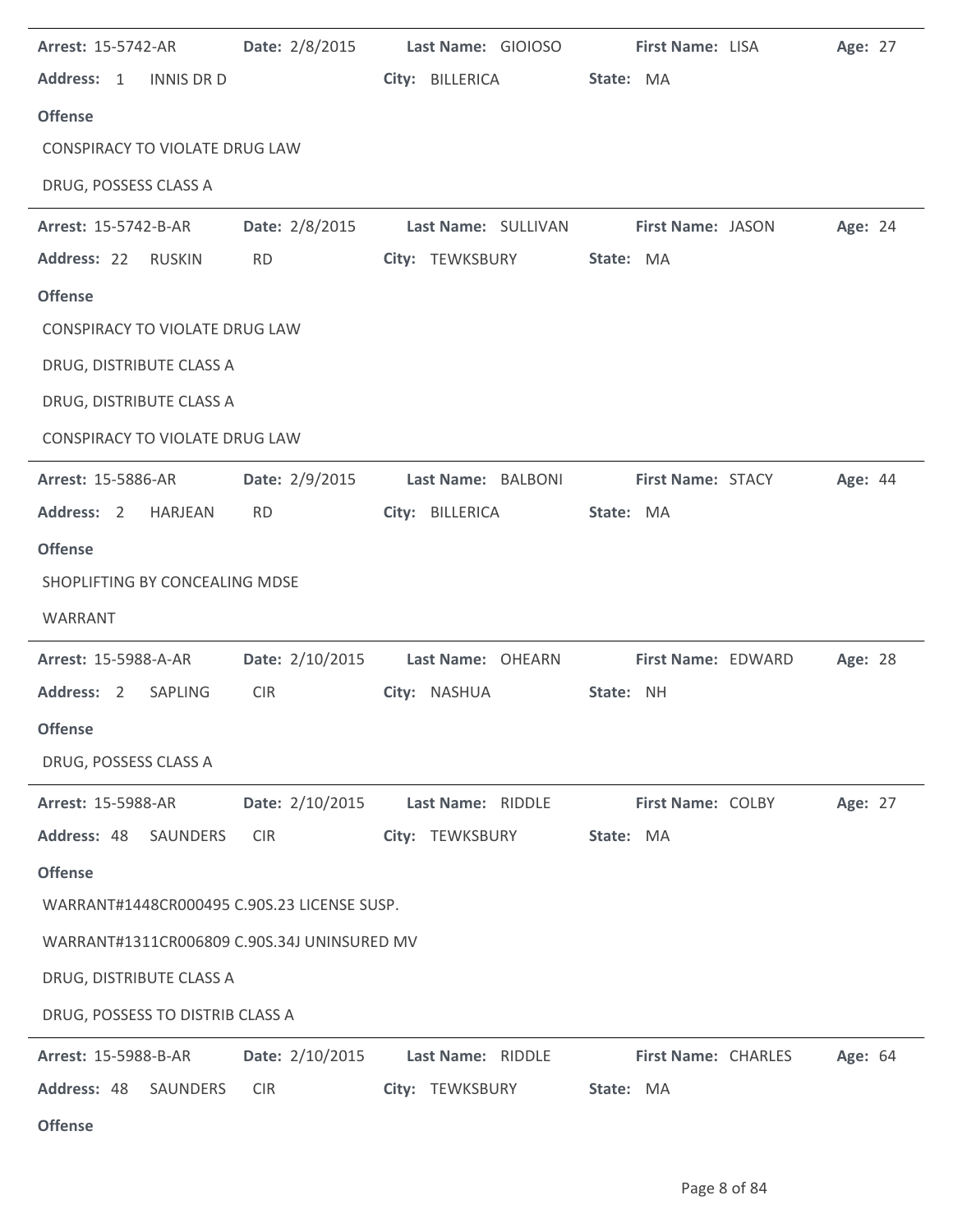**Arrest:** 15-5742-AR **Date:** 2/8/2015 **Last Name:** GIOIOSO **First Name:** LISA **Age:** 27

**Address:** 1 INNIS DR D **City:** BILLERICA **State:** MA

**Offense**

CONSPIRACY TO VIOLATE DRUG LAW

DRUG, POSSESS CLASS A

---

**Arrest:** 15-5742-B-AR **Date:** 2/8/2015 **Last Name:** SULLIVAN **First Name:** JASON **Age:** 24

**Address:** 22 RUSKIN RD **City:** TEWKSBURY **State:** MA

**Offense**

CONSPIRACY TO VIOLATE DRUG LAW

DRUG, DISTRIBUTE CLASS A

DRUG, DISTRIBUTE CLASS A

CONSPIRACY TO VIOLATE DRUG LAW

---

**Arrest:** 15-5886-AR **Date:** 2/9/2015 **Last Name:** BALBONI **First Name:** STACY **Age:** 44

**Address:** 2 HARJEAN RD **City:** BILLERICA **State:** MA

**Offense**

SHOPLIFTING BY CONCEALING MDSE

WARRANT

---

**Arrest:** 15-5988-A-AR **Date:** 2/10/2015 **Last Name:** OHEARN **First Name:** EDWARD **Age:** 28

**Address:** 2 SAPLING CIR **City:** NASHUA **State:** NH

**Offense**

DRUG, POSSESS CLASS A

---

**Arrest:** 15-5988-AR **Date:** 2/10/2015 **Last Name:** RIDDLE **First Name:** COLBY **Age:** 27

**Address:** 48 SAUNDERS CIR **City:** TEWKSBURY **State:** MA

**Offense**

WARRANT#1448CR000495 C.90S.23 LICENSE SUSP.

WARRANT#1311CR006809 C.90S.34J UNINSURED MV

DRUG, DISTRIBUTE CLASS A

DRUG, POSSESS TO DISTRIB CLASS A

---

**Arrest:** 15-5988-B-AR **Date:** 2/10/2015 **Last Name:** RIDDLE **First Name:** CHARLES **Age:** 64

**Address:** 48 SAUNDERS CIR **City:** TEWKSBURY **State:** MA

**Offense**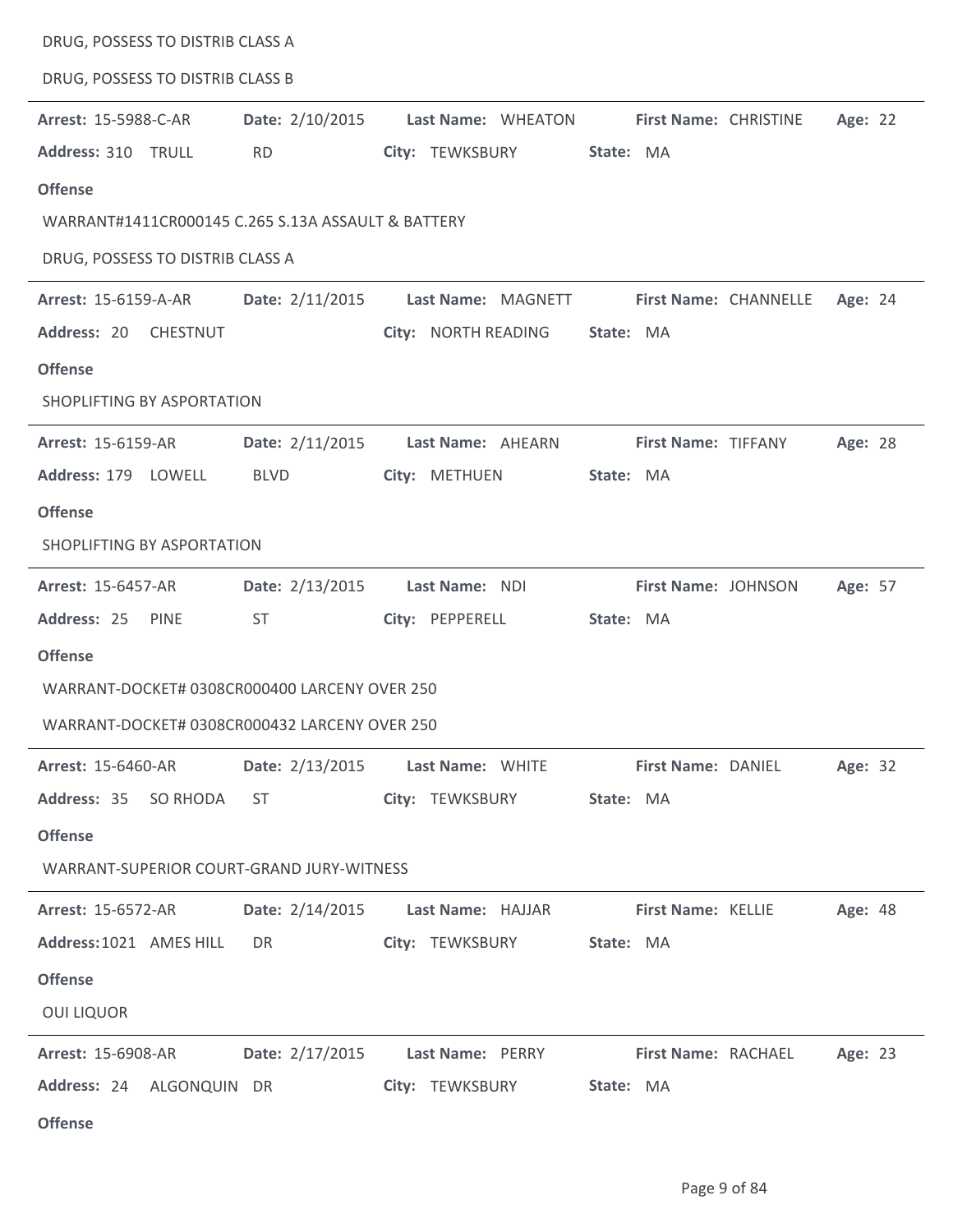DRUG, POSSESS TO DISTRIB CLASS A

DRUG, POSSESS TO DISTRIB CLASS B

---

**Arrest:** 15-5988-C-AR **Date:** 2/10/2015 **Last Name:** WHEATON **First Name:** CHRISTINE **Age:** 22

**Address:** 310 TRULL RD **City:** TEWKSBURY **State:** MA

**Offense**

WARRANT#1411CR000145 C.265 S.13A ASSAULT & BATTERY

DRUG, POSSESS TO DISTRIB CLASS A

---

**Arrest:** 15-6159-A-AR **Date:** 2/11/2015 **Last Name:** MAGNETT **First Name:** CHANNELLE **Age:** 24

**Address:** 20 CHESTNUT **City:** NORTH READING **State:** MA

**Offense**

SHOPLIFTING BY ASPORTATION

---

**Arrest:** 15-6159-AR **Date:** 2/11/2015 **Last Name:** AHEARN **First Name:** TIFFANY **Age:** 28

**Address:** 179 LOWELL BLVD **City:** METHUEN **State:** MA

**Offense**

SHOPLIFTING BY ASPORTATION

---

**Arrest:** 15-6457-AR **Date:** 2/13/2015 **Last Name:** NDI **First Name:** JOHNSON **Age:** 57

**Address:** 25 PINE ST **City:** PEPPERELL **State:** MA

**Offense**

WARRANT-DOCKET# 0308CR000400 LARCENY OVER 250

WARRANT-DOCKET# 0308CR000432 LARCENY OVER 250

---

**Arrest:** 15-6460-AR **Date:** 2/13/2015 **Last Name:** WHITE **First Name:** DANIEL **Age:** 32

**Address:** 35 SO RHODA ST **City:** TEWKSBURY **State:** MA

**Offense**

WARRANT-SUPERIOR COURT-GRAND JURY-WITNESS

---

**Arrest:** 15-6572-AR **Date:** 2/14/2015 **Last Name:** HAJJAR **First Name:** KELLIE **Age:** 48

**Address:** 1021 AMES HILL DR **City:** TEWKSBURY **State:** MA

**Offense**

OUI LIQUOR

---

**Arrest:** 15-6908-AR **Date:** 2/17/2015 **Last Name:** PERRY **First Name:** RACHAEL **Age:** 23

**Address:** 24 ALGONQUIN DR **City:** TEWKSBURY **State:** MA

**Offense**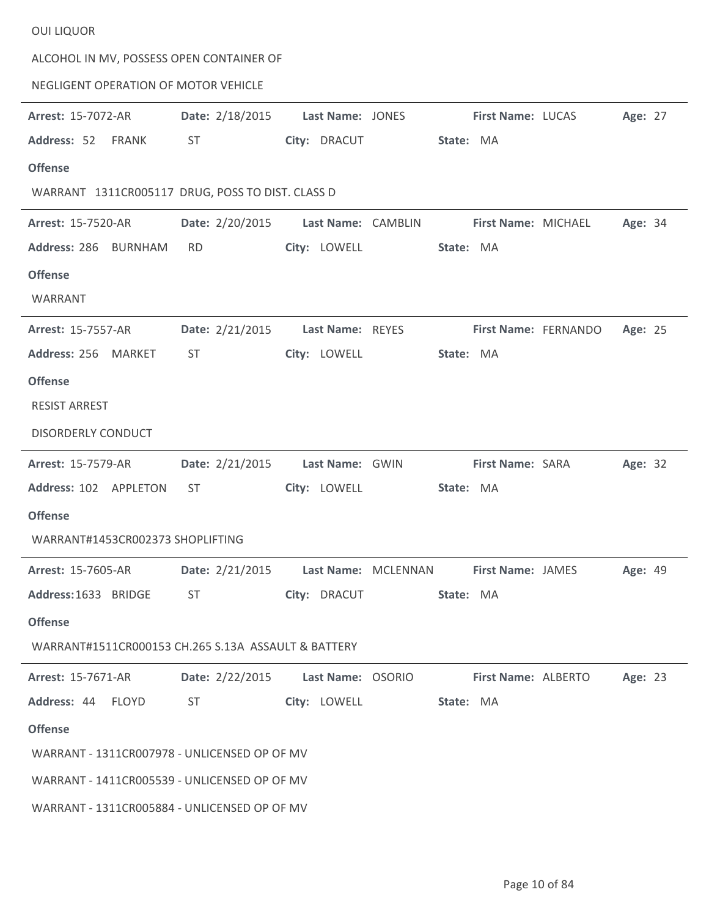OUI LIQUOR

ALCOHOL IN MV, POSSESS OPEN CONTAINER OF

NEGLIGENT OPERATION OF MOTOR VEHICLE

---

**Arrest:** 15-7072-AR **Date:** 2/18/2015 **Last Name:** JONES **First Name:** LUCAS **Age:** 27

**Address:** 52 FRANK ST **City:** DRACUT **State:** MA

**Offense**

WARRANT 1311CR005117 DRUG, POSS TO DIST. CLASS D

---

**Arrest:** 15-7520-AR **Date:** 2/20/2015 **Last Name:** CAMBLIN **First Name:** MICHAEL **Age:** 34

**Address:** 286 BURNHAM RD **City:** LOWELL **State:** MA

**Offense**

WARRANT

---

**Arrest:** 15-7557-AR **Date:** 2/21/2015 **Last Name:** REYES **First Name:** FERNANDO **Age:** 25

**Address:** 256 MARKET ST **City:** LOWELL **State:** MA

**Offense**

RESIST ARREST

DISORDERLY CONDUCT

---

**Arrest:** 15-7579-AR **Date:** 2/21/2015 **Last Name:** GWIN **First Name:** SARA **Age:** 32

**Address:** 102 APPLETON ST **City:** LOWELL **State:** MA

**Offense**

WARRANT#1453CR002373 SHOPLIFTING

---

**Arrest:** 15-7605-AR **Date:** 2/21/2015 **Last Name:** MCLENNAN **First Name:** JAMES **Age:** 49

**Address:** 1633 BRIDGE ST **City:** DRACUT **State:** MA

**Offense**

WARRANT#1511CR000153 CH.265 S.13A ASSAULT & BATTERY

---

**Arrest:** 15-7671-AR **Date:** 2/22/2015 **Last Name:** OSORIO **First Name:** ALBERTO **Age:** 23

**Address:** 44 FLOYD ST **City:** LOWELL **State:** MA

**Offense**

WARRANT - 1311CR007978 - UNLICENSED OP OF MV

WARRANT - 1411CR005539 - UNLICENSED OP OF MV

WARRANT - 1311CR005884 - UNLICENSED OP OF MV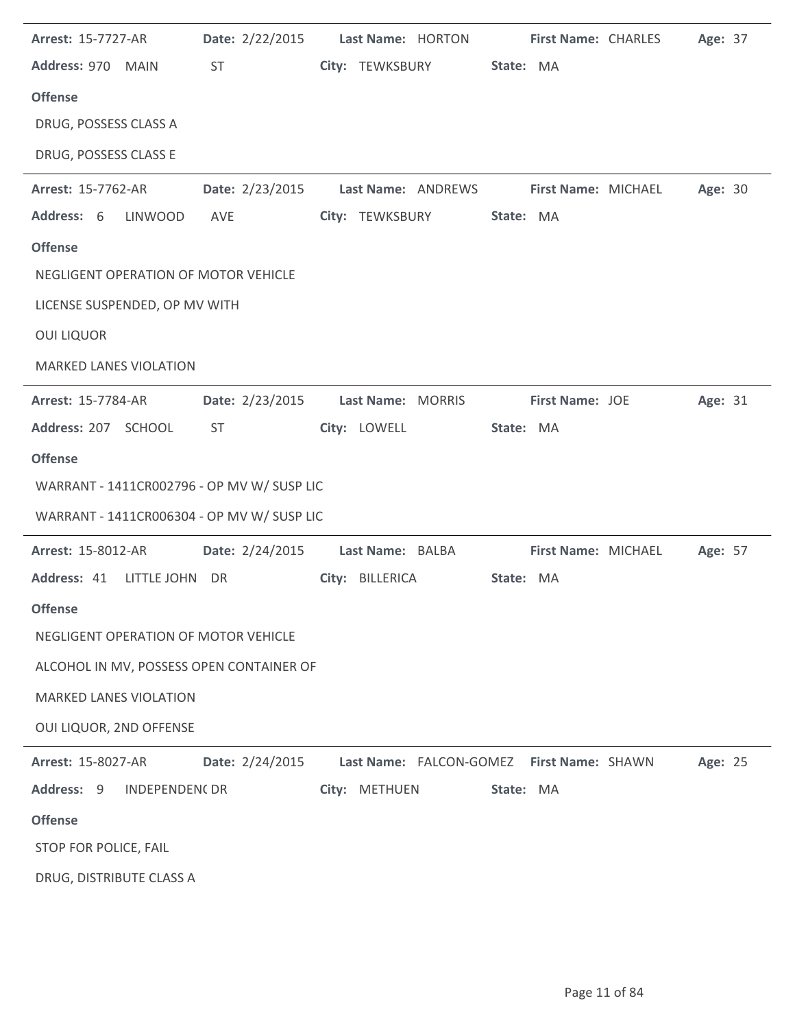**Arrest:** 15-7727-AR **Date:** 2/22/2015 **Last Name:** HORTON **First Name:** CHARLES **Age:** 37

**Address:** 970 MAIN ST **City:** TEWKSBURY **State:** MA

**Offense**

DRUG, POSSESS CLASS A

DRUG, POSSESS CLASS E

---

**Arrest:** 15-7762-AR **Date:** 2/23/2015 **Last Name:** ANDREWS **First Name:** MICHAEL **Age:** 30

**Address:** 6 LINWOOD AVE **City:** TEWKSBURY **State:** MA

**Offense**

NEGLIGENT OPERATION OF MOTOR VEHICLE

LICENSE SUSPENDED, OP MV WITH

OUI LIQUOR

MARKED LANES VIOLATION

---

**Arrest:** 15-7784-AR **Date:** 2/23/2015 **Last Name:** MORRIS **First Name:** JOE **Age:** 31

**Address:** 207 SCHOOL ST **City:** LOWELL **State:** MA

**Offense**

WARRANT - 1411CR002796 - OP MV W/ SUSP LIC

WARRANT - 1411CR006304 - OP MV W/ SUSP LIC

---

**Arrest:** 15-8012-AR **Date:** 2/24/2015 **Last Name:** BALBA **First Name:** MICHAEL **Age:** 57

**Address:** 41 LITTLE JOHN DR **City:** BILLERICA **State:** MA

**Offense**

NEGLIGENT OPERATION OF MOTOR VEHICLE

ALCOHOL IN MV, POSSESS OPEN CONTAINER OF

MARKED LANES VIOLATION

OUI LIQUOR, 2ND OFFENSE

---

**Arrest:** 15-8027-AR **Date:** 2/24/2015 **Last Name:** FALCON-GOMEZ **First Name:** SHAWN **Age:** 25

**Address:** 9 INDEPENDENC DR **City:** METHUEN **State:** MA

**Offense**

STOP FOR POLICE, FAIL

DRUG, DISTRIBUTE CLASS A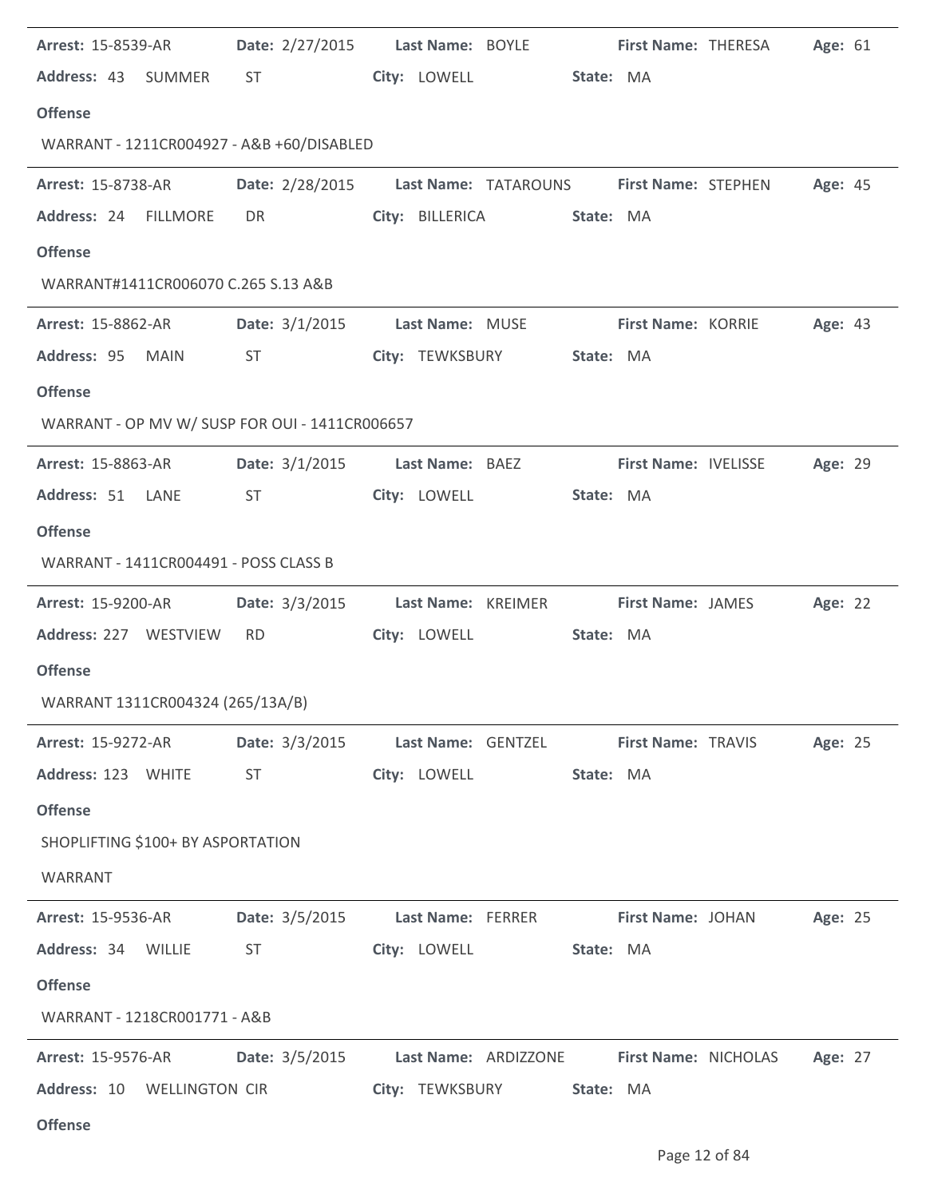**Arrest:** 15-8539-AR **Date:** 2/27/2015 **Last Name:** BOYLE **First Name:** THERESA **Age:** 61

**Address:** 43 SUMMER ST **City:** LOWELL **State:** MA

**Offense**

WARRANT - 1211CR004927 - A&B +60/DISABLED

---

**Arrest:** 15-8738-AR **Date:** 2/28/2015 **Last Name:** TATAROUNS **First Name:** STEPHEN **Age:** 45

**Address:** 24 FILLMORE DR **City:** BILLERICA **State:** MA

**Offense**

WARRANT#1411CR006070 C.265 S.13 A&B

---

**Arrest:** 15-8862-AR **Date:** 3/1/2015 **Last Name:** MUSE **First Name:** KORRIE **Age:** 43

**Address:** 95 MAIN ST **City:** TEWKSBURY **State:** MA

**Offense**

WARRANT - OP MV W/ SUSP FOR OUI - 1411CR006657

---

**Arrest:** 15-8863-AR **Date:** 3/1/2015 **Last Name:** BAEZ **First Name:** IVELISSE **Age:** 29

**Address:** 51 LANE ST **City:** LOWELL **State:** MA

**Offense**

WARRANT - 1411CR004491 - POSS CLASS B

---

**Arrest:** 15-9200-AR **Date:** 3/3/2015 **Last Name:** KREIMER **First Name:** JAMES **Age:** 22

**Address:** 227 WESTVIEW RD **City:** LOWELL **State:** MA

**Offense**

WARRANT 1311CR004324 (265/13A/B)

---

**Arrest:** 15-9272-AR **Date:** 3/3/2015 **Last Name:** GENTZEL **First Name:** TRAVIS **Age:** 25

**Address:** 123 WHITE ST **City:** LOWELL **State:** MA

**Offense**

SHOPLIFTING $100+ BY ASPORTATION

WARRANT

---

**Arrest:** 15-9536-AR **Date:** 3/5/2015 **Last Name:** FERRER **First Name:** JOHAN **Age:** 25

**Address:** 34 WILLIE ST **City:** LOWELL **State:** MA

**Offense**

WARRANT - 1218CR001771 - A&B

---

**Arrest:** 15-9576-AR **Date:** 3/5/2015 **Last Name:** ARDIZZONE **First Name:** NICHOLAS **Age:** 27

**Address:** 10 WELLINGTON CIR **City:** TEWKSBURY **State:** MA

**Offense**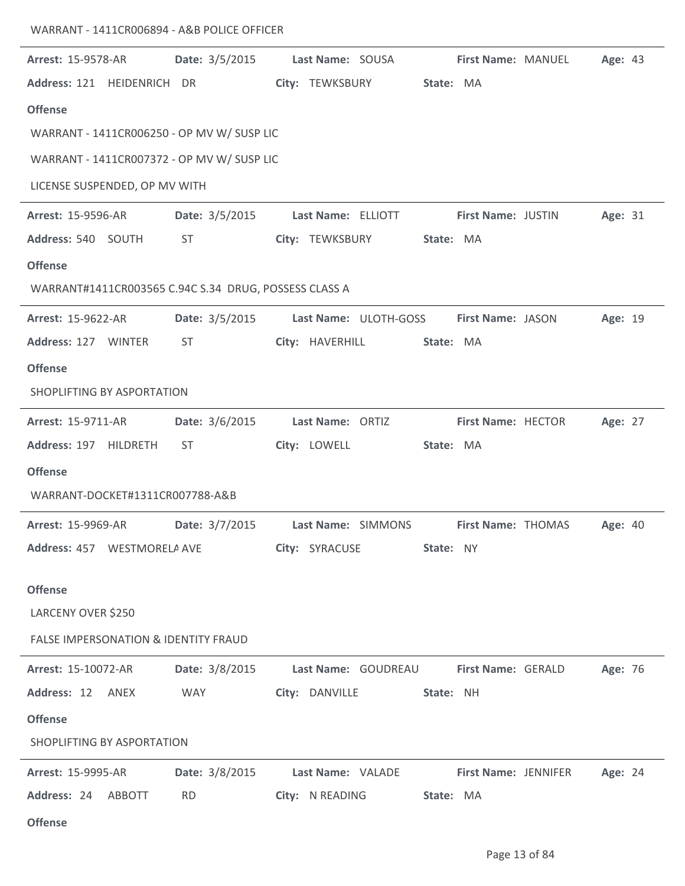WARRANT - 1411CR006894 - A&B POLICE OFFICER

---

**Arrest:** 15-9578-AR **Date:** 3/5/2015 **Last Name:** SOUSA **First Name:** MANUEL **Age:** 43
**Address:** 121 HEIDENRICH DR **City:** TEWKSBURY **State:** MA

**Offense**

WARRANT - 1411CR006250 - OP MV W/ SUSP LIC

WARRANT - 1411CR007372 - OP MV W/ SUSP LIC

LICENSE SUSPENDED, OP MV WITH

---

**Arrest:** 15-9596-AR **Date:** 3/5/2015 **Last Name:** ELLIOTT **First Name:** JUSTIN **Age:** 31
**Address:** 540 SOUTH ST **City:** TEWKSBURY **State:** MA

**Offense**

WARRANT#1411CR003565 C.94C S.34 DRUG, POSSESS CLASS A

---

**Arrest:** 15-9622-AR **Date:** 3/5/2015 **Last Name:** ULOTH-GOSS **First Name:** JASON **Age:** 19
**Address:** 127 WINTER ST **City:** HAVERHILL **State:** MA

**Offense**

SHOPLIFTING BY ASPORTATION

---

**Arrest:** 15-9711-AR **Date:** 3/6/2015 **Last Name:** ORTIZ **First Name:** HECTOR **Age:** 27
**Address:** 197 HILDRETH ST **City:** LOWELL **State:** MA

**Offense**

WARRANT-DOCKET#1311CR007788-A&B

---

**Arrest:** 15-9969-AR **Date:** 3/7/2015 **Last Name:** SIMMONS **First Name:** THOMAS **Age:** 40
**Address:** 457 WESTMORELA AVE **City:** SYRACUSE **State:** NY

**Offense**

LARCENY OVER $250

FALSE IMPERSONATION & IDENTITY FRAUD

---

**Arrest:** 15-10072-AR **Date:** 3/8/2015 **Last Name:** GOUDREAU **First Name:** GERALD **Age:** 76
**Address:** 12 ANEX WAY **City:** DANVILLE **State:** NH

**Offense**

SHOPLIFTING BY ASPORTATION

---

**Arrest:** 15-9995-AR **Date:** 3/8/2015 **Last Name:** VALADE **First Name:** JENNIFER **Age:** 24
**Address:** 24 ABBOTT RD **City:** N READING **State:** MA

**Offense**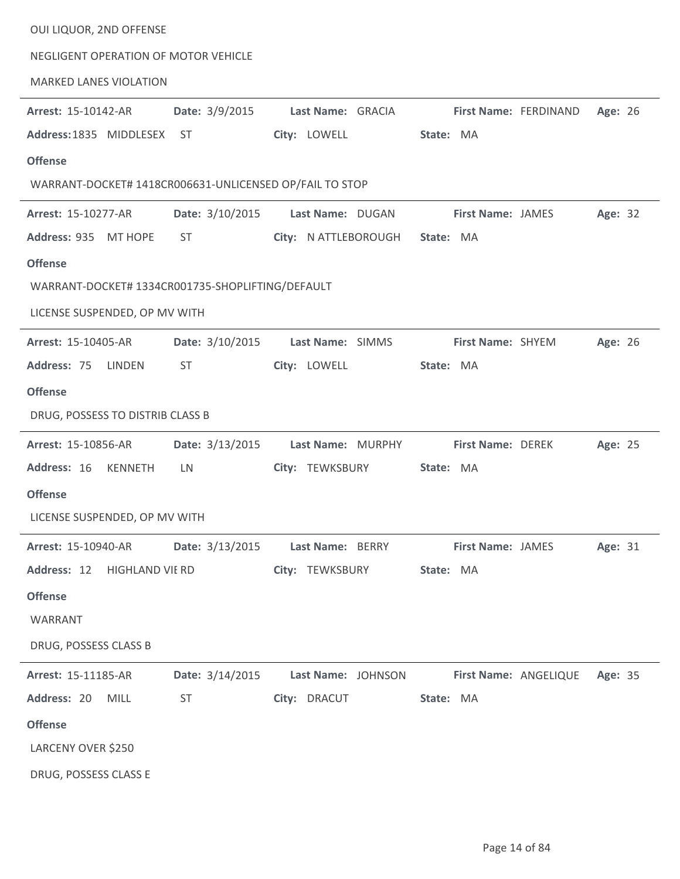OUI LIQUOR, 2ND OFFENSE

NEGLIGENT OPERATION OF MOTOR VEHICLE

MARKED LANES VIOLATION

---

**Arrest:** 15-10142-AR **Date:** 3/9/2015 **Last Name:** GRACIA **First Name:** FERDINAND **Age:** 26

**Address:** 1835 MIDDLESEX ST **City:** LOWELL **State:** MA

**Offense**

WARRANT-DOCKET# 1418CR006631-UNLICENSED OP/FAIL TO STOP

---

**Arrest:** 15-10277-AR **Date:** 3/10/2015 **Last Name:** DUGAN **First Name:** JAMES **Age:** 32

**Address:** 935 MT HOPE ST **City:** N ATTLEBOROUGH **State:** MA

**Offense**

WARRANT-DOCKET# 1334CR001735-SHOPLIFTING/DEFAULT

LICENSE SUSPENDED, OP MV WITH

---

**Arrest:** 15-10405-AR **Date:** 3/10/2015 **Last Name:** SIMMS **First Name:** SHYEM **Age:** 26

**Address:** 75 LINDEN ST **City:** LOWELL **State:** MA

**Offense**

DRUG, POSSESS TO DISTRIB CLASS B

---

**Arrest:** 15-10856-AR **Date:** 3/13/2015 **Last Name:** MURPHY **First Name:** DEREK **Age:** 25

**Address:** 16 KENNETH LN **City:** TEWKSBURY **State:** MA

**Offense**

LICENSE SUSPENDED, OP MV WITH

---

**Arrest:** 15-10940-AR **Date:** 3/13/2015 **Last Name:** BERRY **First Name:** JAMES **Age:** 31

**Address:** 12 HIGHLAND VIE RD **City:** TEWKSBURY **State:** MA

**Offense**

WARRANT

DRUG, POSSESS CLASS B

---

**Arrest:** 15-11185-AR **Date:** 3/14/2015 **Last Name:** JOHNSON **First Name:** ANGELIQUE **Age:** 35

**Address:** 20 MILL ST **City:** DRACUT **State:** MA

**Offense**

LARCENY OVER $250

DRUG, POSSESS CLASS E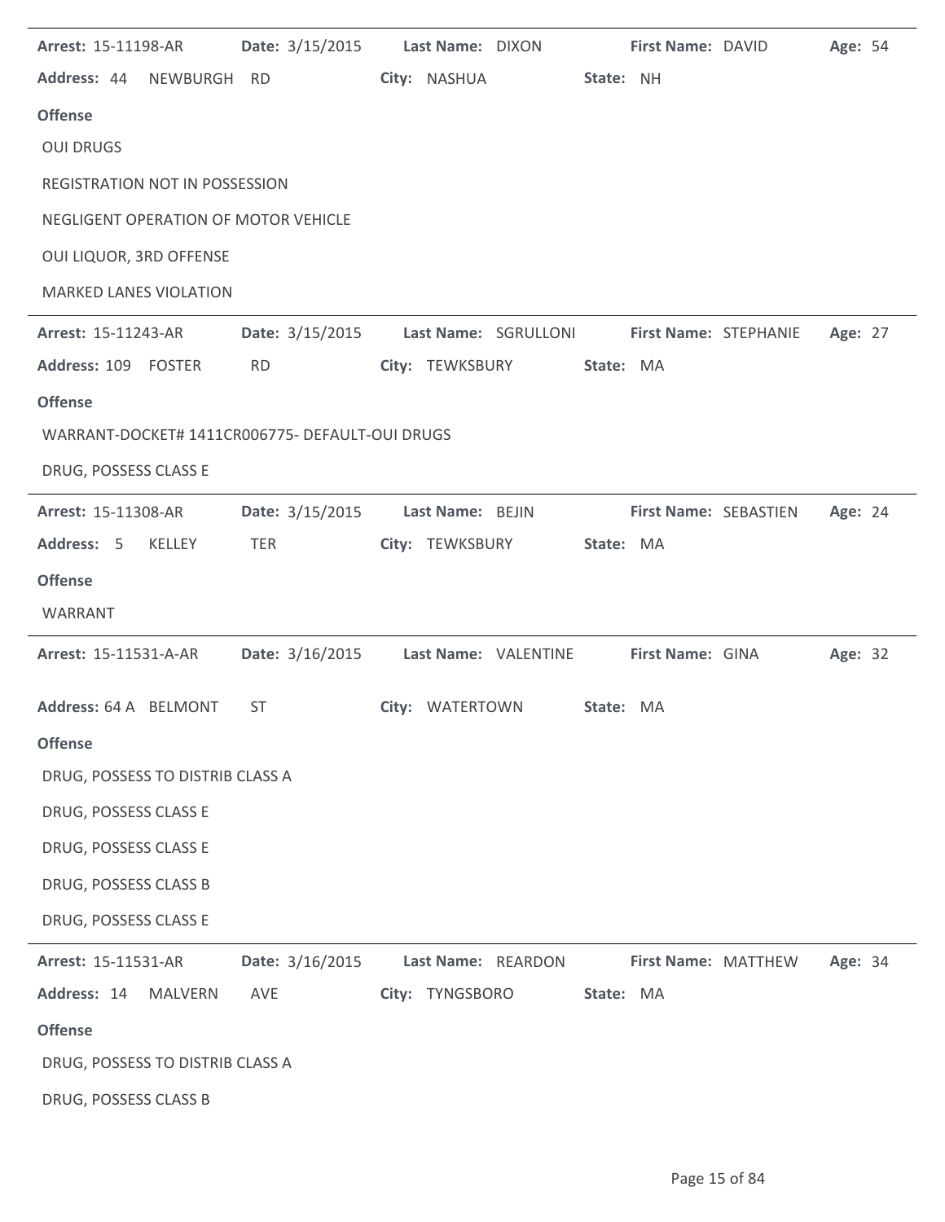**Arrest:** 15-11198-AR **Date:** 3/15/2015 **Last Name:** DIXON **First Name:** DAVID **Age:** 54

**Address:** 44 NEWBURGH RD **City:** NASHUA **State:** NH

**Offense**

OUI DRUGS

REGISTRATION NOT IN POSSESSION

NEGLIGENT OPERATION OF MOTOR VEHICLE

OUI LIQUOR, 3RD OFFENSE

MARKED LANES VIOLATION

---

**Arrest:** 15-11243-AR **Date:** 3/15/2015 **Last Name:** SGRULLONI **First Name:** STEPHANIE **Age:** 27

**Address:** 109 FOSTER RD **City:** TEWKSBURY **State:** MA

**Offense**

WARRANT-DOCKET# 1411CR006775- DEFAULT-OUI DRUGS

DRUG, POSSESS CLASS E

---

**Arrest:** 15-11308-AR **Date:** 3/15/2015 **Last Name:** BEJIN **First Name:** SEBASTIEN **Age:** 24

**Address:** 5 KELLEY TER **City:** TEWKSBURY **State:** MA

**Offense**

WARRANT

---

**Arrest:** 15-11531-A-AR **Date:** 3/16/2015 **Last Name:** VALENTINE **First Name:** GINA **Age:** 32

**Address:** 64 A BELMONT ST **City:** WATERTOWN **State:** MA

**Offense**

DRUG, POSSESS TO DISTRIB CLASS A

DRUG, POSSESS CLASS E

DRUG, POSSESS CLASS E

DRUG, POSSESS CLASS B

DRUG, POSSESS CLASS E

---

**Arrest:** 15-11531-AR **Date:** 3/16/2015 **Last Name:** REARDON **First Name:** MATTHEW **Age:** 34

**Address:** 14 MALVERN AVE **City:** TYNGSBORO **State:** MA

**Offense**

DRUG, POSSESS TO DISTRIB CLASS A

DRUG, POSSESS CLASS B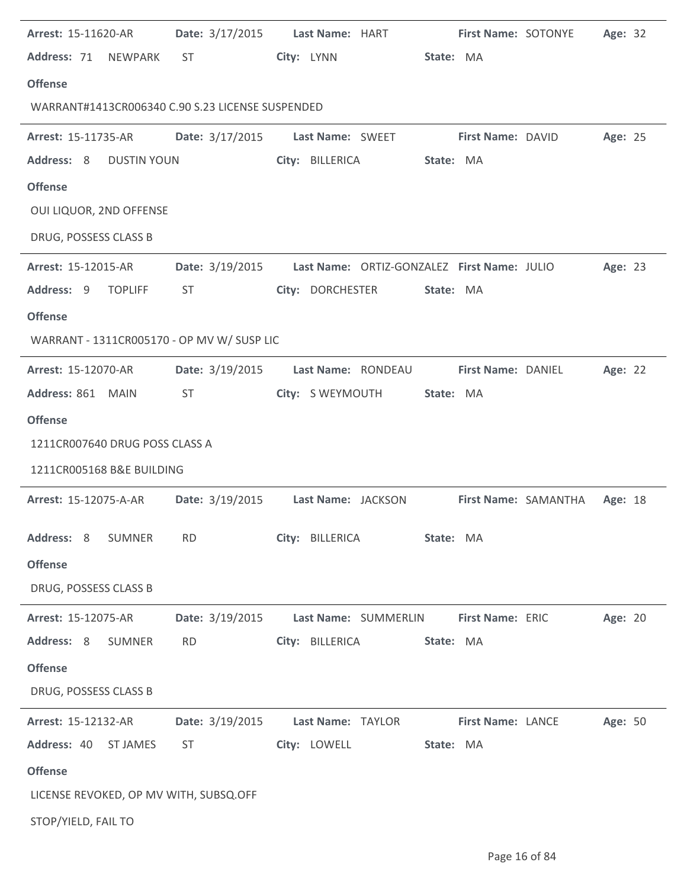**Arrest:** 15-11620-AR **Date:** 3/17/2015 **Last Name:** HART **First Name:** SOTONYE **Age:** 32

**Address:** 71 NEWPARK ST **City:** LYNN **State:** MA

**Offense**

WARRANT#1413CR006340 C.90 S.23 LICENSE SUSPENDED

---

**Arrest:** 15-11735-AR **Date:** 3/17/2015 **Last Name:** SWEET **First Name:** DAVID **Age:** 25

**Address:** 8 DUSTIN YOUN **City:** BILLERICA **State:** MA

**Offense**

OUI LIQUOR, 2ND OFFENSE

DRUG, POSSESS CLASS B

---

**Arrest:** 15-12015-AR **Date:** 3/19/2015 **Last Name:** ORTIZ-GONZALEZ **First Name:** JULIO **Age:** 23

**Address:** 9 TOPLIFF ST **City:** DORCHESTER **State:** MA

**Offense**

WARRANT - 1311CR005170 - OP MV W/ SUSP LIC

---

**Arrest:** 15-12070-AR **Date:** 3/19/2015 **Last Name:** RONDEAU **First Name:** DANIEL **Age:** 22

**Address:** 861 MAIN ST **City:** S WEYMOUTH **State:** MA

**Offense**

1211CR007640 DRUG POSS CLASS A

1211CR005168 B&E BUILDING

---

**Arrest:** 15-12075-A-AR **Date:** 3/19/2015 **Last Name:** JACKSON **First Name:** SAMANTHA **Age:** 18

**Address:** 8 SUMNER RD **City:** BILLERICA **State:** MA

**Offense**

DRUG, POSSESS CLASS B

---

**Arrest:** 15-12075-AR **Date:** 3/19/2015 **Last Name:** SUMMERLIN **First Name:** ERIC **Age:** 20

**Address:** 8 SUMNER RD **City:** BILLERICA **State:** MA

**Offense**

DRUG, POSSESS CLASS B

---

**Arrest:** 15-12132-AR **Date:** 3/19/2015 **Last Name:** TAYLOR **First Name:** LANCE **Age:** 50

**Address:** 40 ST JAMES ST **City:** LOWELL **State:** MA

**Offense**

LICENSE REVOKED, OP MV WITH, SUBSQ.OFF

STOP/YIELD, FAIL TO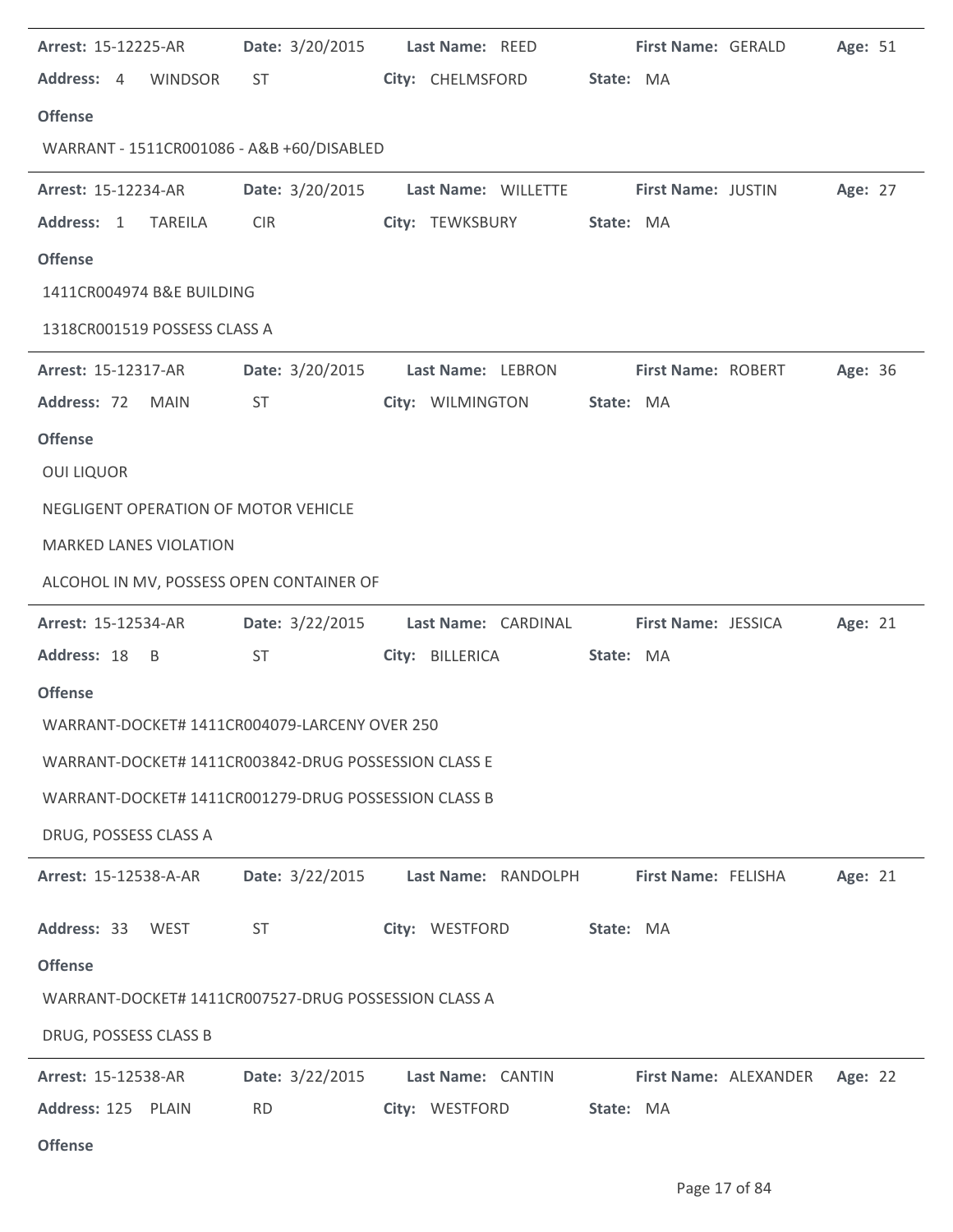**Arrest:** 15-12225-AR **Date:** 3/20/2015 **Last Name:** REED **First Name:** GERALD **Age:** 51

**Address:** 4 WINDSOR ST **City:** CHELMSFORD **State:** MA

**Offense**

WARRANT - 1511CR001086 - A&B +60/DISABLED

---

**Arrest:** 15-12234-AR **Date:** 3/20/2015 **Last Name:** WILLETTE **First Name:** JUSTIN **Age:** 27

**Address:** 1 TAREILA CIR **City:** TEWKSBURY **State:** MA

**Offense**

1411CR004974 B&E BUILDING

1318CR001519 POSSESS CLASS A

---

**Arrest:** 15-12317-AR **Date:** 3/20/2015 **Last Name:** LEBRON **First Name:** ROBERT **Age:** 36

**Address:** 72 MAIN ST **City:** WILMINGTON **State:** MA

**Offense**

OUI LIQUOR

NEGLIGENT OPERATION OF MOTOR VEHICLE

MARKED LANES VIOLATION

ALCOHOL IN MV, POSSESS OPEN CONTAINER OF

---

**Arrest:** 15-12534-AR **Date:** 3/22/2015 **Last Name:** CARDINAL **First Name:** JESSICA **Age:** 21

**Address:** 18 B ST **City:** BILLERICA **State:** MA

**Offense**

WARRANT-DOCKET# 1411CR004079-LARCENY OVER 250

WARRANT-DOCKET# 1411CR003842-DRUG POSSESSION CLASS E

WARRANT-DOCKET# 1411CR001279-DRUG POSSESSION CLASS B

DRUG, POSSESS CLASS A

---

**Arrest:** 15-12538-A-AR **Date:** 3/22/2015 **Last Name:** RANDOLPH **First Name:** FELISHA **Age:** 21

**Address:** 33 WEST ST **City:** WESTFORD **State:** MA

**Offense**

WARRANT-DOCKET# 1411CR007527-DRUG POSSESSION CLASS A

DRUG, POSSESS CLASS B

---

**Arrest:** 15-12538-AR **Date:** 3/22/2015 **Last Name:** CANTIN **First Name:** ALEXANDER **Age:** 22

**Address:** 125 PLAIN RD **City:** WESTFORD **State:** MA

**Offense**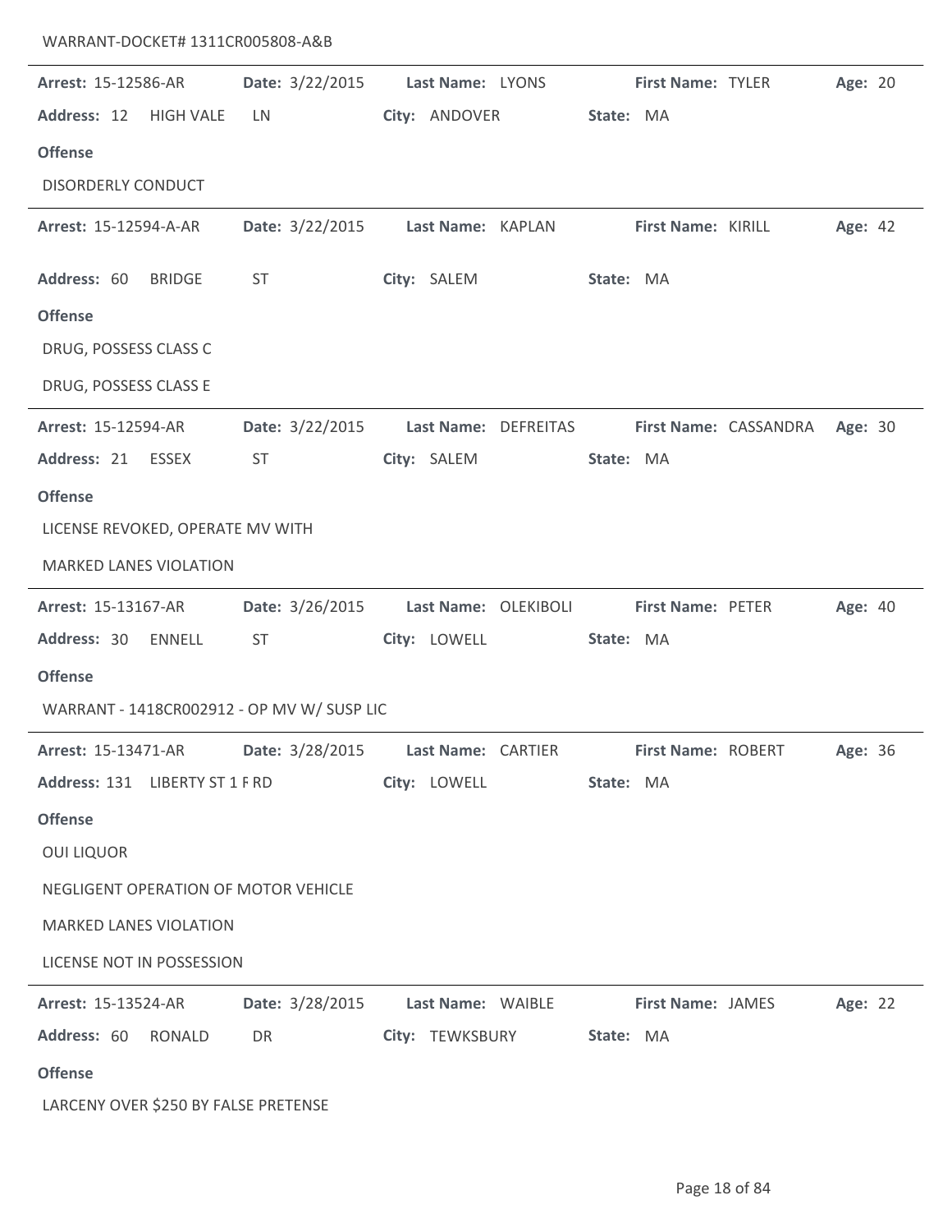WARRANT-DOCKET# 1311CR005808-A&B

---

**Arrest:** 15-12586-AR **Date:** 3/22/2015 **Last Name:** LYONS **First Name:** TYLER **Age:** 20

**Address:** 12 HIGH VALE LN **City:** ANDOVER **State:** MA

**Offense**

DISORDERLY CONDUCT

---

**Arrest:** 15-12594-A-AR **Date:** 3/22/2015 **Last Name:** KAPLAN **First Name:** KIRILL **Age:** 42

**Address:** 60 BRIDGE ST **City:** SALEM **State:** MA

**Offense**

DRUG, POSSESS CLASS C

DRUG, POSSESS CLASS E

---

**Arrest:** 15-12594-AR **Date:** 3/22/2015 **Last Name:** DEFREITAS **First Name:** CASSANDRA **Age:** 30

**Address:** 21 ESSEX ST **City:** SALEM **State:** MA

**Offense**

LICENSE REVOKED, OPERATE MV WITH

MARKED LANES VIOLATION

---

**Arrest:** 15-13167-AR **Date:** 3/26/2015 **Last Name:** OLEKIBOLI **First Name:** PETER **Age:** 40

**Address:** 30 ENNELL ST **City:** LOWELL **State:** MA

**Offense**

WARRANT - 1418CR002912 - OP MV W/ SUSP LIC

---

**Arrest:** 15-13471-AR **Date:** 3/28/2015 **Last Name:** CARTIER **First Name:** ROBERT **Age:** 36

**Address:** 131 LIBERTY ST 1 F RD **City:** LOWELL **State:** MA

**Offense**

OUI LIQUOR

NEGLIGENT OPERATION OF MOTOR VEHICLE

MARKED LANES VIOLATION

LICENSE NOT IN POSSESSION

---

**Arrest:** 15-13524-AR **Date:** 3/28/2015 **Last Name:** WAIBLE **First Name:** JAMES **Age:** 22

**Address:** 60 RONALD DR **City:** TEWKSBURY **State:** MA

**Offense**

LARCENY OVER $250 BY FALSE PRETENSE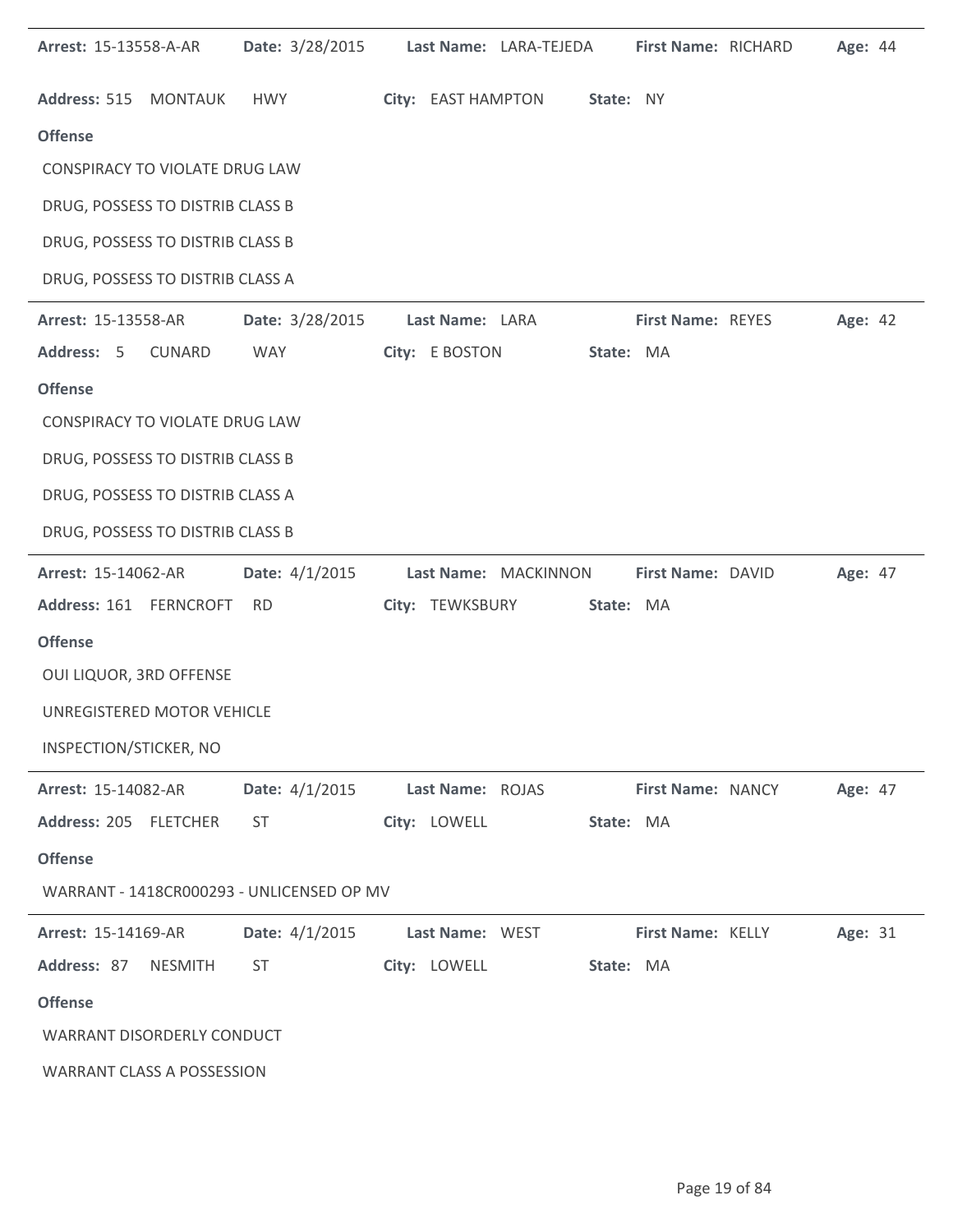**Arrest:** 15-13558-A-AR **Date:** 3/28/2015 **Last Name:** LARA-TEJEDA **First Name:** RICHARD **Age:** 44

**Address:** 515 MONTAUK HWY **City:** EAST HAMPTON **State:** NY

**Offense**

CONSPIRACY TO VIOLATE DRUG LAW

DRUG, POSSESS TO DISTRIB CLASS B

DRUG, POSSESS TO DISTRIB CLASS B

DRUG, POSSESS TO DISTRIB CLASS A

---

**Arrest:** 15-13558-AR **Date:** 3/28/2015 **Last Name:** LARA **First Name:** REYES **Age:** 42

**Address:** 5 CUNARD WAY **City:** E BOSTON **State:** MA

**Offense**

CONSPIRACY TO VIOLATE DRUG LAW

DRUG, POSSESS TO DISTRIB CLASS B

DRUG, POSSESS TO DISTRIB CLASS A

DRUG, POSSESS TO DISTRIB CLASS B

---

**Arrest:** 15-14062-AR **Date:** 4/1/2015 **Last Name:** MACKINNON **First Name:** DAVID **Age:** 47

**Address:** 161 FERNCROFT RD **City:** TEWKSBURY **State:** MA

**Offense**

OUI LIQUOR, 3RD OFFENSE

UNREGISTERED MOTOR VEHICLE

INSPECTION/STICKER, NO

---

**Arrest:** 15-14082-AR **Date:** 4/1/2015 **Last Name:** ROJAS **First Name:** NANCY **Age:** 47

**Address:** 205 FLETCHER ST **City:** LOWELL **State:** MA

**Offense**

WARRANT - 1418CR000293 - UNLICENSED OP MV

---

**Arrest:** 15-14169-AR **Date:** 4/1/2015 **Last Name:** WEST **First Name:** KELLY **Age:** 31

**Address:** 87 NESMITH ST **City:** LOWELL **State:** MA

**Offense**

WARRANT DISORDERLY CONDUCT

WARRANT CLASS A POSSESSION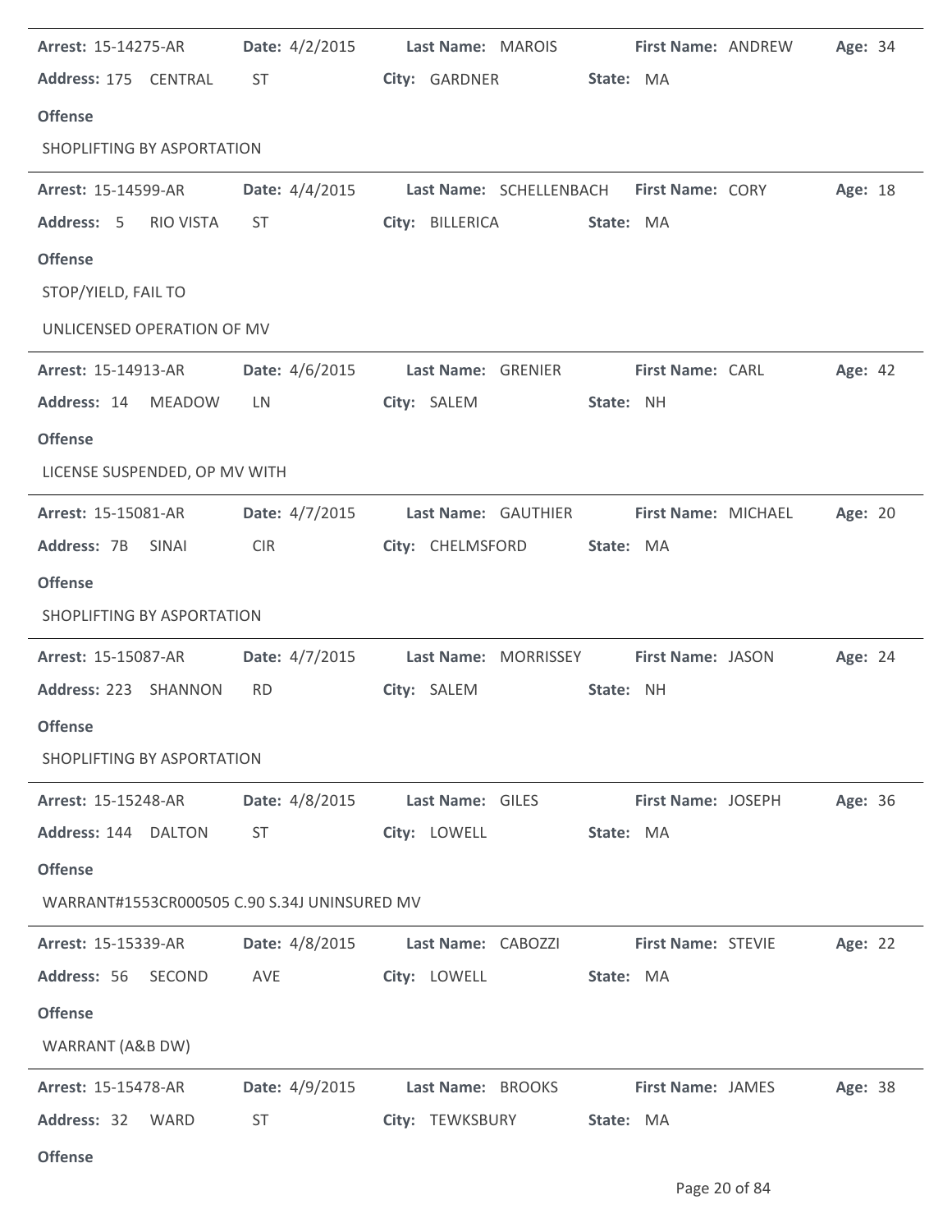**Arrest:** 15-14275-AR **Date:** 4/2/2015 **Last Name:** MAROIS **First Name:** ANDREW **Age:** 34
**Address:** 175 CENTRAL ST **City:** GARDNER **State:** MA

**Offense**

SHOPLIFTING BY ASPORTATION

---

**Arrest:** 15-14599-AR **Date:** 4/4/2015 **Last Name:** SCHELLENBACH **First Name:** CORY **Age:** 18
**Address:** 5 RIO VISTA ST **City:** BILLERICA **State:** MA

**Offense**

STOP/YIELD, FAIL TO

UNLICENSED OPERATION OF MV

---

**Arrest:** 15-14913-AR **Date:** 4/6/2015 **Last Name:** GRENIER **First Name:** CARL **Age:** 42
**Address:** 14 MEADOW LN **City:** SALEM **State:** NH

**Offense**

LICENSE SUSPENDED, OP MV WITH

---

**Arrest:** 15-15081-AR **Date:** 4/7/2015 **Last Name:** GAUTHIER **First Name:** MICHAEL **Age:** 20
**Address:** 7B SINAI CIR **City:** CHELMSFORD **State:** MA

**Offense**

SHOPLIFTING BY ASPORTATION

---

**Arrest:** 15-15087-AR **Date:** 4/7/2015 **Last Name:** MORRISSEY **First Name:** JASON **Age:** 24
**Address:** 223 SHANNON RD **City:** SALEM **State:** NH

**Offense**

SHOPLIFTING BY ASPORTATION

---

**Arrest:** 15-15248-AR **Date:** 4/8/2015 **Last Name:** GILES **First Name:** JOSEPH **Age:** 36
**Address:** 144 DALTON ST **City:** LOWELL **State:** MA

**Offense**

WARRANT#1553CR000505 C.90 S.34J UNINSURED MV

---

**Arrest:** 15-15339-AR **Date:** 4/8/2015 **Last Name:** CABOZZI **First Name:** STEVIE **Age:** 22
**Address:** 56 SECOND AVE **City:** LOWELL **State:** MA

**Offense**

WARRANT (A&B DW)

---

**Arrest:** 15-15478-AR **Date:** 4/9/2015 **Last Name:** BROOKS **First Name:** JAMES **Age:** 38
**Address:** 32 WARD ST **City:** TEWKSBURY **State:** MA

**Offense**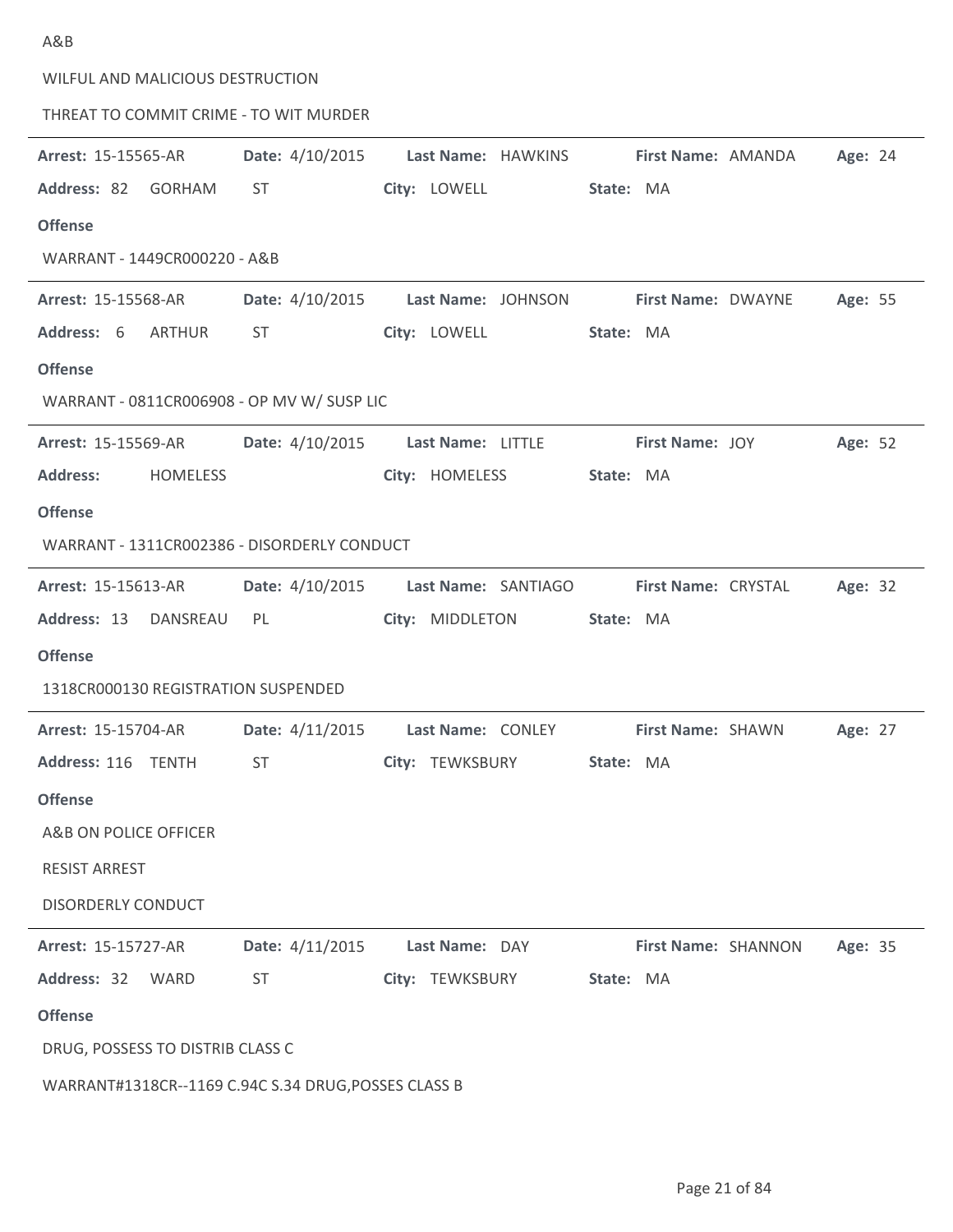A&B

WILFUL AND MALICIOUS DESTRUCTION

THREAT TO COMMIT CRIME - TO WIT MURDER

---

**Arrest:** 15-15565-AR **Date:** 4/10/2015 **Last Name:** HAWKINS **First Name:** AMANDA **Age:** 24

**Address:** 82 GORHAM ST **City:** LOWELL **State:** MA

**Offense**

WARRANT - 1449CR000220 - A&B

---

**Arrest:** 15-15568-AR **Date:** 4/10/2015 **Last Name:** JOHNSON **First Name:** DWAYNE **Age:** 55

**Address:** 6 ARTHUR ST **City:** LOWELL **State:** MA

**Offense**

WARRANT - 0811CR006908 - OP MV W/ SUSP LIC

---

**Arrest:** 15-15569-AR **Date:** 4/10/2015 **Last Name:** LITTLE **First Name:** JOY **Age:** 52

**Address:** HOMELESS **City:** HOMELESS **State:** MA

**Offense**

WARRANT - 1311CR002386 - DISORDERLY CONDUCT

---

**Arrest:** 15-15613-AR **Date:** 4/10/2015 **Last Name:** SANTIAGO **First Name:** CRYSTAL **Age:** 32

**Address:** 13 DANSREAU PL **City:** MIDDLETON **State:** MA

**Offense**

1318CR000130 REGISTRATION SUSPENDED

---

**Arrest:** 15-15704-AR **Date:** 4/11/2015 **Last Name:** CONLEY **First Name:** SHAWN **Age:** 27

**Address:** 116 TENTH ST **City:** TEWKSBURY **State:** MA

**Offense**

A&B ON POLICE OFFICER

RESIST ARREST

DISORDERLY CONDUCT

---

**Arrest:** 15-15727-AR **Date:** 4/11/2015 **Last Name:** DAY **First Name:** SHANNON **Age:** 35

**Address:** 32 WARD ST **City:** TEWKSBURY **State:** MA

**Offense**

DRUG, POSSESS TO DISTRIB CLASS C

WARRANT#1318CR--1169 C.94C S.34 DRUG,POSSES CLASS B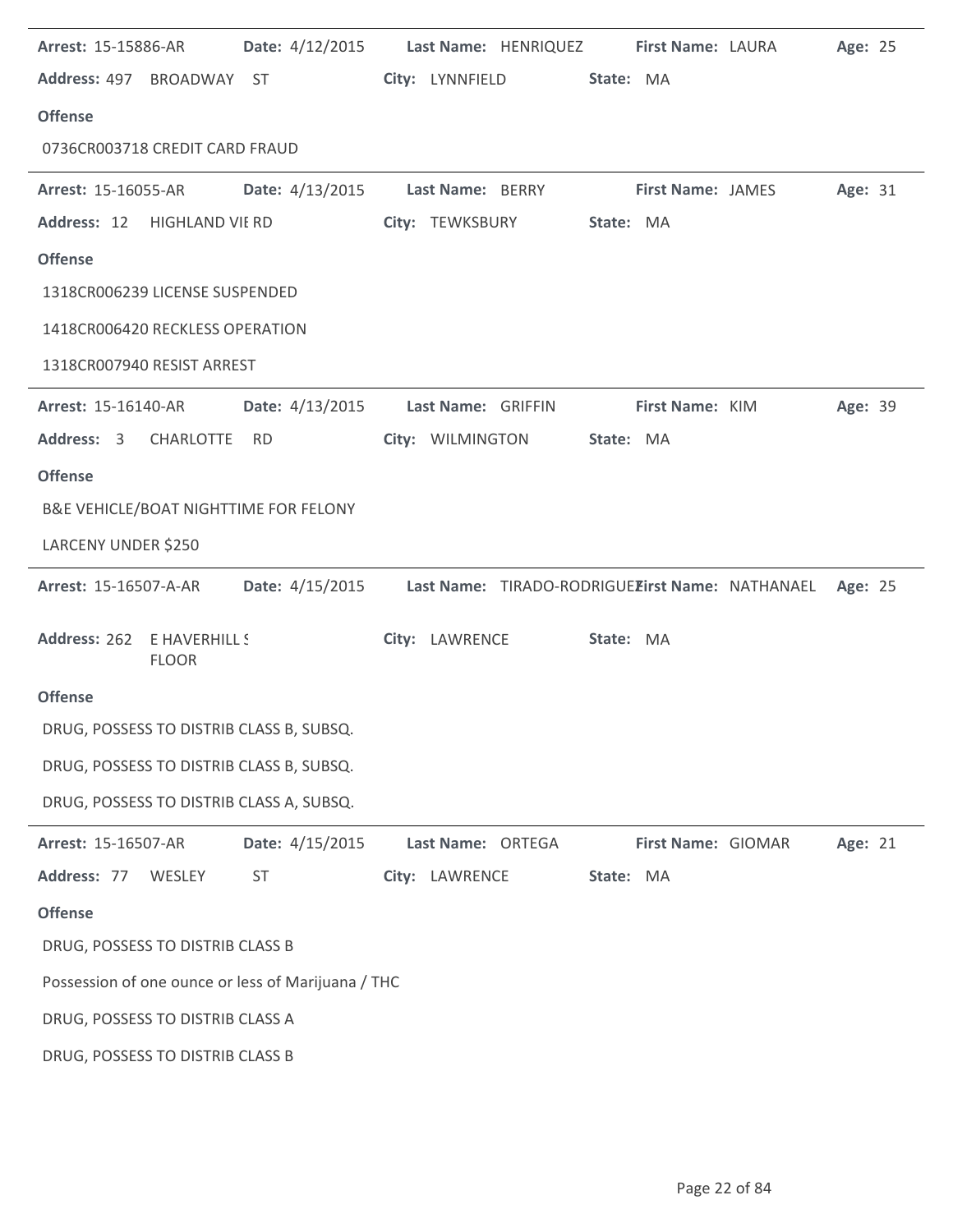**Arrest:** 15-15886-AR **Date:** 4/12/2015 **Last Name:** HENRIQUEZ **First Name:** LAURA **Age:** 25

**Address:** 497 BROADWAY ST **City:** LYNNFIELD **State:** MA

**Offense**

0736CR003718 CREDIT CARD FRAUD

---

**Arrest:** 15-16055-AR **Date:** 4/13/2015 **Last Name:** BERRY **First Name:** JAMES **Age:** 31

**Address:** 12 HIGHLAND VIE RD **City:** TEWKSBURY **State:** MA

**Offense**

1318CR006239 LICENSE SUSPENDED

1418CR006420 RECKLESS OPERATION

1318CR007940 RESIST ARREST

---

**Arrest:** 15-16140-AR **Date:** 4/13/2015 **Last Name:** GRIFFIN **First Name:** KIM **Age:** 39

**Address:** 3 CHARLOTTE RD **City:** WILMINGTON **State:** MA

**Offense**

B&E VEHICLE/BOAT NIGHTTIME FOR FELONY

LARCENY UNDER $250

---

**Arrest:** 15-16507-A-AR **Date:** 4/15/2015 **Last Name:** TIRADO-RODRIGUEZ **First Name:** NATHANAEL **Age:** 25

**Address:** 262 E HAVERHILL S FLOOR **City:** LAWRENCE **State:** MA

**Offense**

DRUG, POSSESS TO DISTRIB CLASS B, SUBSQ.

DRUG, POSSESS TO DISTRIB CLASS B, SUBSQ.

DRUG, POSSESS TO DISTRIB CLASS A, SUBSQ.

---

**Arrest:** 15-16507-AR **Date:** 4/15/2015 **Last Name:** ORTEGA **First Name:** GIOMAR **Age:** 21

**Address:** 77 WESLEY ST **City:** LAWRENCE **State:** MA

**Offense**

DRUG, POSSESS TO DISTRIB CLASS B

Possession of one ounce or less of Marijuana / THC

DRUG, POSSESS TO DISTRIB CLASS A

DRUG, POSSESS TO DISTRIB CLASS B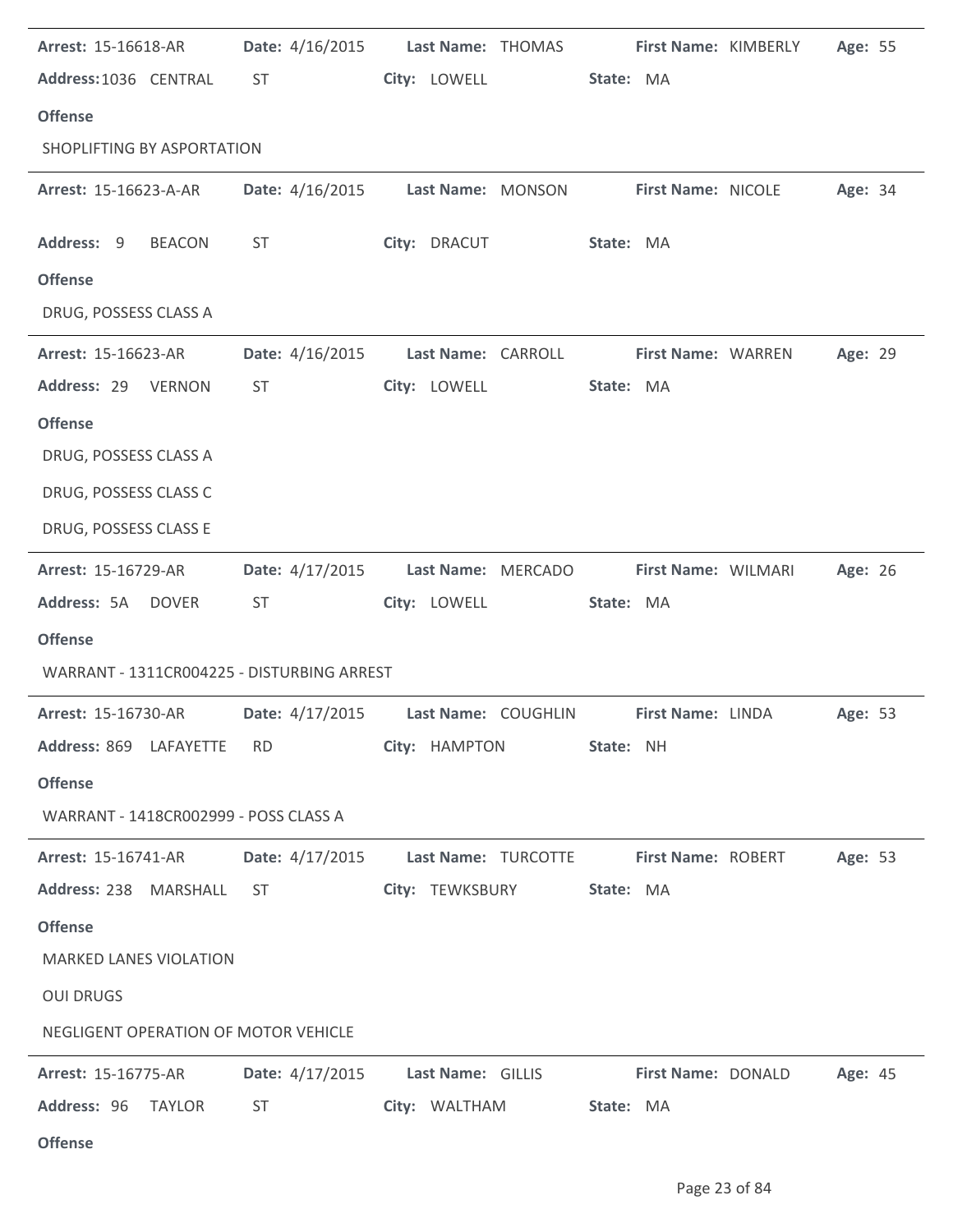**Arrest:** 15-16618-AR **Date:** 4/16/2015 **Last Name:** THOMAS **First Name:** KIMBERLY **Age:** 55

**Address:** 1036 CENTRAL ST **City:** LOWELL **State:** MA

**Offense**

SHOPLIFTING BY ASPORTATION

---

**Arrest:** 15-16623-A-AR **Date:** 4/16/2015 **Last Name:** MONSON **First Name:** NICOLE **Age:** 34

**Address:** 9 BEACON ST **City:** DRACUT **State:** MA

**Offense**

DRUG, POSSESS CLASS A

---

**Arrest:** 15-16623-AR **Date:** 4/16/2015 **Last Name:** CARROLL **First Name:** WARREN **Age:** 29

**Address:** 29 VERNON ST **City:** LOWELL **State:** MA

**Offense**

DRUG, POSSESS CLASS A

DRUG, POSSESS CLASS C

DRUG, POSSESS CLASS E

---

**Arrest:** 15-16729-AR **Date:** 4/17/2015 **Last Name:** MERCADO **First Name:** WILMARI **Age:** 26

**Address:** 5A DOVER ST **City:** LOWELL **State:** MA

**Offense**

WARRANT - 1311CR004225 - DISTURBING ARREST

---

**Arrest:** 15-16730-AR **Date:** 4/17/2015 **Last Name:** COUGHLIN **First Name:** LINDA **Age:** 53

**Address:** 869 LAFAYETTE RD **City:** HAMPTON **State:** NH

**Offense**

WARRANT - 1418CR002999 - POSS CLASS A

---

**Arrest:** 15-16741-AR **Date:** 4/17/2015 **Last Name:** TURCOTTE **First Name:** ROBERT **Age:** 53

**Address:** 238 MARSHALL ST **City:** TEWKSBURY **State:** MA

**Offense**

MARKED LANES VIOLATION

OUI DRUGS

NEGLIGENT OPERATION OF MOTOR VEHICLE

---

**Arrest:** 15-16775-AR **Date:** 4/17/2015 **Last Name:** GILLIS **First Name:** DONALD **Age:** 45

**Address:** 96 TAYLOR ST **City:** WALTHAM **State:** MA

**Offense**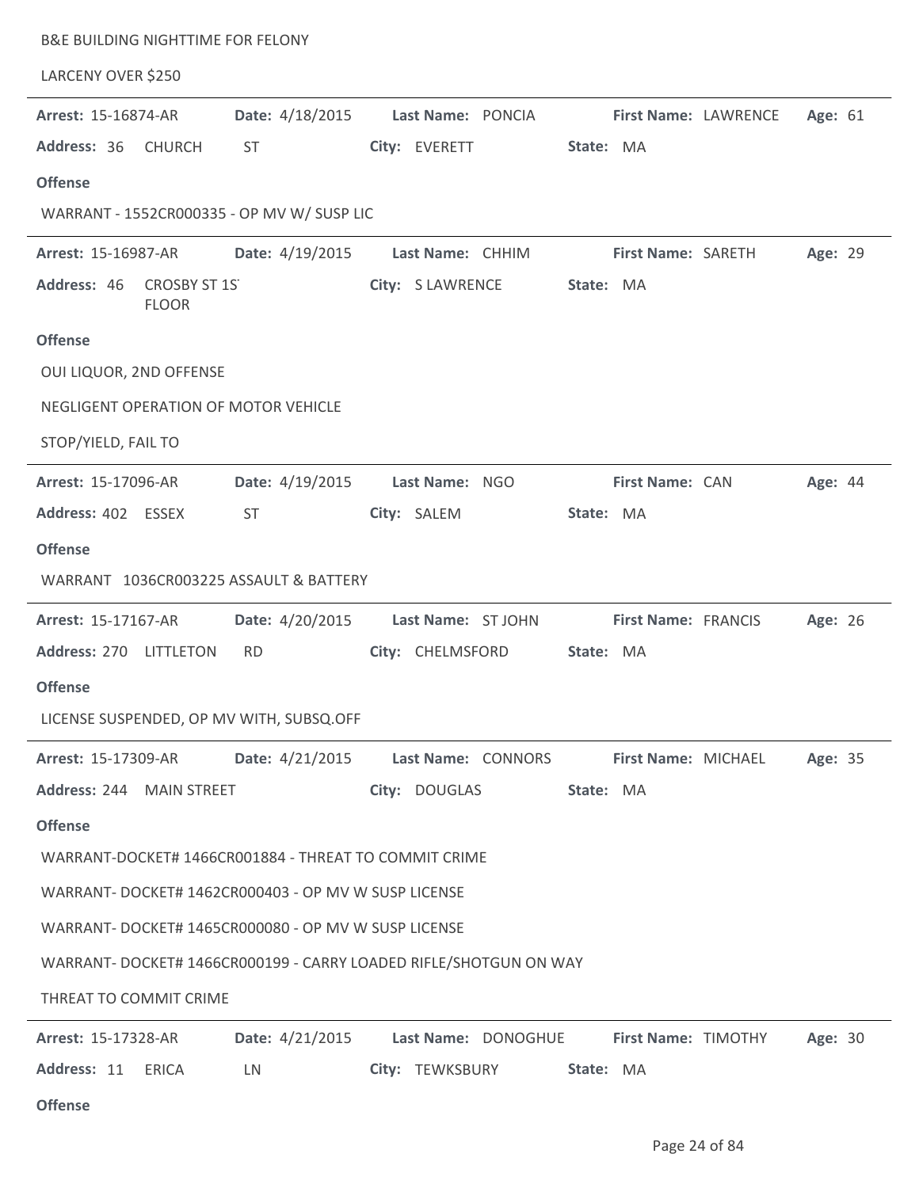B&E BUILDING NIGHTTIME FOR FELONY

LARCENY OVER $250

---

**Arrest:** 15-16874-AR **Date:** 4/18/2015 **Last Name:** PONCIA **First Name:** LAWRENCE **Age:** 61

**Address:** 36 CHURCH ST **City:** EVERETT **State:** MA

**Offense**

WARRANT - 1552CR000335 - OP MV W/ SUSP LIC

---

**Arrest:** 15-16987-AR **Date:** 4/19/2015 **Last Name:** CHHIM **First Name:** SARETH **Age:** 29

**Address:** 46 CROSBY ST 1ST FLOOR **City:** S LAWRENCE **State:** MA

**Offense**

OUI LIQUOR, 2ND OFFENSE

NEGLIGENT OPERATION OF MOTOR VEHICLE

STOP/YIELD, FAIL TO

---

**Arrest:** 15-17096-AR **Date:** 4/19/2015 **Last Name:** NGO **First Name:** CAN **Age:** 44

**Address:** 402 ESSEX ST **City:** SALEM **State:** MA

**Offense**

WARRANT 1036CR003225 ASSAULT & BATTERY

---

**Arrest:** 15-17167-AR **Date:** 4/20/2015 **Last Name:** ST JOHN **First Name:** FRANCIS **Age:** 26

**Address:** 270 LITTLETON RD **City:** CHELMSFORD **State:** MA

**Offense**

LICENSE SUSPENDED, OP MV WITH, SUBSQ.OFF

---

**Arrest:** 15-17309-AR **Date:** 4/21/2015 **Last Name:** CONNORS **First Name:** MICHAEL **Age:** 35

**Address:** 244 MAIN STREET **City:** DOUGLAS **State:** MA

**Offense**

WARRANT-DOCKET# 1466CR001884 - THREAT TO COMMIT CRIME

WARRANT- DOCKET# 1462CR000403 - OP MV W SUSP LICENSE

WARRANT- DOCKET# 1465CR000080 - OP MV W SUSP LICENSE

WARRANT- DOCKET# 1466CR000199 - CARRY LOADED RIFLE/SHOTGUN ON WAY

THREAT TO COMMIT CRIME

---

**Arrest:** 15-17328-AR **Date:** 4/21/2015 **Last Name:** DONOGHUE **First Name:** TIMOTHY **Age:** 30

**Address:** 11 ERICA LN **City:** TEWKSBURY **State:** MA

**Offense**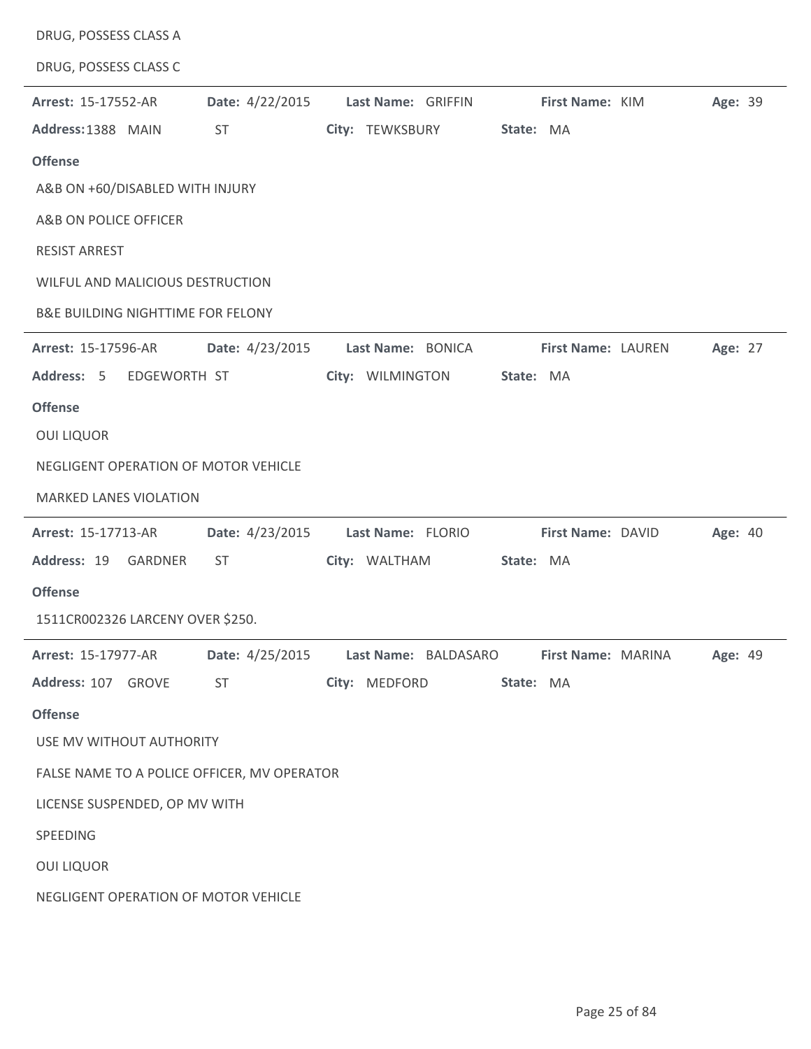DRUG, POSSESS CLASS A

DRUG, POSSESS CLASS C

---

**Arrest:** 15-17552-AR **Date:** 4/22/2015 **Last Name:** GRIFFIN **First Name:** KIM **Age:** 39

**Address:** 1388 MAIN ST **City:** TEWKSBURY **State:** MA

**Offense**

A&B ON +60/DISABLED WITH INJURY

A&B ON POLICE OFFICER

RESIST ARREST

WILFUL AND MALICIOUS DESTRUCTION

B&E BUILDING NIGHTTIME FOR FELONY

---

**Arrest:** 15-17596-AR **Date:** 4/23/2015 **Last Name:** BONICA **First Name:** LAUREN **Age:** 27

**Address:** 5 EDGEWORTH ST **City:** WILMINGTON **State:** MA

**Offense**

OUI LIQUOR

NEGLIGENT OPERATION OF MOTOR VEHICLE

MARKED LANES VIOLATION

---

**Arrest:** 15-17713-AR **Date:** 4/23/2015 **Last Name:** FLORIO **First Name:** DAVID **Age:** 40

**Address:** 19 GARDNER ST **City:** WALTHAM **State:** MA

**Offense**

1511CR002326 LARCENY OVER $250.

---

**Arrest:** 15-17977-AR **Date:** 4/25/2015 **Last Name:** BALDASARO **First Name:** MARINA **Age:** 49

**Address:** 107 GROVE ST **City:** MEDFORD **State:** MA

**Offense**

USE MV WITHOUT AUTHORITY

FALSE NAME TO A POLICE OFFICER, MV OPERATOR

LICENSE SUSPENDED, OP MV WITH

SPEEDING

OUI LIQUOR

NEGLIGENT OPERATION OF MOTOR VEHICLE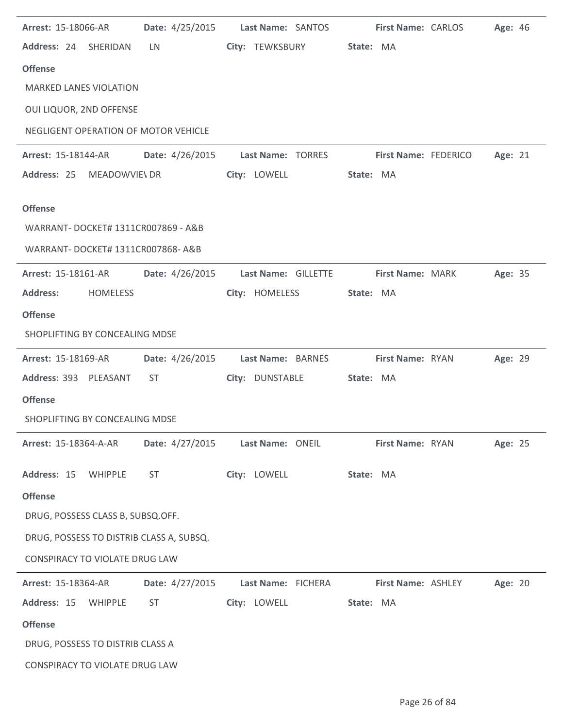**Arrest:** 15-18066-AR **Date:** 4/25/2015 **Last Name:** SANTOS **First Name:** CARLOS **Age:** 46

**Address:** 24 SHERIDAN LN **City:** TEWKSBURY **State:** MA

**Offense**

MARKED LANES VIOLATION

OUI LIQUOR, 2ND OFFENSE

NEGLIGENT OPERATION OF MOTOR VEHICLE

---

**Arrest:** 15-18144-AR **Date:** 4/26/2015 **Last Name:** TORRES **First Name:** FEDERICO **Age:** 21

**Address:** 25 MEADOWVIE\ DR **City:** LOWELL **State:** MA

**Offense**

WARRANT- DOCKET# 1311CR007869 - A&B

WARRANT- DOCKET# 1311CR007868- A&B

---

**Arrest:** 15-18161-AR **Date:** 4/26/2015 **Last Name:** GILLETTE **First Name:** MARK **Age:** 35

**Address:** HOMELESS **City:** HOMELESS **State:** MA

**Offense**

SHOPLIFTING BY CONCEALING MDSE

---

**Arrest:** 15-18169-AR **Date:** 4/26/2015 **Last Name:** BARNES **First Name:** RYAN **Age:** 29

**Address:** 393 PLEASANT ST **City:** DUNSTABLE **State:** MA

**Offense**

SHOPLIFTING BY CONCEALING MDSE

---

**Arrest:** 15-18364-A-AR **Date:** 4/27/2015 **Last Name:** ONEIL **First Name:** RYAN **Age:** 25

**Address:** 15 WHIPPLE ST **City:** LOWELL **State:** MA

**Offense**

DRUG, POSSESS CLASS B, SUBSQ.OFF.

DRUG, POSSESS TO DISTRIB CLASS A, SUBSQ.

CONSPIRACY TO VIOLATE DRUG LAW

---

**Arrest:** 15-18364-AR **Date:** 4/27/2015 **Last Name:** FICHERA **First Name:** ASHLEY **Age:** 20

**Address:** 15 WHIPPLE ST **City:** LOWELL **State:** MA

**Offense**

DRUG, POSSESS TO DISTRIB CLASS A

CONSPIRACY TO VIOLATE DRUG LAW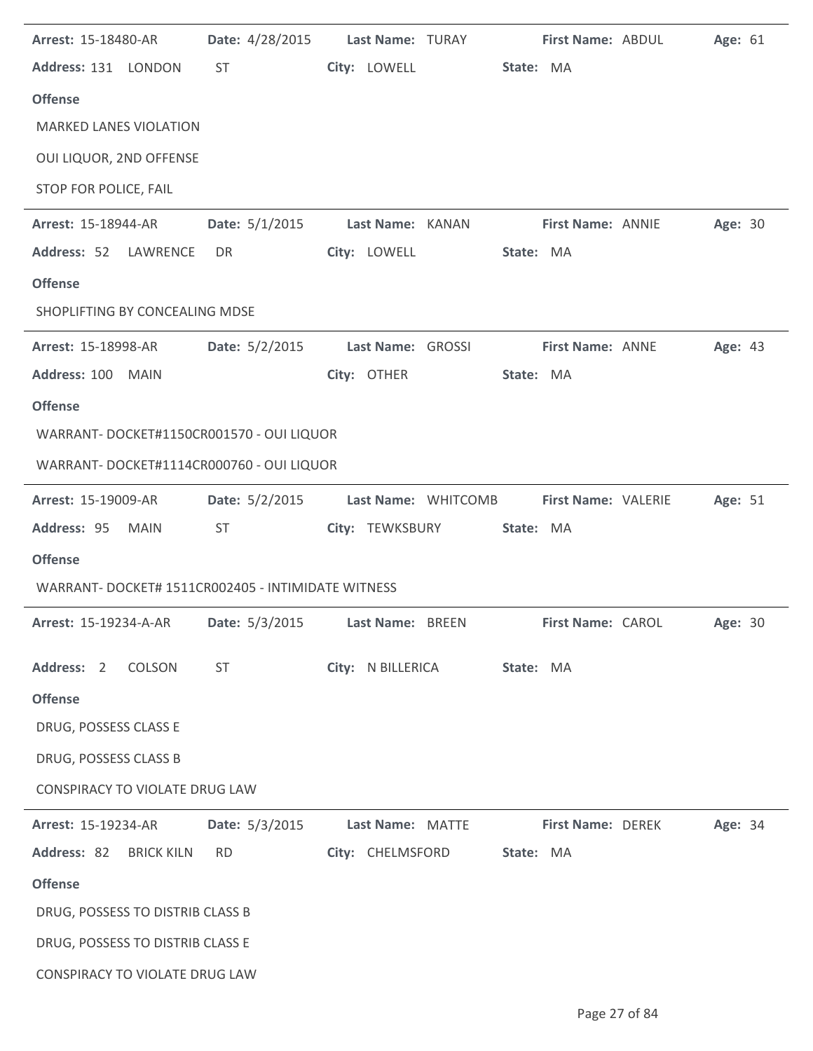**Arrest:** 15-18480-AR **Date:** 4/28/2015 **Last Name:** TURAY **First Name:** ABDUL **Age:** 61

**Address:** 131 LONDON ST **City:** LOWELL **State:** MA

**Offense**

MARKED LANES VIOLATION

OUI LIQUOR, 2ND OFFENSE

STOP FOR POLICE, FAIL

---

**Arrest:** 15-18944-AR **Date:** 5/1/2015 **Last Name:** KANAN **First Name:** ANNIE **Age:** 30

**Address:** 52 LAWRENCE DR **City:** LOWELL **State:** MA

**Offense**

SHOPLIFTING BY CONCEALING MDSE

---

**Arrest:** 15-18998-AR **Date:** 5/2/2015 **Last Name:** GROSSI **First Name:** ANNE **Age:** 43

**Address:** 100 MAIN **City:** OTHER **State:** MA

**Offense**

WARRANT- DOCKET#1150CR001570 - OUI LIQUOR

WARRANT- DOCKET#1114CR000760 - OUI LIQUOR

---

**Arrest:** 15-19009-AR **Date:** 5/2/2015 **Last Name:** WHITCOMB **First Name:** VALERIE **Age:** 51

**Address:** 95 MAIN ST **City:** TEWKSBURY **State:** MA

**Offense**

WARRANT- DOCKET# 1511CR002405 - INTIMIDATE WITNESS

---

**Arrest:** 15-19234-A-AR **Date:** 5/3/2015 **Last Name:** BREEN **First Name:** CAROL **Age:** 30

**Address:** 2 COLSON ST **City:** N BILLERICA **State:** MA

**Offense**

DRUG, POSSESS CLASS E

DRUG, POSSESS CLASS B

CONSPIRACY TO VIOLATE DRUG LAW

---

**Arrest:** 15-19234-AR **Date:** 5/3/2015 **Last Name:** MATTE **First Name:** DEREK **Age:** 34

**Address:** 82 BRICK KILN RD **City:** CHELMSFORD **State:** MA

**Offense**

DRUG, POSSESS TO DISTRIB CLASS B

DRUG, POSSESS TO DISTRIB CLASS E

CONSPIRACY TO VIOLATE DRUG LAW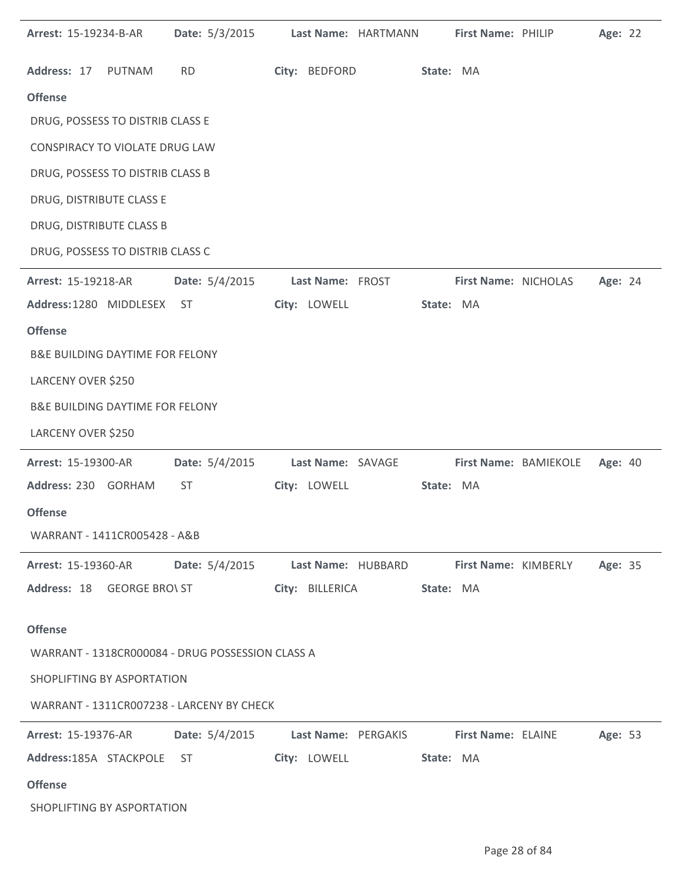**Arrest:** 15-19234-B-AR **Date:** 5/3/2015 **Last Name:** HARTMANN **First Name:** PHILIP **Age:** 22

**Address:** 17 PUTNAM RD **City:** BEDFORD **State:** MA

**Offense**

DRUG, POSSESS TO DISTRIB CLASS E

CONSPIRACY TO VIOLATE DRUG LAW

DRUG, POSSESS TO DISTRIB CLASS B

DRUG, DISTRIBUTE CLASS E

DRUG, DISTRIBUTE CLASS B

DRUG, POSSESS TO DISTRIB CLASS C

---

**Arrest:** 15-19218-AR **Date:** 5/4/2015 **Last Name:** FROST **First Name:** NICHOLAS **Age:** 24

**Address:** 1280 MIDDLESEX ST **City:** LOWELL **State:** MA

**Offense**

B&E BUILDING DAYTIME FOR FELONY

LARCENY OVER $250

B&E BUILDING DAYTIME FOR FELONY

LARCENY OVER $250

---

**Arrest:** 15-19300-AR **Date:** 5/4/2015 **Last Name:** SAVAGE **First Name:** BAMIEKOLE **Age:** 40

**Address:** 230 GORHAM ST **City:** LOWELL **State:** MA

**Offense**

WARRANT - 1411CR005428 - A&B

---

**Arrest:** 15-19360-AR **Date:** 5/4/2015 **Last Name:** HUBBARD **First Name:** KIMBERLY **Age:** 35

**Address:** 18 GEORGE BRO\ ST **City:** BILLERICA **State:** MA

**Offense**

WARRANT - 1318CR000084 - DRUG POSSESSION CLASS A

SHOPLIFTING BY ASPORTATION

WARRANT - 1311CR007238 - LARCENY BY CHECK

---

**Arrest:** 15-19376-AR **Date:** 5/4/2015 **Last Name:** PERGAKIS **First Name:** ELAINE **Age:** 53

**Address:** 185A STACKPOLE ST **City:** LOWELL **State:** MA

**Offense**

SHOPLIFTING BY ASPORTATION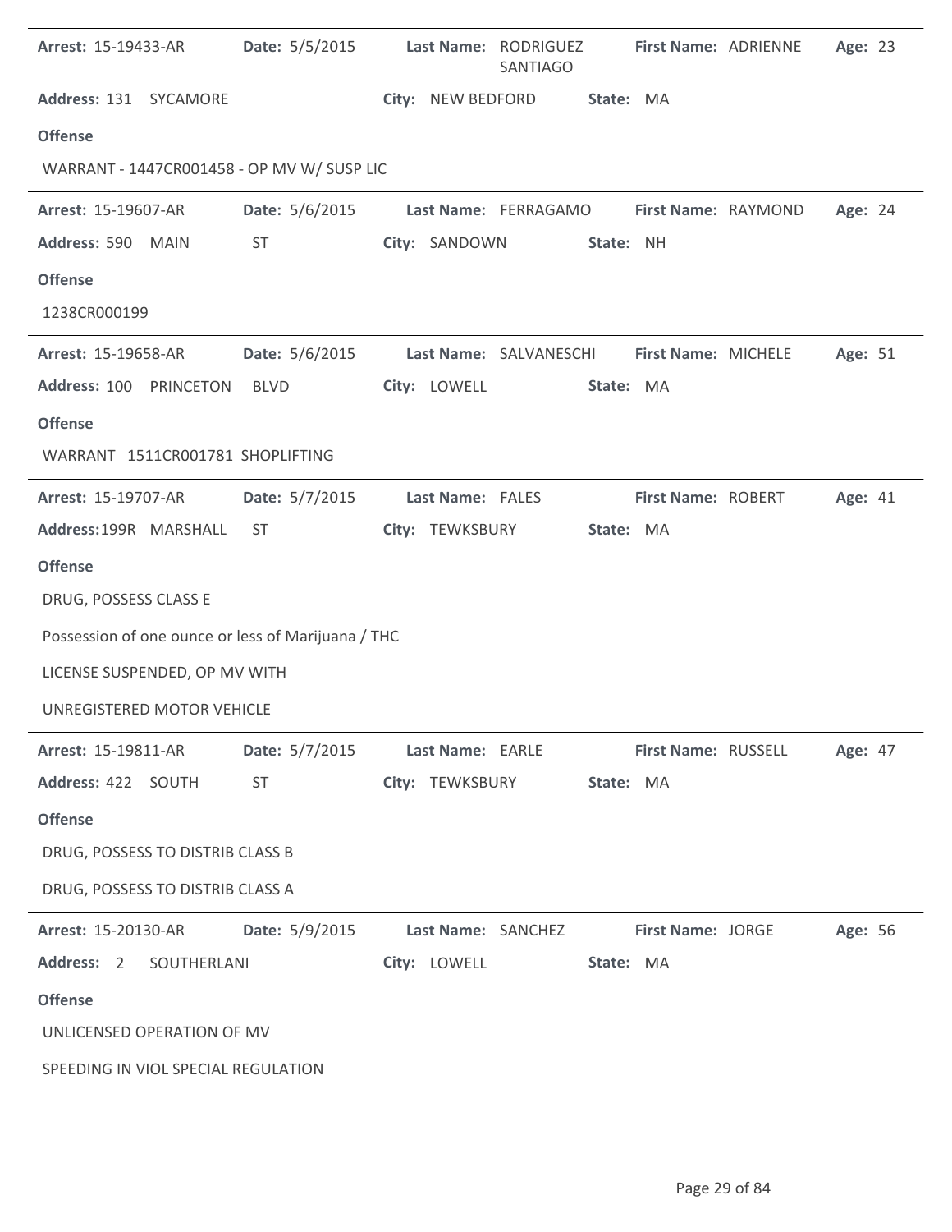**Arrest:** 15-19433-AR **Date:** 5/5/2015 **Last Name:** RODRIGUEZ SANTIAGO **First Name:** ADRIENNE **Age:** 23

**Address:** 131 SYCAMORE **City:** NEW BEDFORD **State:** MA

**Offense**

WARRANT - 1447CR001458 - OP MV W/ SUSP LIC

---

**Arrest:** 15-19607-AR **Date:** 5/6/2015 **Last Name:** FERRAGAMO **First Name:** RAYMOND **Age:** 24

**Address:** 590 MAIN ST **City:** SANDOWN **State:** NH

**Offense**

1238CR000199

---

**Arrest:** 15-19658-AR **Date:** 5/6/2015 **Last Name:** SALVANESCHI **First Name:** MICHELE **Age:** 51

**Address:** 100 PRINCETON BLVD **City:** LOWELL **State:** MA

**Offense**

WARRANT 1511CR001781 SHOPLIFTING

---

**Arrest:** 15-19707-AR **Date:** 5/7/2015 **Last Name:** FALES **First Name:** ROBERT **Age:** 41

**Address:** 199R MARSHALL ST **City:** TEWKSBURY **State:** MA

**Offense**

DRUG, POSSESS CLASS E

Possession of one ounce or less of Marijuana / THC

LICENSE SUSPENDED, OP MV WITH

UNREGISTERED MOTOR VEHICLE

---

**Arrest:** 15-19811-AR **Date:** 5/7/2015 **Last Name:** EARLE **First Name:** RUSSELL **Age:** 47

**Address:** 422 SOUTH ST **City:** TEWKSBURY **State:** MA

**Offense**

DRUG, POSSESS TO DISTRIB CLASS B

DRUG, POSSESS TO DISTRIB CLASS A

---

**Arrest:** 15-20130-AR **Date:** 5/9/2015 **Last Name:** SANCHEZ **First Name:** JORGE **Age:** 56

**Address:** 2 SOUTHERLANI **City:** LOWELL **State:** MA

**Offense**

UNLICENSED OPERATION OF MV

SPEEDING IN VIOL SPECIAL REGULATION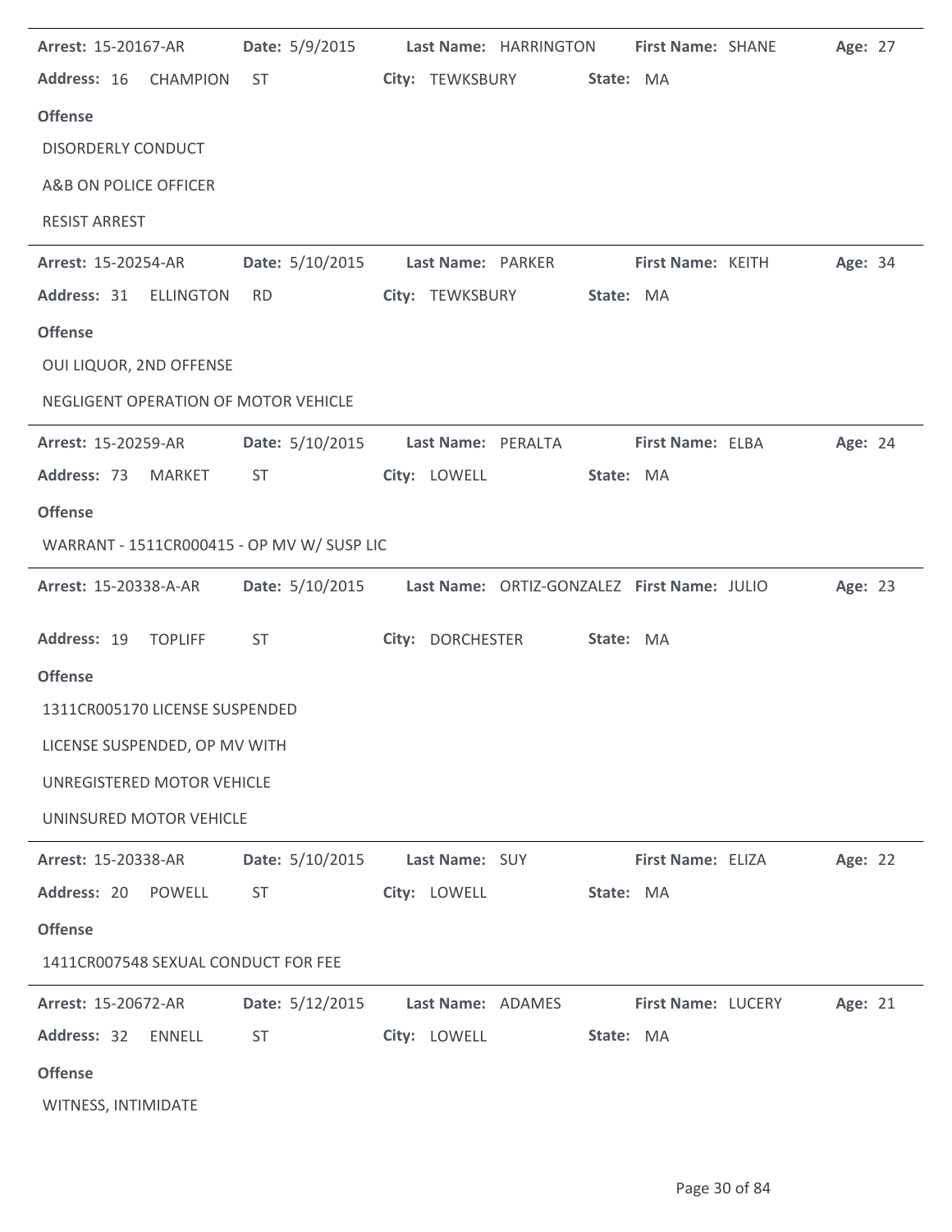**Arrest:** 15-20167-AR **Date:** 5/9/2015 **Last Name:** HARRINGTON **First Name:** SHANE **Age:** 27

**Address:** 16 CHAMPION ST **City:** TEWKSBURY **State:** MA

**Offense**

DISORDERLY CONDUCT

A&B ON POLICE OFFICER

RESIST ARREST

---

**Arrest:** 15-20254-AR **Date:** 5/10/2015 **Last Name:** PARKER **First Name:** KEITH **Age:** 34

**Address:** 31 ELLINGTON RD **City:** TEWKSBURY **State:** MA

**Offense**

OUI LIQUOR, 2ND OFFENSE

NEGLIGENT OPERATION OF MOTOR VEHICLE

---

**Arrest:** 15-20259-AR **Date:** 5/10/2015 **Last Name:** PERALTA **First Name:** ELBA **Age:** 24

**Address:** 73 MARKET ST **City:** LOWELL **State:** MA

**Offense**

WARRANT - 1511CR000415 - OP MV W/ SUSP LIC

---

**Arrest:** 15-20338-A-AR **Date:** 5/10/2015 **Last Name:** ORTIZ-GONZALEZ **First Name:** JULIO **Age:** 23

**Address:** 19 TOPLIFF ST **City:** DORCHESTER **State:** MA

**Offense**

1311CR005170 LICENSE SUSPENDED

LICENSE SUSPENDED, OP MV WITH

UNREGISTERED MOTOR VEHICLE

UNINSURED MOTOR VEHICLE

---

**Arrest:** 15-20338-AR **Date:** 5/10/2015 **Last Name:** SUY **First Name:** ELIZA **Age:** 22

**Address:** 20 POWELL ST **City:** LOWELL **State:** MA

**Offense**

1411CR007548 SEXUAL CONDUCT FOR FEE

---

**Arrest:** 15-20672-AR **Date:** 5/12/2015 **Last Name:** ADAMES **First Name:** LUCERY **Age:** 21

**Address:** 32 ENNELL ST **City:** LOWELL **State:** MA

**Offense**

WITNESS, INTIMIDATE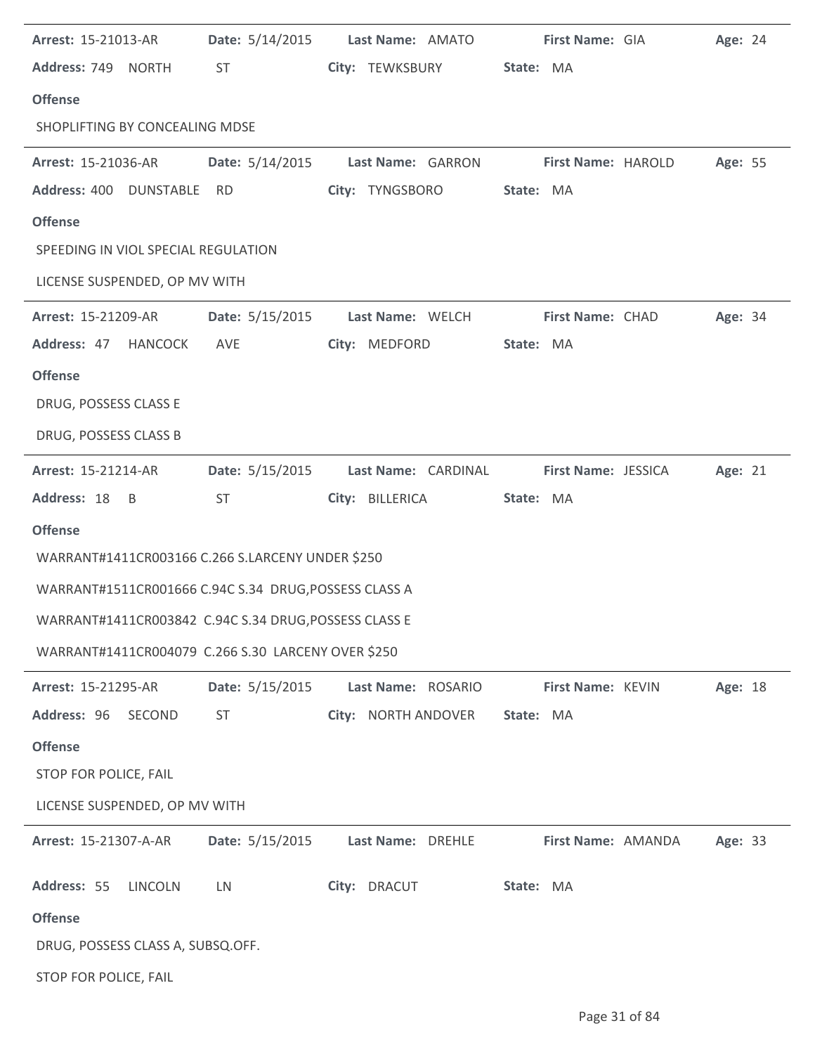**Arrest:** 15-21013-AR **Date:** 5/14/2015 **Last Name:** AMATO **First Name:** GIA **Age:** 24

**Address:** 749 NORTH ST **City:** TEWKSBURY **State:** MA

**Offense**

SHOPLIFTING BY CONCEALING MDSE

---

**Arrest:** 15-21036-AR **Date:** 5/14/2015 **Last Name:** GARRON **First Name:** HAROLD **Age:** 55

**Address:** 400 DUNSTABLE RD **City:** TYNGSBORO **State:** MA

**Offense**

SPEEDING IN VIOL SPECIAL REGULATION

LICENSE SUSPENDED, OP MV WITH

---

**Arrest:** 15-21209-AR **Date:** 5/15/2015 **Last Name:** WELCH **First Name:** CHAD **Age:** 34

**Address:** 47 HANCOCK AVE **City:** MEDFORD **State:** MA

**Offense**

DRUG, POSSESS CLASS E

DRUG, POSSESS CLASS B

---

**Arrest:** 15-21214-AR **Date:** 5/15/2015 **Last Name:** CARDINAL **First Name:** JESSICA **Age:** 21

**Address:** 18 B ST **City:** BILLERICA **State:** MA

**Offense**

WARRANT#1411CR003166 C.266 S.LARCENY UNDER $250

WARRANT#1511CR001666 C.94C S.34 DRUG,POSSESS CLASS A

WARRANT#1411CR003842 C.94C S.34 DRUG,POSSESS CLASS E

WARRANT#1411CR004079 C.266 S.30 LARCENY OVER $250

---

**Arrest:** 15-21295-AR **Date:** 5/15/2015 **Last Name:** ROSARIO **First Name:** KEVIN **Age:** 18

**Address:** 96 SECOND ST **City:** NORTH ANDOVER **State:** MA

**Offense**

STOP FOR POLICE, FAIL

LICENSE SUSPENDED, OP MV WITH

---

**Arrest:** 15-21307-A-AR **Date:** 5/15/2015 **Last Name:** DREHLE **First Name:** AMANDA **Age:** 33

**Address:** 55 LINCOLN LN **City:** DRACUT **State:** MA

**Offense**

DRUG, POSSESS CLASS A, SUBSQ.OFF.

STOP FOR POLICE, FAIL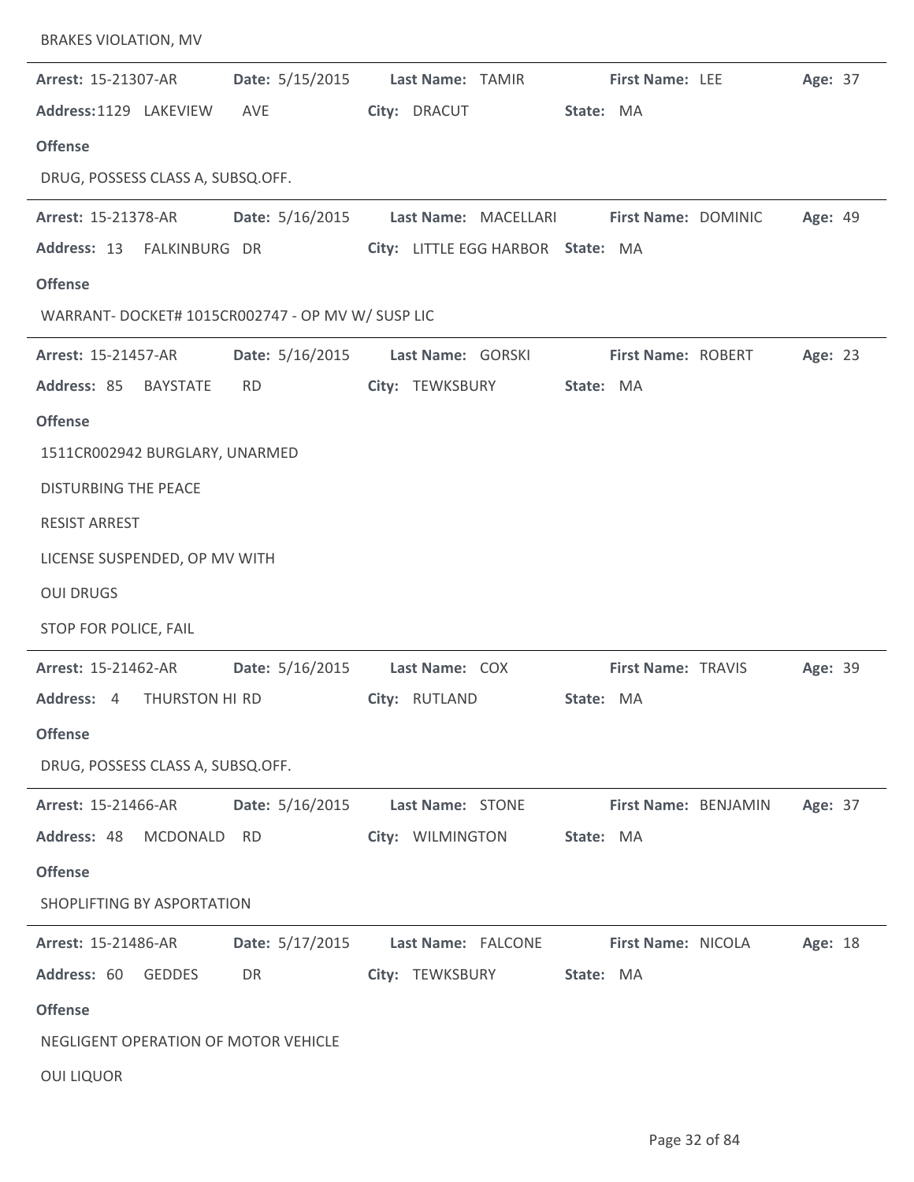BRAKES VIOLATION, MV

---

**Arrest:** 15-21307-AR **Date:** 5/15/2015 **Last Name:** TAMIR **First Name:** LEE **Age:** 37

**Address:** 1129 LAKEVIEW AVE **City:** DRACUT **State:** MA

**Offense**

DRUG, POSSESS CLASS A, SUBSQ.OFF.

---

**Arrest:** 15-21378-AR **Date:** 5/16/2015 **Last Name:** MACELLARI **First Name:** DOMINIC **Age:** 49

**Address:** 13 FALKINBURG DR **City:** LITTLE EGG HARBOR **State:** MA

**Offense**

WARRANT- DOCKET# 1015CR002747 - OP MV W/ SUSP LIC

---

**Arrest:** 15-21457-AR **Date:** 5/16/2015 **Last Name:** GORSKI **First Name:** ROBERT **Age:** 23

**Address:** 85 BAYSTATE RD **City:** TEWKSBURY **State:** MA

**Offense**

1511CR002942 BURGLARY, UNARMED

DISTURBING THE PEACE

RESIST ARREST

LICENSE SUSPENDED, OP MV WITH

OUI DRUGS

STOP FOR POLICE, FAIL

---

**Arrest:** 15-21462-AR **Date:** 5/16/2015 **Last Name:** COX **First Name:** TRAVIS **Age:** 39

**Address:** 4 THURSTON HI RD **City:** RUTLAND **State:** MA

**Offense**

DRUG, POSSESS CLASS A, SUBSQ.OFF.

---

**Arrest:** 15-21466-AR **Date:** 5/16/2015 **Last Name:** STONE **First Name:** BENJAMIN **Age:** 37

**Address:** 48 MCDONALD RD **City:** WILMINGTON **State:** MA

**Offense**

SHOPLIFTING BY ASPORTATION

---

**Arrest:** 15-21486-AR **Date:** 5/17/2015 **Last Name:** FALCONE **First Name:** NICOLA **Age:** 18

**Address:** 60 GEDDES DR **City:** TEWKSBURY **State:** MA

**Offense**

NEGLIGENT OPERATION OF MOTOR VEHICLE

OUI LIQUOR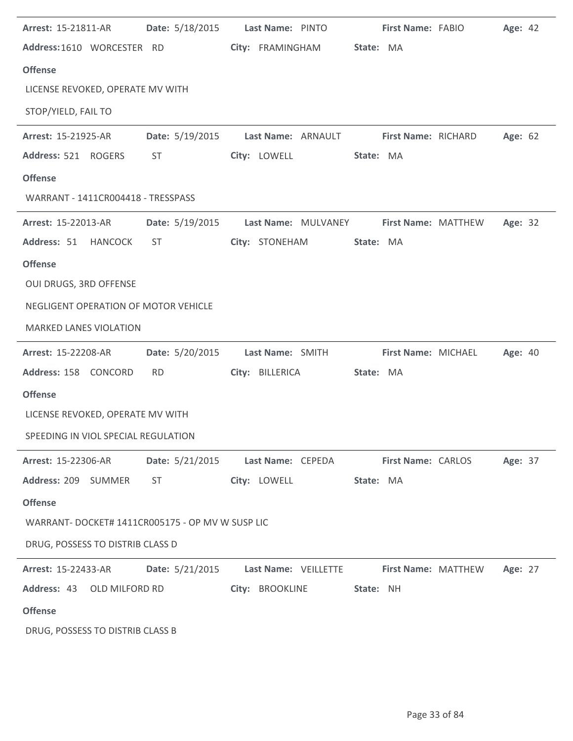**Arrest:** 15-21811-AR **Date:** 5/18/2015 **Last Name:** PINTO **First Name:** FABIO **Age:** 42
**Address:** 1610 WORCESTER RD **City:** FRAMINGHAM **State:** MA

**Offense**

LICENSE REVOKED, OPERATE MV WITH

STOP/YIELD, FAIL TO

---

**Arrest:** 15-21925-AR **Date:** 5/19/2015 **Last Name:** ARNAULT **First Name:** RICHARD **Age:** 62
**Address:** 521 ROGERS ST **City:** LOWELL **State:** MA

**Offense**

WARRANT - 1411CR004418 - TRESSPASS

---

**Arrest:** 15-22013-AR **Date:** 5/19/2015 **Last Name:** MULVANEY **First Name:** MATTHEW **Age:** 32
**Address:** 51 HANCOCK ST **City:** STONEHAM **State:** MA

**Offense**

OUI DRUGS, 3RD OFFENSE

NEGLIGENT OPERATION OF MOTOR VEHICLE

MARKED LANES VIOLATION

---

**Arrest:** 15-22208-AR **Date:** 5/20/2015 **Last Name:** SMITH **First Name:** MICHAEL **Age:** 40
**Address:** 158 CONCORD RD **City:** BILLERICA **State:** MA

**Offense**

LICENSE REVOKED, OPERATE MV WITH

SPEEDING IN VIOL SPECIAL REGULATION

---

**Arrest:** 15-22306-AR **Date:** 5/21/2015 **Last Name:** CEPEDA **First Name:** CARLOS **Age:** 37
**Address:** 209 SUMMER ST **City:** LOWELL **State:** MA

**Offense**

WARRANT- DOCKET# 1411CR005175 - OP MV W SUSP LIC

DRUG, POSSESS TO DISTRIB CLASS D

---

**Arrest:** 15-22433-AR **Date:** 5/21/2015 **Last Name:** VEILLETTE **First Name:** MATTHEW **Age:** 27
**Address:** 43 OLD MILFORD RD **City:** BROOKLINE **State:** NH

**Offense**

DRUG, POSSESS TO DISTRIB CLASS B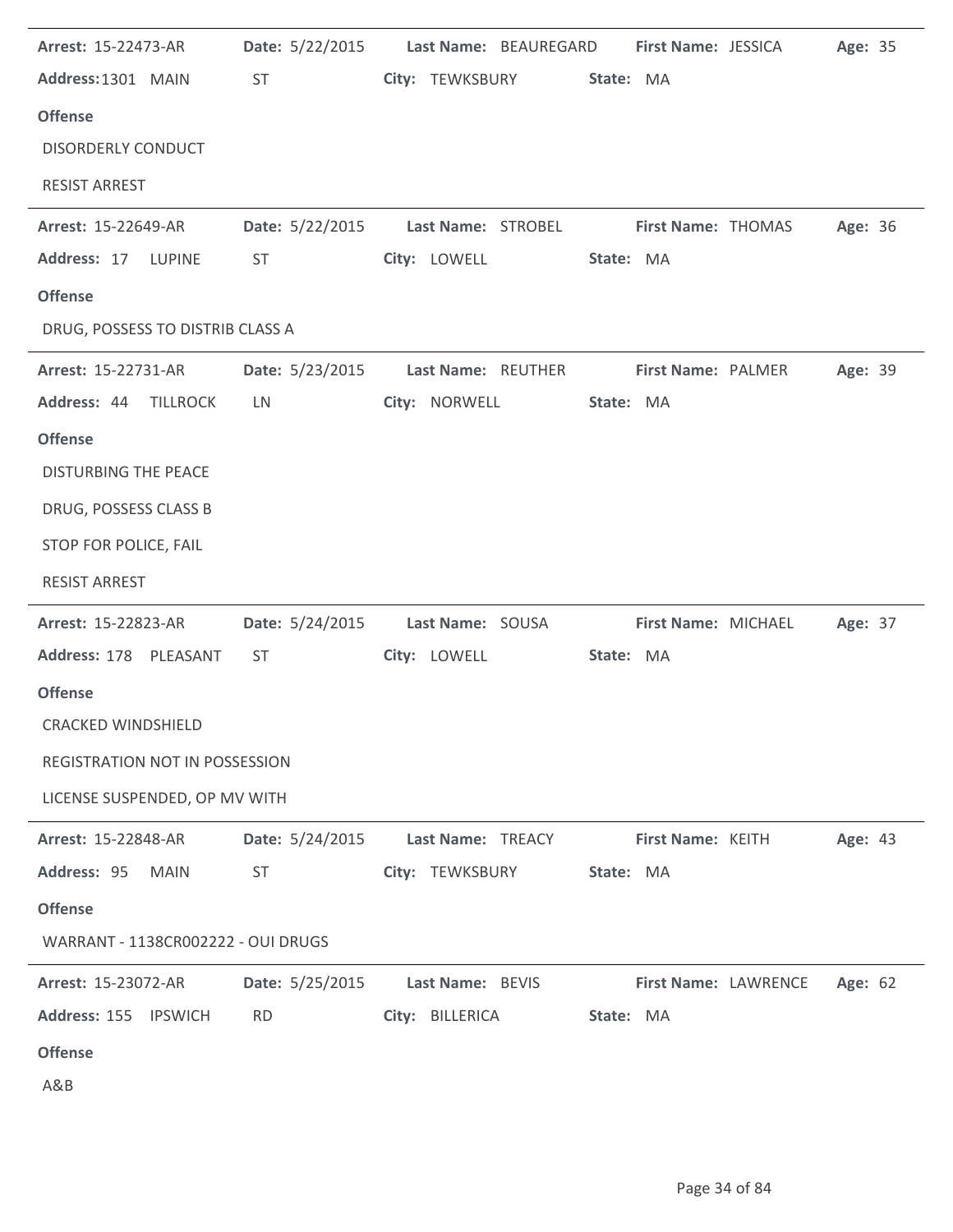**Arrest:** 15-22473-AR **Date:** 5/22/2015 **Last Name:** BEAUREGARD **First Name:** JESSICA **Age:** 35

**Address:** 1301 MAIN ST **City:** TEWKSBURY **State:** MA

**Offense**

DISORDERLY CONDUCT

RESIST ARREST

---

**Arrest:** 15-22649-AR **Date:** 5/22/2015 **Last Name:** STROBEL **First Name:** THOMAS **Age:** 36

**Address:** 17 LUPINE ST **City:** LOWELL **State:** MA

**Offense**

DRUG, POSSESS TO DISTRIB CLASS A

---

**Arrest:** 15-22731-AR **Date:** 5/23/2015 **Last Name:** REUTHER **First Name:** PALMER **Age:** 39

**Address:** 44 TILLROCK LN **City:** NORWELL **State:** MA

**Offense**

DISTURBING THE PEACE

DRUG, POSSESS CLASS B

STOP FOR POLICE, FAIL

RESIST ARREST

---

**Arrest:** 15-22823-AR **Date:** 5/24/2015 **Last Name:** SOUSA **First Name:** MICHAEL **Age:** 37

**Address:** 178 PLEASANT ST **City:** LOWELL **State:** MA

**Offense**

CRACKED WINDSHIELD

REGISTRATION NOT IN POSSESSION

LICENSE SUSPENDED, OP MV WITH

---

**Arrest:** 15-22848-AR **Date:** 5/24/2015 **Last Name:** TREACY **First Name:** KEITH **Age:** 43

**Address:** 95 MAIN ST **City:** TEWKSBURY **State:** MA

**Offense**

WARRANT - 1138CR002222 - OUI DRUGS

---

**Arrest:** 15-23072-AR **Date:** 5/25/2015 **Last Name:** BEVIS **First Name:** LAWRENCE **Age:** 62

**Address:** 155 IPSWICH RD **City:** BILLERICA **State:** MA

**Offense**

A&B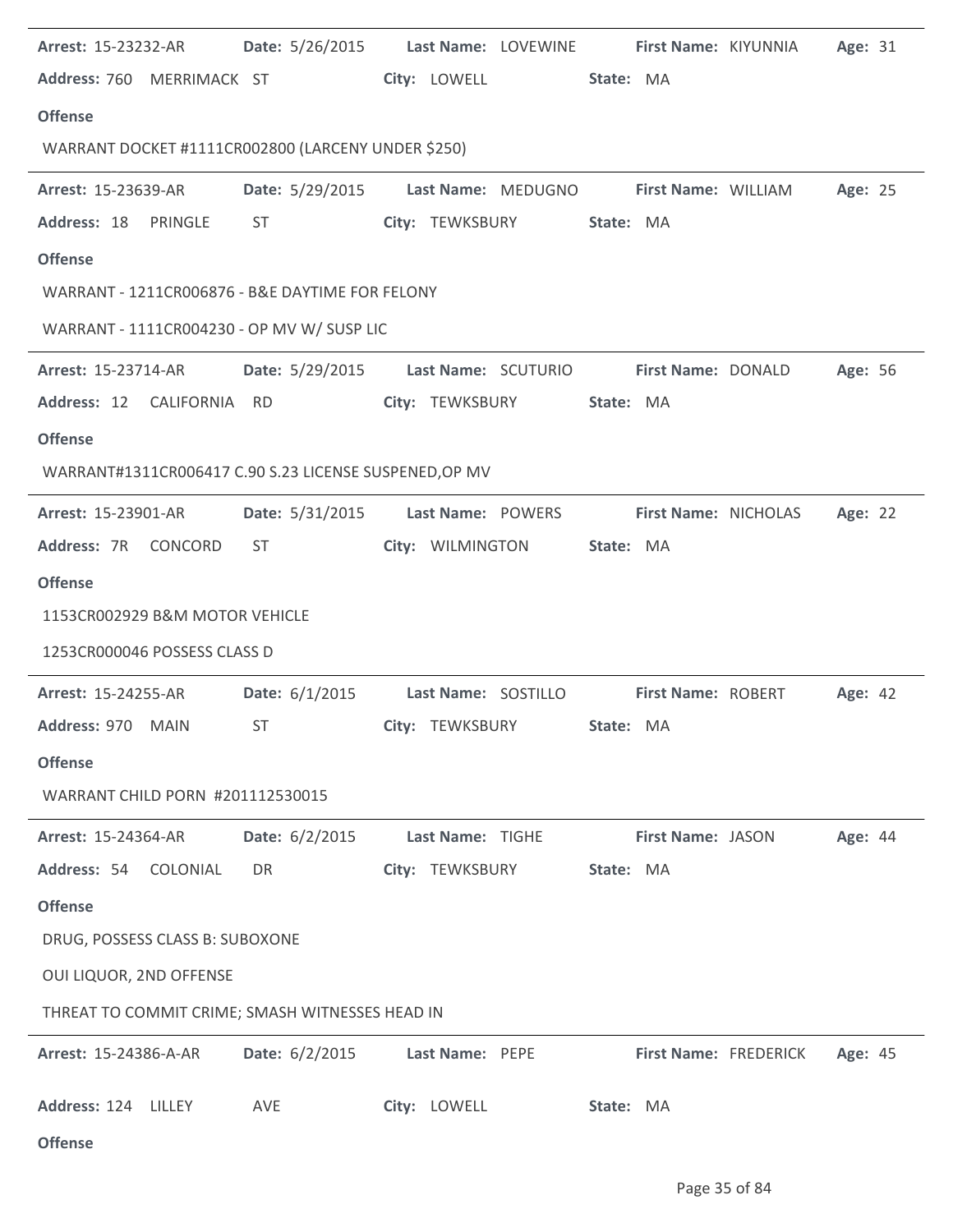**Arrest:** 15-23232-AR **Date:** 5/26/2015 **Last Name:** LOVEWINE **First Name:** KIYUNNIA **Age:** 31

**Address:** 760 MERRIMACK ST **City:** LOWELL **State:** MA

**Offense**

WARRANT DOCKET #1111CR002800 (LARCENY UNDER $250)

---

**Arrest:** 15-23639-AR **Date:** 5/29/2015 **Last Name:** MEDUGNO **First Name:** WILLIAM **Age:** 25

**Address:** 18 PRINGLE ST **City:** TEWKSBURY **State:** MA

**Offense**

WARRANT - 1211CR006876 - B&E DAYTIME FOR FELONY

WARRANT - 1111CR004230 - OP MV W/ SUSP LIC

---

**Arrest:** 15-23714-AR **Date:** 5/29/2015 **Last Name:** SCUTURIO **First Name:** DONALD **Age:** 56

**Address:** 12 CALIFORNIA RD **City:** TEWKSBURY **State:** MA

**Offense**

WARRANT#1311CR006417 C.90 S.23 LICENSE SUSPENED,OP MV

---

**Arrest:** 15-23901-AR **Date:** 5/31/2015 **Last Name:** POWERS **First Name:** NICHOLAS **Age:** 22

**Address:** 7R CONCORD ST **City:** WILMINGTON **State:** MA

**Offense**

1153CR002929 B&M MOTOR VEHICLE

1253CR000046 POSSESS CLASS D

---

**Arrest:** 15-24255-AR **Date:** 6/1/2015 **Last Name:** SOSTILLO **First Name:** ROBERT **Age:** 42

**Address:** 970 MAIN ST **City:** TEWKSBURY **State:** MA

**Offense**

WARRANT CHILD PORN #201112530015

---

**Arrest:** 15-24364-AR **Date:** 6/2/2015 **Last Name:** TIGHE **First Name:** JASON **Age:** 44

**Address:** 54 COLONIAL DR **City:** TEWKSBURY **State:** MA

**Offense**

DRUG, POSSESS CLASS B: SUBOXONE

OUI LIQUOR, 2ND OFFENSE

THREAT TO COMMIT CRIME; SMASH WITNESSES HEAD IN

---

**Arrest:** 15-24386-A-AR **Date:** 6/2/2015 **Last Name:** PEPE **First Name:** FREDERICK **Age:** 45

**Address:** 124 LILLEY AVE **City:** LOWELL **State:** MA

**Offense**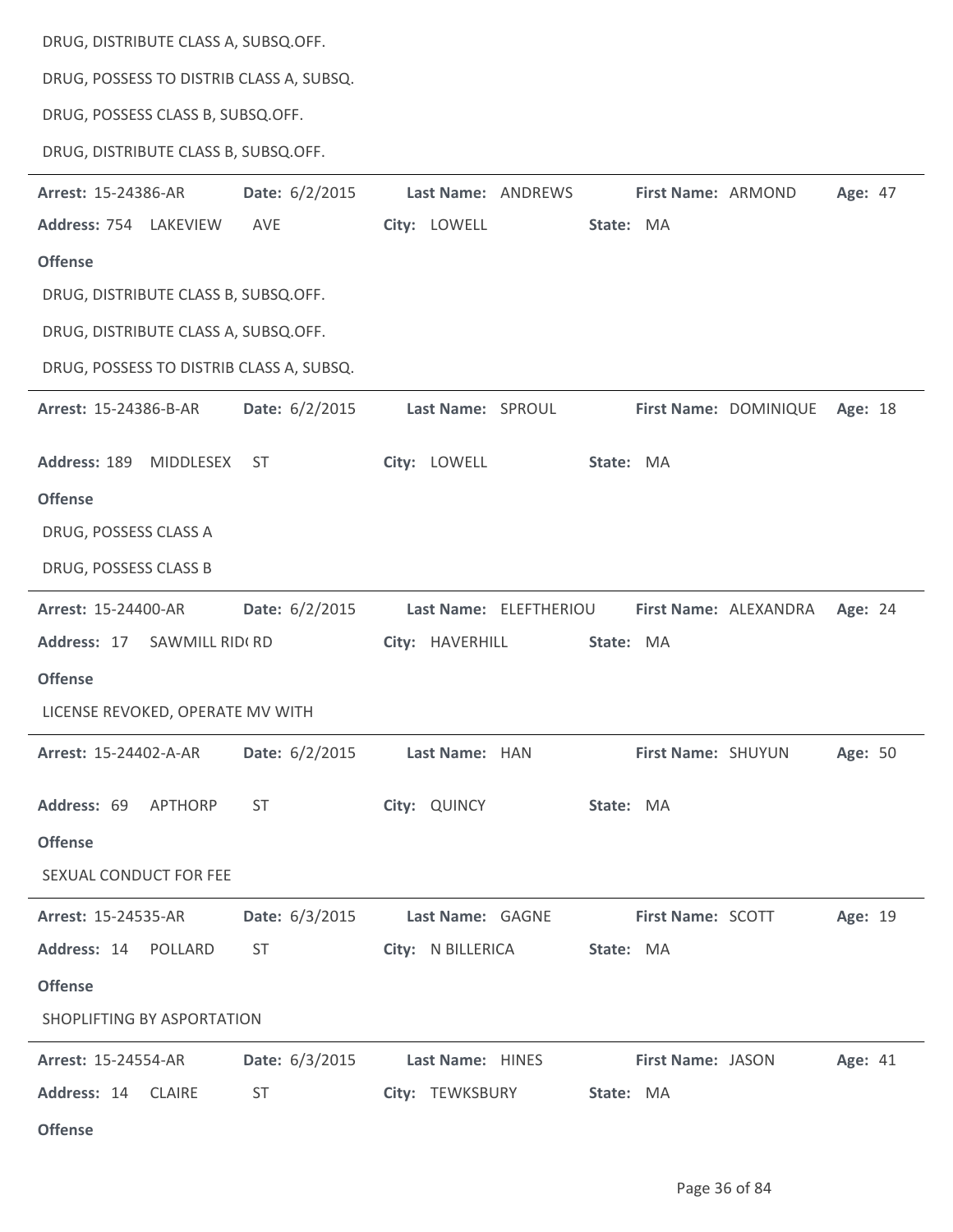DRUG, DISTRIBUTE CLASS A, SUBSQ.OFF.

DRUG, POSSESS TO DISTRIB CLASS A, SUBSQ.

DRUG, POSSESS CLASS B, SUBSQ.OFF.

DRUG, DISTRIBUTE CLASS B, SUBSQ.OFF.

---

**Arrest:** 15-24386-AR **Date:** 6/2/2015 **Last Name:** ANDREWS **First Name:** ARMOND **Age:** 47

**Address:** 754 LAKEVIEW AVE **City:** LOWELL **State:** MA

**Offense**

DRUG, DISTRIBUTE CLASS B, SUBSQ.OFF.

DRUG, DISTRIBUTE CLASS A, SUBSQ.OFF.

DRUG, POSSESS TO DISTRIB CLASS A, SUBSQ.

---

**Arrest:** 15-24386-B-AR **Date:** 6/2/2015 **Last Name:** SPROUL **First Name:** DOMINIQUE **Age:** 18

**Address:** 189 MIDDLESEX ST **City:** LOWELL **State:** MA

**Offense**

DRUG, POSSESS CLASS A

DRUG, POSSESS CLASS B

---

**Arrest:** 15-24400-AR **Date:** 6/2/2015 **Last Name:** ELEFTHERIOU **First Name:** ALEXANDRA **Age:** 24

**Address:** 17 SAWMILL RID( RD **City:** HAVERHILL **State:** MA

**Offense**

LICENSE REVOKED, OPERATE MV WITH

---

**Arrest:** 15-24402-A-AR **Date:** 6/2/2015 **Last Name:** HAN **First Name:** SHUYUN **Age:** 50

**Address:** 69 APTHORP ST **City:** QUINCY **State:** MA

**Offense**

SEXUAL CONDUCT FOR FEE

---

**Arrest:** 15-24535-AR **Date:** 6/3/2015 **Last Name:** GAGNE **First Name:** SCOTT **Age:** 19

**Address:** 14 POLLARD ST **City:** N BILLERICA **State:** MA

**Offense**

SHOPLIFTING BY ASPORTATION

---

**Arrest:** 15-24554-AR **Date:** 6/3/2015 **Last Name:** HINES **First Name:** JASON **Age:** 41

**Address:** 14 CLAIRE ST **City:** TEWKSBURY **State:** MA

**Offense**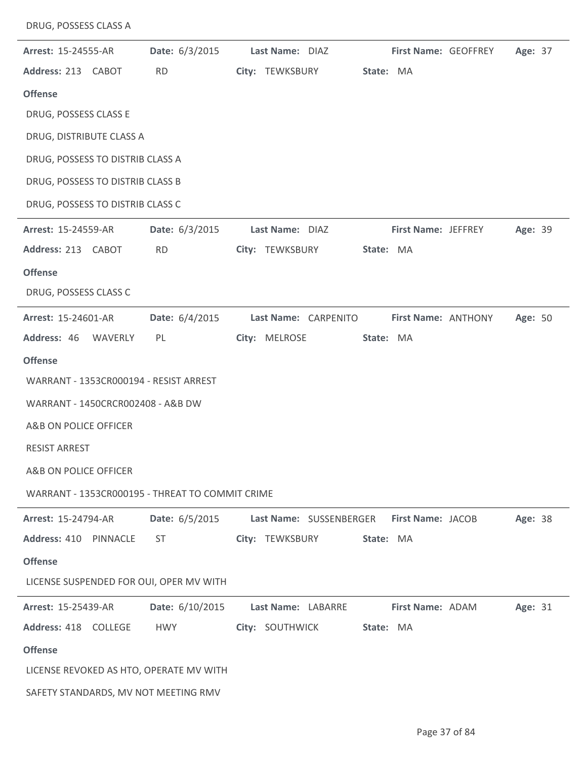DRUG, POSSESS CLASS A

---

**Arrest:** 15-24555-AR **Date:** 6/3/2015 **Last Name:** DIAZ **First Name:** GEOFFREY **Age:** 37

**Address:** 213 CABOT RD **City:** TEWKSBURY **State:** MA

**Offense**

DRUG, POSSESS CLASS E

DRUG, DISTRIBUTE CLASS A

DRUG, POSSESS TO DISTRIB CLASS A

DRUG, POSSESS TO DISTRIB CLASS B

DRUG, POSSESS TO DISTRIB CLASS C

---

**Arrest:** 15-24559-AR **Date:** 6/3/2015 **Last Name:** DIAZ **First Name:** JEFFREY **Age:** 39

**Address:** 213 CABOT RD **City:** TEWKSBURY **State:** MA

**Offense**

DRUG, POSSESS CLASS C

---

**Arrest:** 15-24601-AR **Date:** 6/4/2015 **Last Name:** CARPENITO **First Name:** ANTHONY **Age:** 50

**Address:** 46 WAVERLY PL **City:** MELROSE **State:** MA

**Offense**

WARRANT - 1353CR000194 - RESIST ARREST

WARRANT - 1450CRCR002408 - A&B DW

A&B ON POLICE OFFICER

RESIST ARREST

A&B ON POLICE OFFICER

WARRANT - 1353CR000195 - THREAT TO COMMIT CRIME

---

**Arrest:** 15-24794-AR **Date:** 6/5/2015 **Last Name:** SUSSENBERGER **First Name:** JACOB **Age:** 38

**Address:** 410 PINNACLE ST **City:** TEWKSBURY **State:** MA

**Offense**

LICENSE SUSPENDED FOR OUI, OPER MV WITH

---

**Arrest:** 15-25439-AR **Date:** 6/10/2015 **Last Name:** LABARRE **First Name:** ADAM **Age:** 31

**Address:** 418 COLLEGE HWY **City:** SOUTHWICK **State:** MA

**Offense**

LICENSE REVOKED AS HTO, OPERATE MV WITH

SAFETY STANDARDS, MV NOT MEETING RMV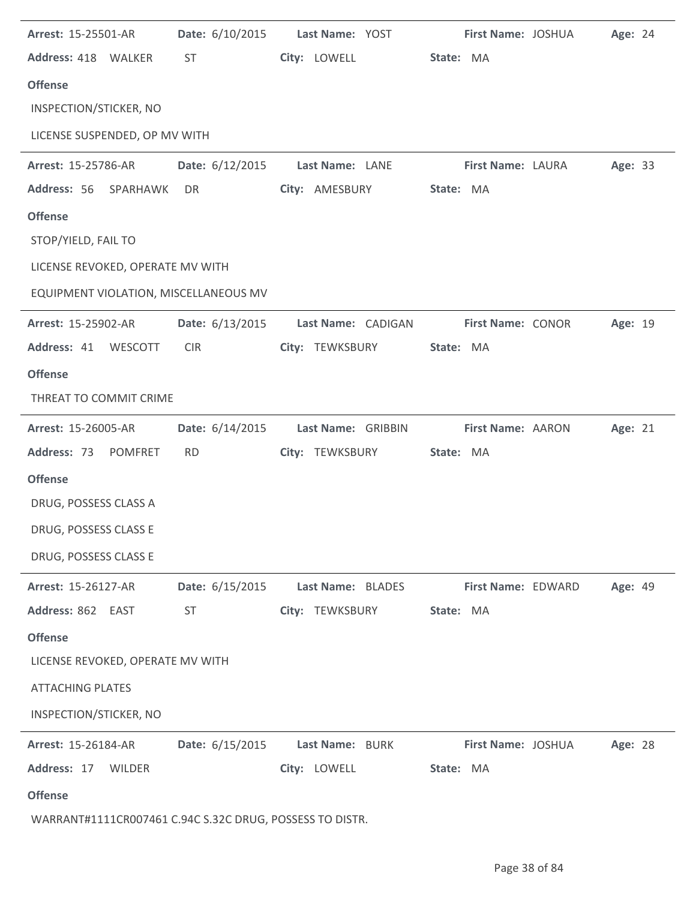**Arrest:** 15-25501-AR **Date:** 6/10/2015 **Last Name:** YOST **First Name:** JOSHUA **Age:** 24

**Address:** 418 WALKER ST **City:** LOWELL **State:** MA

**Offense**

INSPECTION/STICKER, NO

LICENSE SUSPENDED, OP MV WITH

---

**Arrest:** 15-25786-AR **Date:** 6/12/2015 **Last Name:** LANE **First Name:** LAURA **Age:** 33

**Address:** 56 SPARHAWK DR **City:** AMESBURY **State:** MA

**Offense**

STOP/YIELD, FAIL TO

LICENSE REVOKED, OPERATE MV WITH

EQUIPMENT VIOLATION, MISCELLANEOUS MV

---

**Arrest:** 15-25902-AR **Date:** 6/13/2015 **Last Name:** CADIGAN **First Name:** CONOR **Age:** 19

**Address:** 41 WESCOTT CIR **City:** TEWKSBURY **State:** MA

**Offense**

THREAT TO COMMIT CRIME

---

**Arrest:** 15-26005-AR **Date:** 6/14/2015 **Last Name:** GRIBBIN **First Name:** AARON **Age:** 21

**Address:** 73 POMFRET RD **City:** TEWKSBURY **State:** MA

**Offense**

DRUG, POSSESS CLASS A

DRUG, POSSESS CLASS E

DRUG, POSSESS CLASS E

---

**Arrest:** 15-26127-AR **Date:** 6/15/2015 **Last Name:** BLADES **First Name:** EDWARD **Age:** 49

**Address:** 862 EAST ST **City:** TEWKSBURY **State:** MA

**Offense**

LICENSE REVOKED, OPERATE MV WITH

ATTACHING PLATES

INSPECTION/STICKER, NO

---

**Arrest:** 15-26184-AR **Date:** 6/15/2015 **Last Name:** BURK **First Name:** JOSHUA **Age:** 28

**Address:** 17 WILDER **City:** LOWELL **State:** MA

**Offense**

WARRANT#1111CR007461 C.94C S.32C DRUG, POSSESS TO DISTR.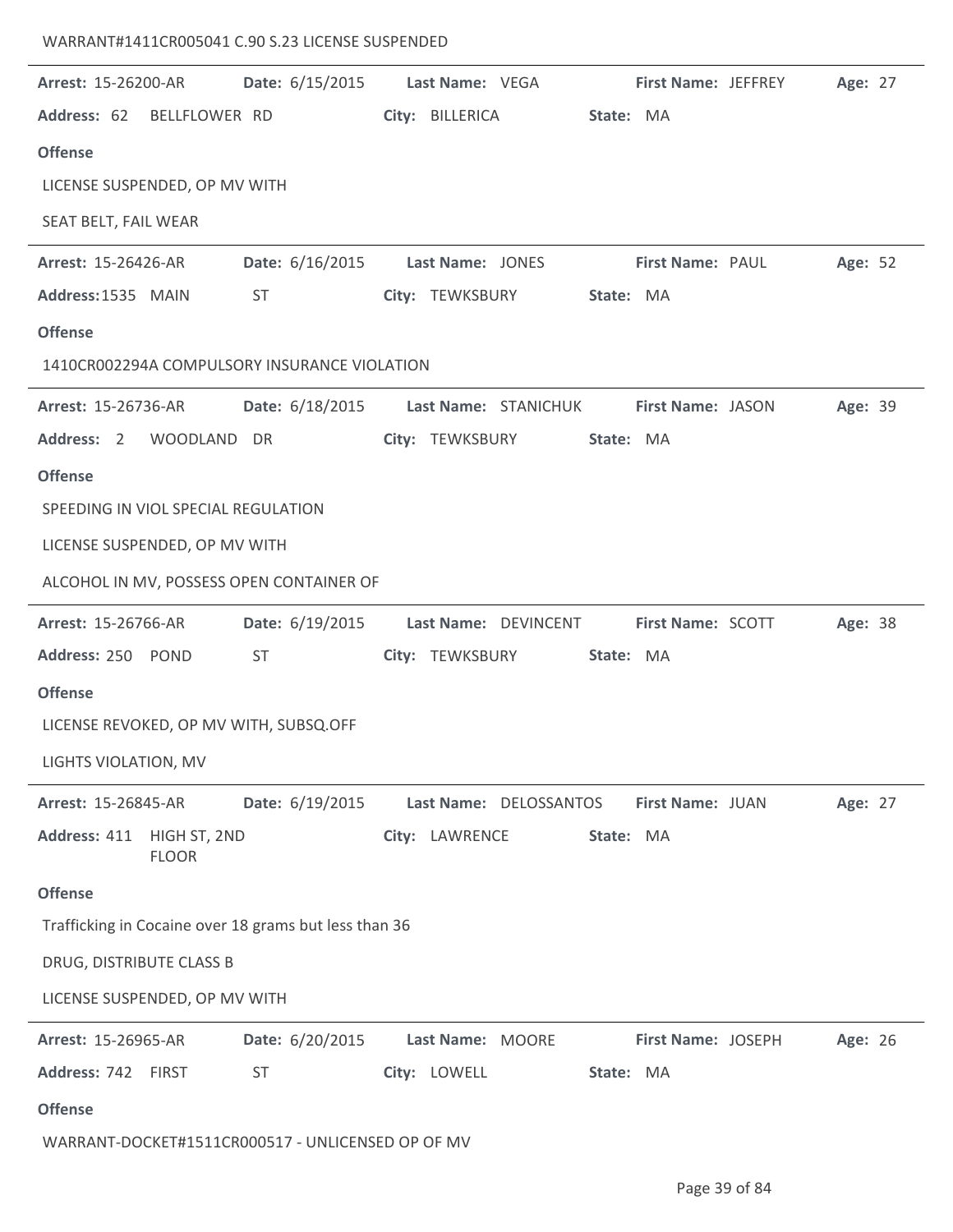WARRANT#1411CR005041 C.90 S.23 LICENSE SUSPENDED

---

**Arrest:** 15-26200-AR **Date:** 6/15/2015 **Last Name:** VEGA **First Name:** JEFFREY **Age:** 27

**Address:** 62 BELLFLOWER RD **City:** BILLERICA **State:** MA

**Offense**

LICENSE SUSPENDED, OP MV WITH

SEAT BELT, FAIL WEAR

---

**Arrest:** 15-26426-AR **Date:** 6/16/2015 **Last Name:** JONES **First Name:** PAUL **Age:** 52

**Address:** 1535 MAIN ST **City:** TEWKSBURY **State:** MA

**Offense**

1410CR002294A COMPULSORY INSURANCE VIOLATION

---

**Arrest:** 15-26736-AR **Date:** 6/18/2015 **Last Name:** STANICHUK **First Name:** JASON **Age:** 39

**Address:** 2 WOODLAND DR **City:** TEWKSBURY **State:** MA

**Offense**

SPEEDING IN VIOL SPECIAL REGULATION

LICENSE SUSPENDED, OP MV WITH

ALCOHOL IN MV, POSSESS OPEN CONTAINER OF

---

**Arrest:** 15-26766-AR **Date:** 6/19/2015 **Last Name:** DEVINCENT **First Name:** SCOTT **Age:** 38

**Address:** 250 POND ST **City:** TEWKSBURY **State:** MA

**Offense**

LICENSE REVOKED, OP MV WITH, SUBSQ.OFF

LIGHTS VIOLATION, MV

---

**Arrest:** 15-26845-AR **Date:** 6/19/2015 **Last Name:** DELOSSANTOS **First Name:** JUAN **Age:** 27

**Address:** 411 HIGH ST, 2ND FLOOR **City:** LAWRENCE **State:** MA

**Offense**

Trafficking in Cocaine over 18 grams but less than 36

DRUG, DISTRIBUTE CLASS B

LICENSE SUSPENDED, OP MV WITH

---

**Arrest:** 15-26965-AR **Date:** 6/20/2015 **Last Name:** MOORE **First Name:** JOSEPH **Age:** 26

**Address:** 742 FIRST ST **City:** LOWELL **State:** MA

**Offense**

WARRANT-DOCKET#1511CR000517 - UNLICENSED OP OF MV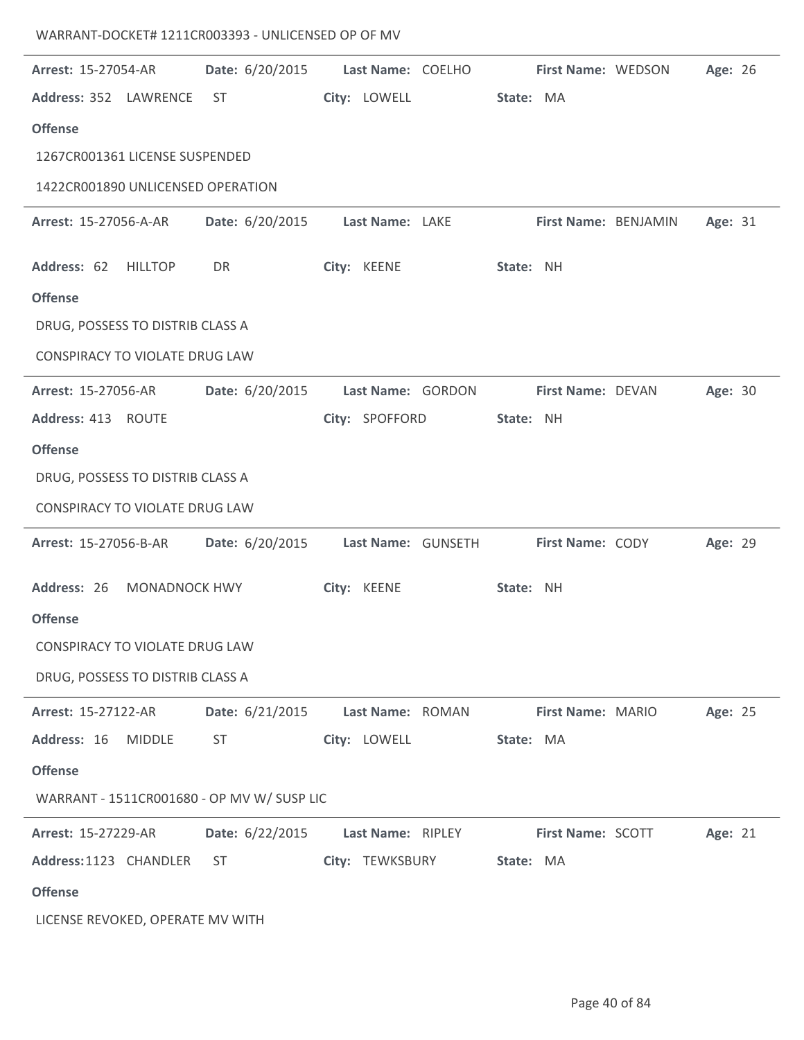WARRANT-DOCKET# 1211CR003393 - UNLICENSED OP OF MV

---

**Arrest:** 15-27054-AR **Date:** 6/20/2015 **Last Name:** COELHO **First Name:** WEDSON **Age:** 26

**Address:** 352 LAWRENCE ST **City:** LOWELL **State:** MA

**Offense**

1267CR001361 LICENSE SUSPENDED

1422CR001890 UNLICENSED OPERATION

---

**Arrest:** 15-27056-A-AR **Date:** 6/20/2015 **Last Name:** LAKE **First Name:** BENJAMIN **Age:** 31

**Address:** 62 HILLTOP DR **City:** KEENE **State:** NH

**Offense**

DRUG, POSSESS TO DISTRIB CLASS A

CONSPIRACY TO VIOLATE DRUG LAW

---

**Arrest:** 15-27056-AR **Date:** 6/20/2015 **Last Name:** GORDON **First Name:** DEVAN **Age:** 30

**Address:** 413 ROUTE **City:** SPOFFORD **State:** NH

**Offense**

DRUG, POSSESS TO DISTRIB CLASS A

CONSPIRACY TO VIOLATE DRUG LAW

---

**Arrest:** 15-27056-B-AR **Date:** 6/20/2015 **Last Name:** GUNSETH **First Name:** CODY **Age:** 29

**Address:** 26 MONADNOCK HWY **City:** KEENE **State:** NH

**Offense**

CONSPIRACY TO VIOLATE DRUG LAW

DRUG, POSSESS TO DISTRIB CLASS A

---

**Arrest:** 15-27122-AR **Date:** 6/21/2015 **Last Name:** ROMAN **First Name:** MARIO **Age:** 25

**Address:** 16 MIDDLE ST **City:** LOWELL **State:** MA

**Offense**

WARRANT - 1511CR001680 - OP MV W/ SUSP LIC

---

**Arrest:** 15-27229-AR **Date:** 6/22/2015 **Last Name:** RIPLEY **First Name:** SCOTT **Age:** 21

**Address:** 1123 CHANDLER ST **City:** TEWKSBURY **State:** MA

**Offense**

LICENSE REVOKED, OPERATE MV WITH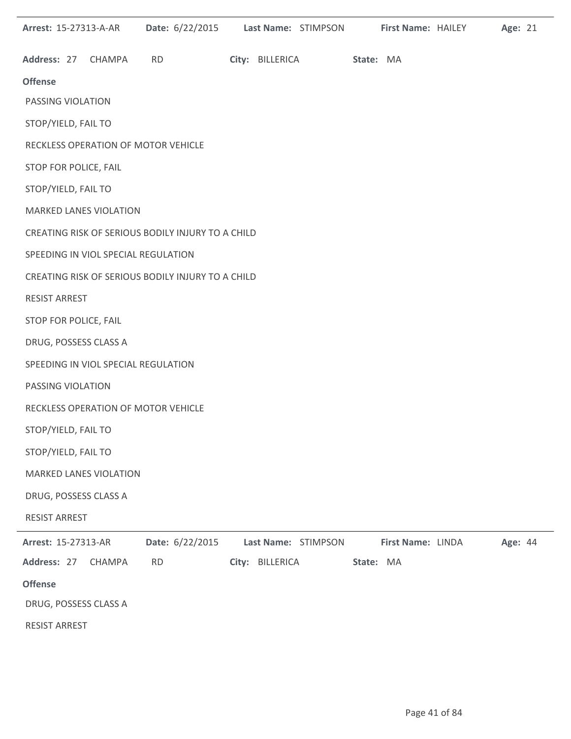**Arrest:** 15-27313-A-AR **Date:** 6/22/2015 **Last Name:** STIMPSON **First Name:** HAILEY **Age:** 21

**Address:** 27 CHAMPA RD **City:** BILLERICA **State:** MA

**Offense**

PASSING VIOLATION

STOP/YIELD, FAIL TO

RECKLESS OPERATION OF MOTOR VEHICLE

STOP FOR POLICE, FAIL

STOP/YIELD, FAIL TO

MARKED LANES VIOLATION

CREATING RISK OF SERIOUS BODILY INJURY TO A CHILD

SPEEDING IN VIOL SPECIAL REGULATION

CREATING RISK OF SERIOUS BODILY INJURY TO A CHILD

RESIST ARREST

STOP FOR POLICE, FAIL

DRUG, POSSESS CLASS A

SPEEDING IN VIOL SPECIAL REGULATION

PASSING VIOLATION

RECKLESS OPERATION OF MOTOR VEHICLE

STOP/YIELD, FAIL TO

STOP/YIELD, FAIL TO

MARKED LANES VIOLATION

DRUG, POSSESS CLASS A

RESIST ARREST

---

**Arrest:** 15-27313-AR **Date:** 6/22/2015 **Last Name:** STIMPSON **First Name:** LINDA **Age:** 44

**Address:** 27 CHAMPA RD **City:** BILLERICA **State:** MA

**Offense**

DRUG, POSSESS CLASS A

RESIST ARREST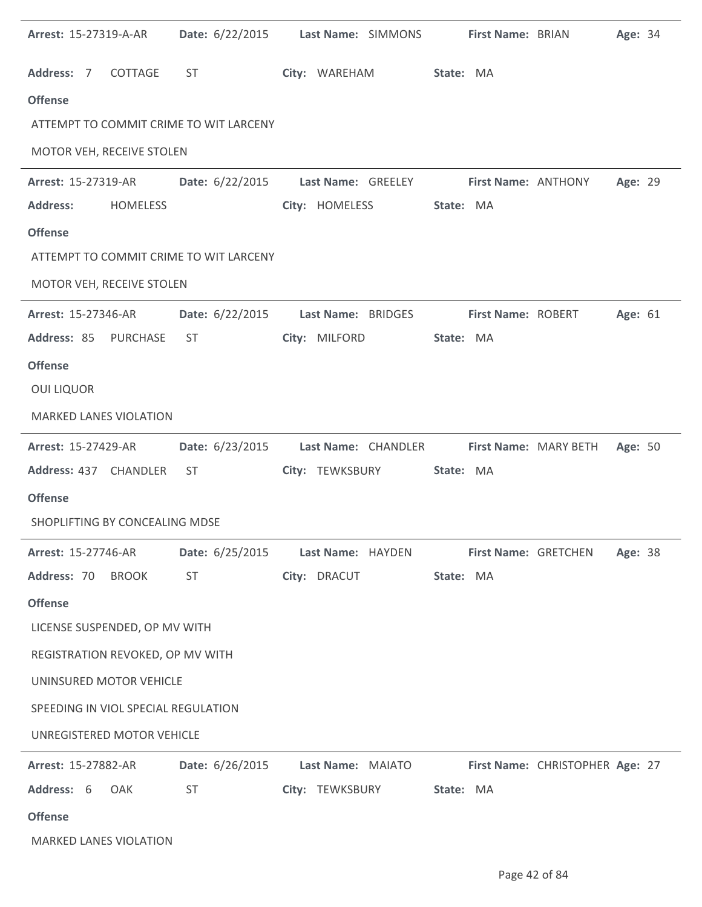**Arrest:** 15-27319-A-AR **Date:** 6/22/2015 **Last Name:** SIMMONS **First Name:** BRIAN **Age:** 34

**Address:** 7 COTTAGE ST **City:** WAREHAM **State:** MA

**Offense**

ATTEMPT TO COMMIT CRIME TO WIT LARCENY

MOTOR VEH, RECEIVE STOLEN

---

**Arrest:** 15-27319-AR **Date:** 6/22/2015 **Last Name:** GREELEY **First Name:** ANTHONY **Age:** 29

**Address:** HOMELESS **City:** HOMELESS **State:** MA

**Offense**

ATTEMPT TO COMMIT CRIME TO WIT LARCENY

MOTOR VEH, RECEIVE STOLEN

---

**Arrest:** 15-27346-AR **Date:** 6/22/2015 **Last Name:** BRIDGES **First Name:** ROBERT **Age:** 61

**Address:** 85 PURCHASE ST **City:** MILFORD **State:** MA

**Offense**

OUI LIQUOR

MARKED LANES VIOLATION

---

**Arrest:** 15-27429-AR **Date:** 6/23/2015 **Last Name:** CHANDLER **First Name:** MARY BETH **Age:** 50

**Address:** 437 CHANDLER ST **City:** TEWKSBURY **State:** MA

**Offense**

SHOPLIFTING BY CONCEALING MDSE

---

**Arrest:** 15-27746-AR **Date:** 6/25/2015 **Last Name:** HAYDEN **First Name:** GRETCHEN **Age:** 38

**Address:** 70 BROOK ST **City:** DRACUT **State:** MA

**Offense**

LICENSE SUSPENDED, OP MV WITH

REGISTRATION REVOKED, OP MV WITH

UNINSURED MOTOR VEHICLE

SPEEDING IN VIOL SPECIAL REGULATION

UNREGISTERED MOTOR VEHICLE

---

**Arrest:** 15-27882-AR **Date:** 6/26/2015 **Last Name:** MAIATO **First Name:** CHRISTOPHER **Age:** 27

**Address:** 6 OAK ST **City:** TEWKSBURY **State:** MA

**Offense**

MARKED LANES VIOLATION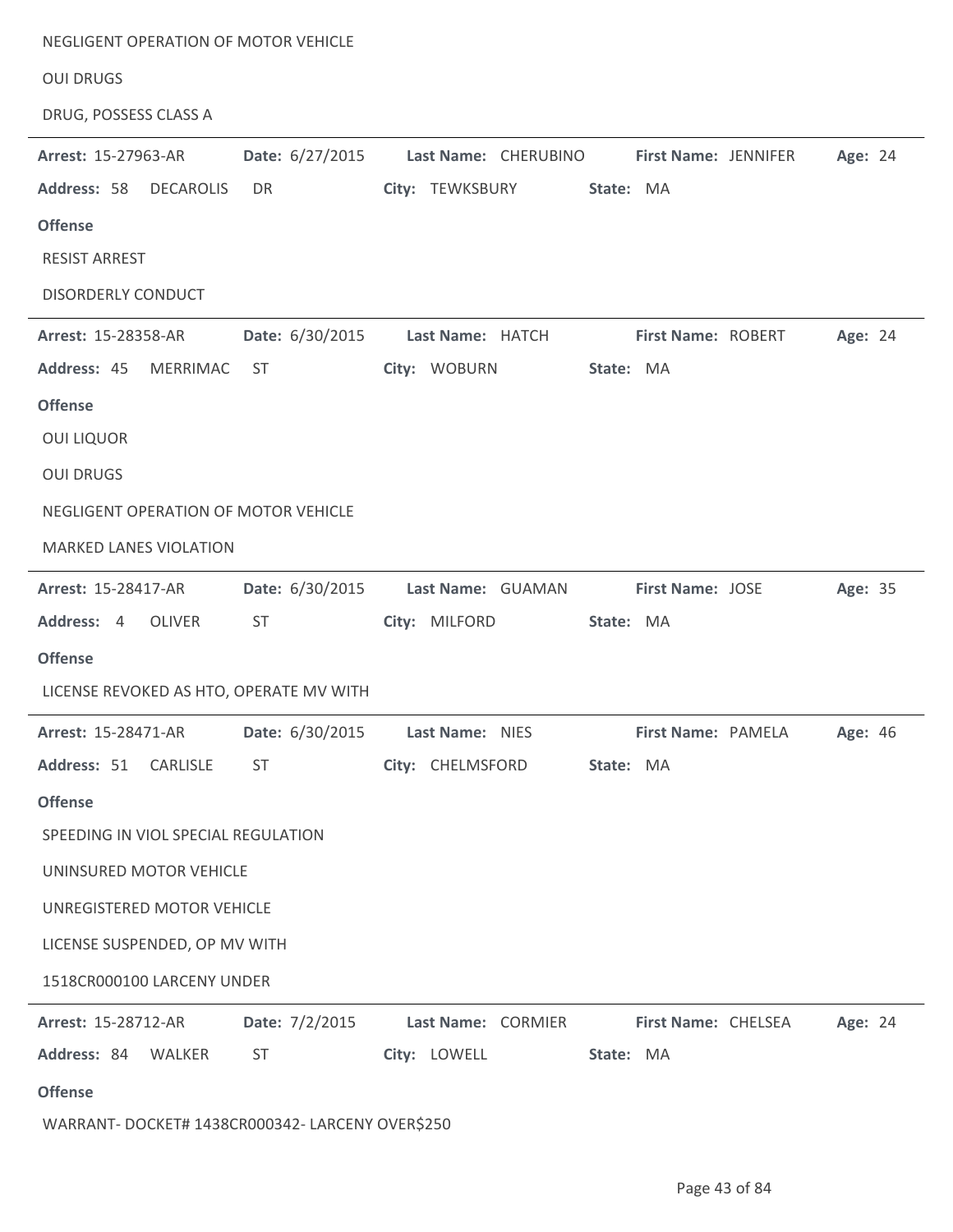NEGLIGENT OPERATION OF MOTOR VEHICLE

OUI DRUGS

DRUG, POSSESS CLASS A

---

**Arrest:** 15-27963-AR **Date:** 6/27/2015 **Last Name:** CHERUBINO **First Name:** JENNIFER **Age:** 24

**Address:** 58 DECAROLIS DR **City:** TEWKSBURY **State:** MA

**Offense**

RESIST ARREST

DISORDERLY CONDUCT

---

**Arrest:** 15-28358-AR **Date:** 6/30/2015 **Last Name:** HATCH **First Name:** ROBERT **Age:** 24

**Address:** 45 MERRIMAC ST **City:** WOBURN **State:** MA

**Offense**

OUI LIQUOR

OUI DRUGS

NEGLIGENT OPERATION OF MOTOR VEHICLE

MARKED LANES VIOLATION

---

**Arrest:** 15-28417-AR **Date:** 6/30/2015 **Last Name:** GUAMAN **First Name:** JOSE **Age:** 35

**Address:** 4 OLIVER ST **City:** MILFORD **State:** MA

**Offense**

LICENSE REVOKED AS HTO, OPERATE MV WITH

---

**Arrest:** 15-28471-AR **Date:** 6/30/2015 **Last Name:** NIES **First Name:** PAMELA **Age:** 46

**Address:** 51 CARLISLE ST **City:** CHELMSFORD **State:** MA

**Offense**

SPEEDING IN VIOL SPECIAL REGULATION

UNINSURED MOTOR VEHICLE

UNREGISTERED MOTOR VEHICLE

LICENSE SUSPENDED, OP MV WITH

1518CR000100 LARCENY UNDER

---

**Arrest:** 15-28712-AR **Date:** 7/2/2015 **Last Name:** CORMIER **First Name:** CHELSEA **Age:** 24

**Address:** 84 WALKER ST **City:** LOWELL **State:** MA

**Offense**

WARRANT- DOCKET# 1438CR000342- LARCENY OVER$250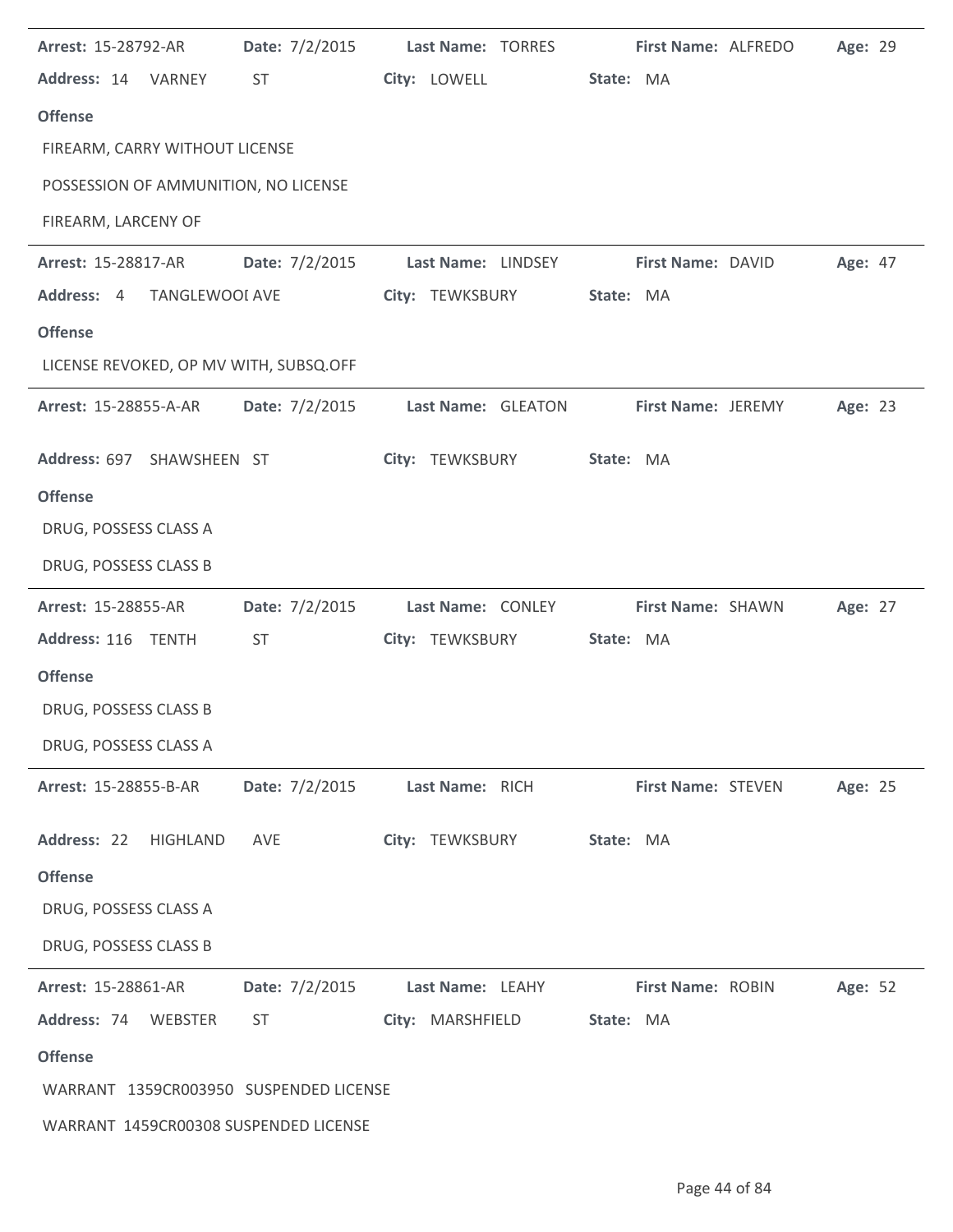**Arrest:** 15-28792-AR **Date:** 7/2/2015 **Last Name:** TORRES **First Name:** ALFREDO **Age:** 29

**Address:** 14 VARNEY ST **City:** LOWELL **State:** MA

**Offense**

FIREARM, CARRY WITHOUT LICENSE

POSSESSION OF AMMUNITION, NO LICENSE

FIREARM, LARCENY OF

---

**Arrest:** 15-28817-AR **Date:** 7/2/2015 **Last Name:** LINDSEY **First Name:** DAVID **Age:** 47

**Address:** 4 TANGLEWOOI AVE **City:** TEWKSBURY **State:** MA

**Offense**

LICENSE REVOKED, OP MV WITH, SUBSQ.OFF

---

**Arrest:** 15-28855-A-AR **Date:** 7/2/2015 **Last Name:** GLEATON **First Name:** JEREMY **Age:** 23

**Address:** 697 SHAWSHEEN ST **City:** TEWKSBURY **State:** MA

**Offense**

DRUG, POSSESS CLASS A

DRUG, POSSESS CLASS B

---

**Arrest:** 15-28855-AR **Date:** 7/2/2015 **Last Name:** CONLEY **First Name:** SHAWN **Age:** 27

**Address:** 116 TENTH ST **City:** TEWKSBURY **State:** MA

**Offense**

DRUG, POSSESS CLASS B

DRUG, POSSESS CLASS A

---

**Arrest:** 15-28855-B-AR **Date:** 7/2/2015 **Last Name:** RICH **First Name:** STEVEN **Age:** 25

**Address:** 22 HIGHLAND AVE **City:** TEWKSBURY **State:** MA

**Offense**

DRUG, POSSESS CLASS A

DRUG, POSSESS CLASS B

---

**Arrest:** 15-28861-AR **Date:** 7/2/2015 **Last Name:** LEAHY **First Name:** ROBIN **Age:** 52

**Address:** 74 WEBSTER ST **City:** MARSHFIELD **State:** MA

**Offense**

WARRANT 1359CR003950 SUSPENDED LICENSE

WARRANT 1459CR00308 SUSPENDED LICENSE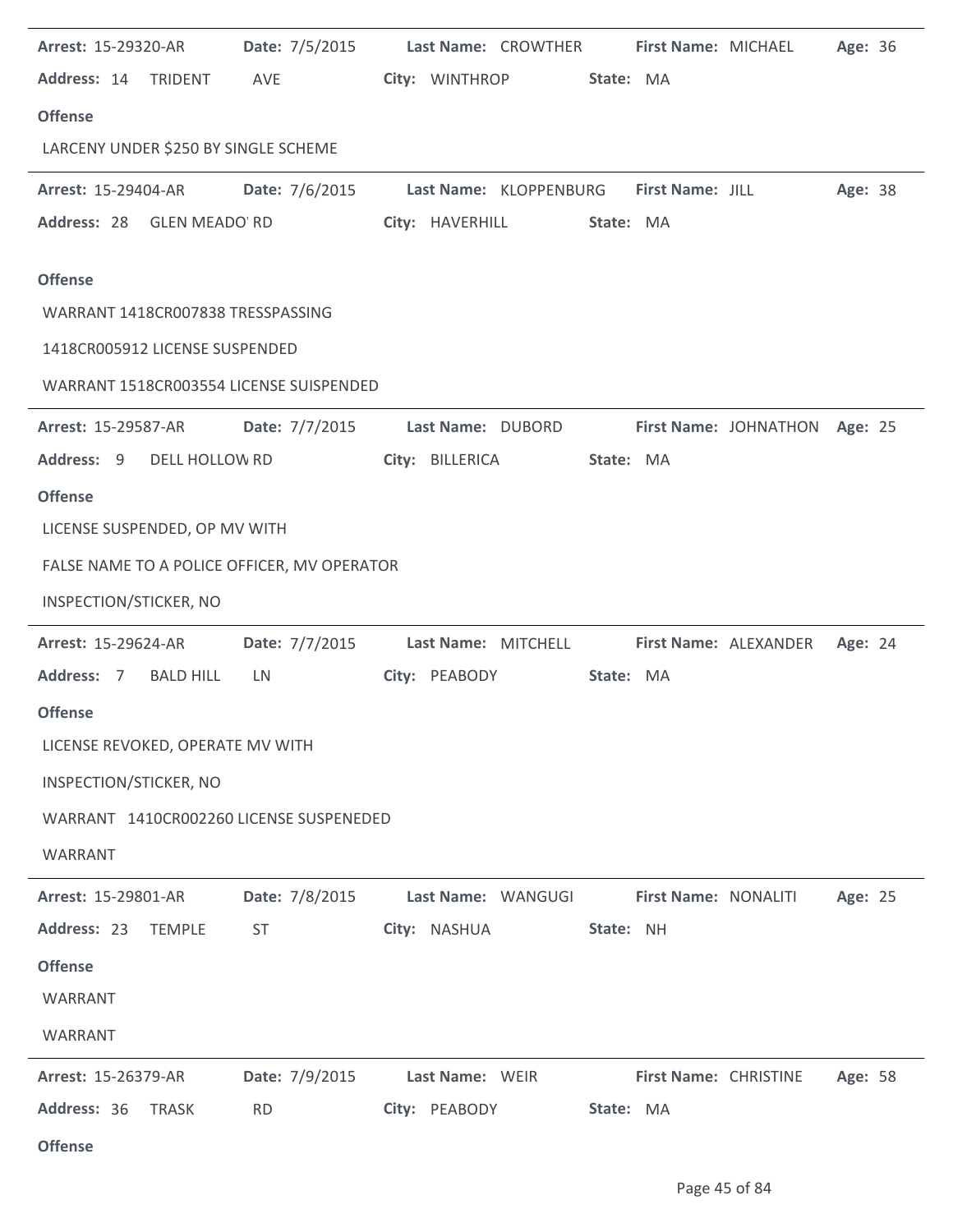**Arrest:** 15-29320-AR **Date:** 7/5/2015 **Last Name:** CROWTHER **First Name:** MICHAEL **Age:** 36
**Address:** 14 TRIDENT AVE **City:** WINTHROP **State:** MA

**Offense**

LARCENY UNDER $250 BY SINGLE SCHEME

---

**Arrest:** 15-29404-AR **Date:** 7/6/2015 **Last Name:** KLOPPENBURG **First Name:** JILL **Age:** 38
**Address:** 28 GLEN MEADO' RD **City:** HAVERHILL **State:** MA

**Offense**

WARRANT 1418CR007838 TRESSPASSING

1418CR005912 LICENSE SUSPENDED

WARRANT 1518CR003554 LICENSE SUISPENDED

---

**Arrest:** 15-29587-AR **Date:** 7/7/2015 **Last Name:** DUBORD **First Name:** JOHNATHON **Age:** 25
**Address:** 9 DELL HOLLOW RD **City:** BILLERICA **State:** MA

**Offense**

LICENSE SUSPENDED, OP MV WITH

FALSE NAME TO A POLICE OFFICER, MV OPERATOR

INSPECTION/STICKER, NO

---

**Arrest:** 15-29624-AR **Date:** 7/7/2015 **Last Name:** MITCHELL **First Name:** ALEXANDER **Age:** 24
**Address:** 7 BALD HILL LN **City:** PEABODY **State:** MA

**Offense**

LICENSE REVOKED, OPERATE MV WITH

INSPECTION/STICKER, NO

WARRANT 1410CR002260 LICENSE SUSPENEDED

WARRANT

---

**Arrest:** 15-29801-AR **Date:** 7/8/2015 **Last Name:** WANGUGI **First Name:** NONALITI **Age:** 25
**Address:** 23 TEMPLE ST **City:** NASHUA **State:** NH

**Offense**

WARRANT

WARRANT

---

**Arrest:** 15-26379-AR **Date:** 7/9/2015 **Last Name:** WEIR **First Name:** CHRISTINE **Age:** 58
**Address:** 36 TRASK RD **City:** PEABODY **State:** MA

**Offense**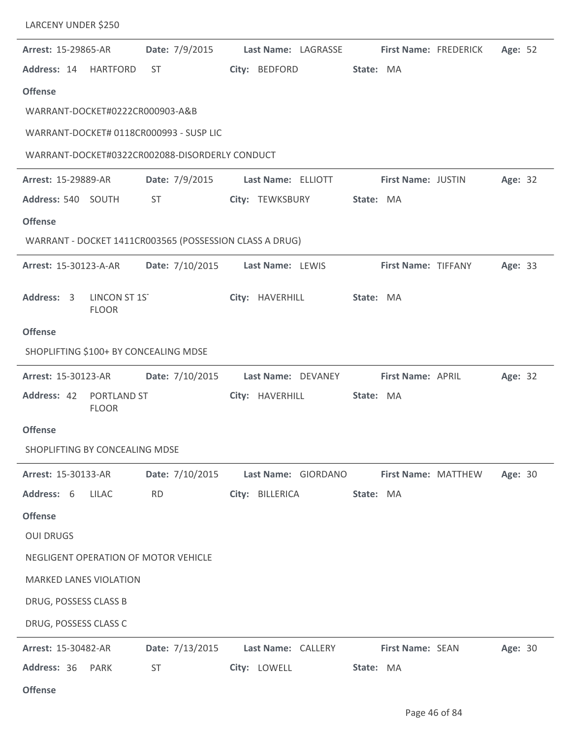LARCENY UNDER $250

---

**Arrest:** 15-29865-AR **Date:** 7/9/2015 **Last Name:** LAGRASSE **First Name:** FREDERICK **Age:** 52

**Address:** 14 HARTFORD ST **City:** BEDFORD **State:** MA

**Offense**

WARRANT-DOCKET#0222CR000903-A&B

WARRANT-DOCKET# 0118CR000993 - SUSP LIC

WARRANT-DOCKET#0322CR002088-DISORDERLY CONDUCT

---

**Arrest:** 15-29889-AR **Date:** 7/9/2015 **Last Name:** ELLIOTT **First Name:** JUSTIN **Age:** 32

**Address:** 540 SOUTH ST **City:** TEWKSBURY **State:** MA

**Offense**

WARRANT - DOCKET 1411CR003565 (POSSESSION CLASS A DRUG)

---

**Arrest:** 15-30123-A-AR **Date:** 7/10/2015 **Last Name:** LEWIS **First Name:** TIFFANY **Age:** 33

**Address:** 3 LINCON ST 1ST FLOOR **City:** HAVERHILL **State:** MA

**Offense**

SHOPLIFTING $100+ BY CONCEALING MDSE

---

**Arrest:** 15-30123-AR **Date:** 7/10/2015 **Last Name:** DEVANEY **First Name:** APRIL **Age:** 32

**Address:** 42 PORTLAND ST FLOOR **City:** HAVERHILL **State:** MA

**Offense**

SHOPLIFTING BY CONCEALING MDSE

---

**Arrest:** 15-30133-AR **Date:** 7/10/2015 **Last Name:** GIORDANO **First Name:** MATTHEW **Age:** 30

**Address:** 6 LILAC RD **City:** BILLERICA **State:** MA

**Offense**

OUI DRUGS

NEGLIGENT OPERATION OF MOTOR VEHICLE

MARKED LANES VIOLATION

DRUG, POSSESS CLASS B

DRUG, POSSESS CLASS C

---

**Arrest:** 15-30482-AR **Date:** 7/13/2015 **Last Name:** CALLERY **First Name:** SEAN **Age:** 30

**Address:** 36 PARK ST **City:** LOWELL **State:** MA

**Offense**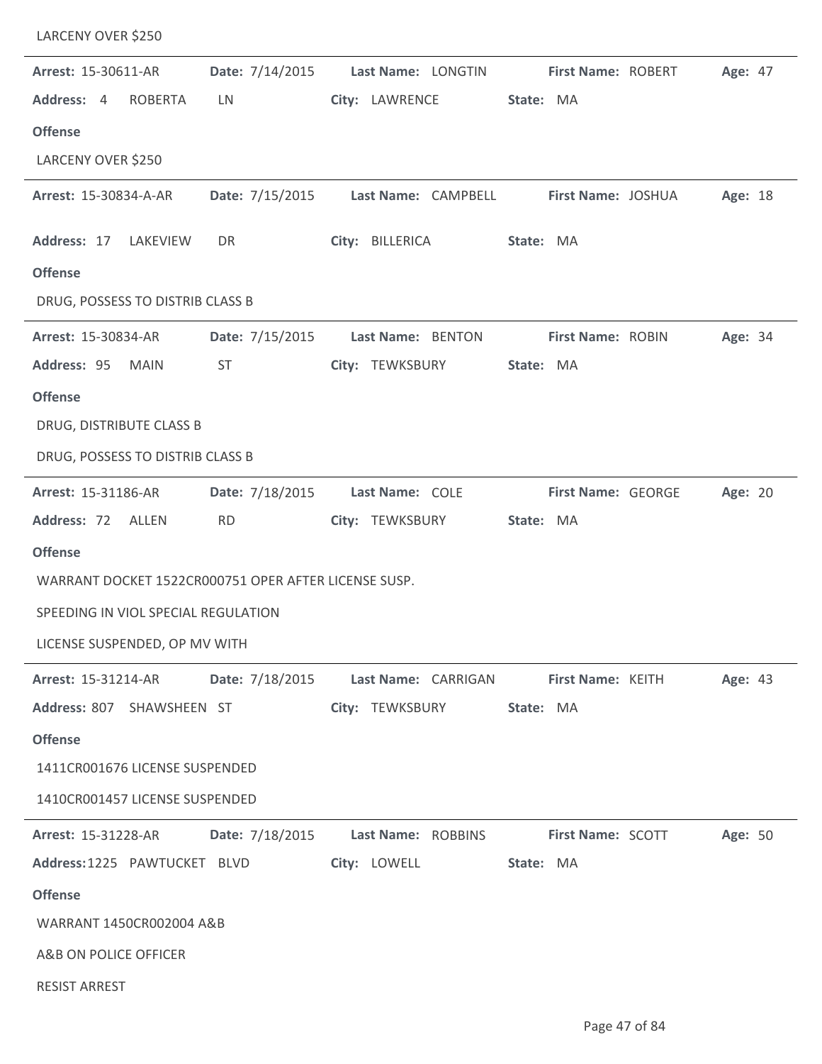LARCENY OVER $250

---

**Arrest:** 15-30611-AR **Date:** 7/14/2015 **Last Name:** LONGTIN **First Name:** ROBERT **Age:** 47

**Address:** 4 ROBERTA LN **City:** LAWRENCE **State:** MA

**Offense**

LARCENY OVER $250

---

**Arrest:** 15-30834-A-AR **Date:** 7/15/2015 **Last Name:** CAMPBELL **First Name:** JOSHUA **Age:** 18

**Address:** 17 LAKEVIEW DR **City:** BILLERICA **State:** MA

**Offense**

DRUG, POSSESS TO DISTRIB CLASS B

---

**Arrest:** 15-30834-AR **Date:** 7/15/2015 **Last Name:** BENTON **First Name:** ROBIN **Age:** 34

**Address:** 95 MAIN ST **City:** TEWKSBURY **State:** MA

**Offense**

DRUG, DISTRIBUTE CLASS B

DRUG, POSSESS TO DISTRIB CLASS B

---

**Arrest:** 15-31186-AR **Date:** 7/18/2015 **Last Name:** COLE **First Name:** GEORGE **Age:** 20

**Address:** 72 ALLEN RD **City:** TEWKSBURY **State:** MA

**Offense**

WARRANT DOCKET 1522CR000751 OPER AFTER LICENSE SUSP.

SPEEDING IN VIOL SPECIAL REGULATION

LICENSE SUSPENDED, OP MV WITH

---

**Arrest:** 15-31214-AR **Date:** 7/18/2015 **Last Name:** CARRIGAN **First Name:** KEITH **Age:** 43

**Address:** 807 SHAWSHEEN ST **City:** TEWKSBURY **State:** MA

**Offense**

1411CR001676 LICENSE SUSPENDED

1410CR001457 LICENSE SUSPENDED

---

**Arrest:** 15-31228-AR **Date:** 7/18/2015 **Last Name:** ROBBINS **First Name:** SCOTT **Age:** 50

**Address:** 1225 PAWTUCKET BLVD **City:** LOWELL **State:** MA

**Offense**

WARRANT 1450CR002004 A&B

A&B ON POLICE OFFICER

RESIST ARREST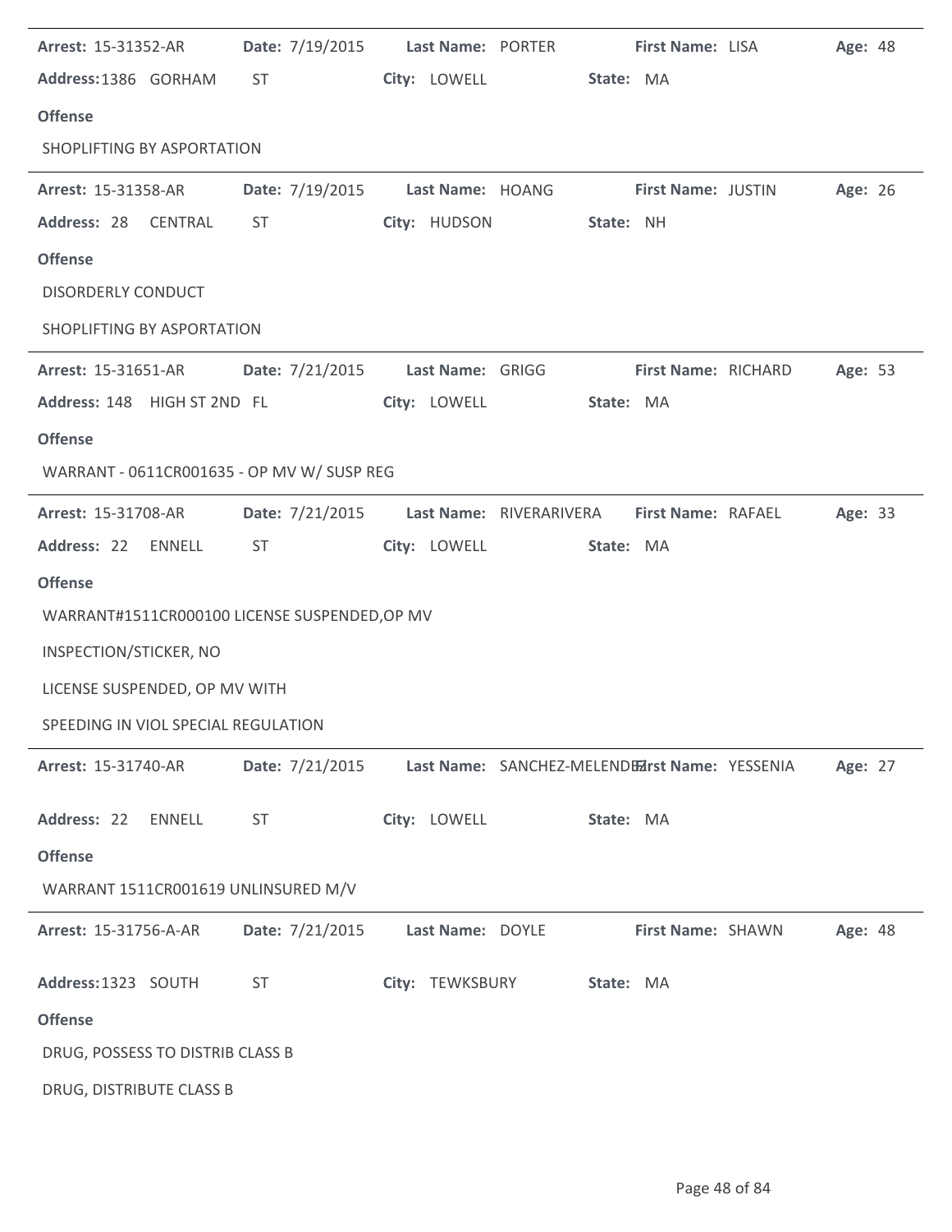**Arrest:** 15-31352-AR **Date:** 7/19/2015 **Last Name:** PORTER **First Name:** LISA **Age:** 48

**Address:** 1386 GORHAM ST **City:** LOWELL **State:** MA

**Offense**

SHOPLIFTING BY ASPORTATION

---

**Arrest:** 15-31358-AR **Date:** 7/19/2015 **Last Name:** HOANG **First Name:** JUSTIN **Age:** 26

**Address:** 28 CENTRAL ST **City:** HUDSON **State:** NH

**Offense**

DISORDERLY CONDUCT

SHOPLIFTING BY ASPORTATION

---

**Arrest:** 15-31651-AR **Date:** 7/21/2015 **Last Name:** GRIGG **First Name:** RICHARD **Age:** 53

**Address:** 148 HIGH ST 2ND FL **City:** LOWELL **State:** MA

**Offense**

WARRANT - 0611CR001635 - OP MV W/ SUSP REG

---

**Arrest:** 15-31708-AR **Date:** 7/21/2015 **Last Name:** RIVERARIVERA **First Name:** RAFAEL **Age:** 33

**Address:** 22 ENNELL ST **City:** LOWELL **State:** MA

**Offense**

WARRANT#1511CR000100 LICENSE SUSPENDED,OP MV

INSPECTION/STICKER, NO

LICENSE SUSPENDED, OP MV WITH

SPEEDING IN VIOL SPECIAL REGULATION

---

**Arrest:** 15-31740-AR **Date:** 7/21/2015 **Last Name:** SANCHEZ-MELENDEZ **First Name:** YESSENIA **Age:** 27

**Address:** 22 ENNELL ST **City:** LOWELL **State:** MA

**Offense**

WARRANT 1511CR001619 UNLINSURED M/V

---

**Arrest:** 15-31756-A-AR **Date:** 7/21/2015 **Last Name:** DOYLE **First Name:** SHAWN **Age:** 48

**Address:** 1323 SOUTH ST **City:** TEWKSBURY **State:** MA

**Offense**

DRUG, POSSESS TO DISTRIB CLASS B

DRUG, DISTRIBUTE CLASS B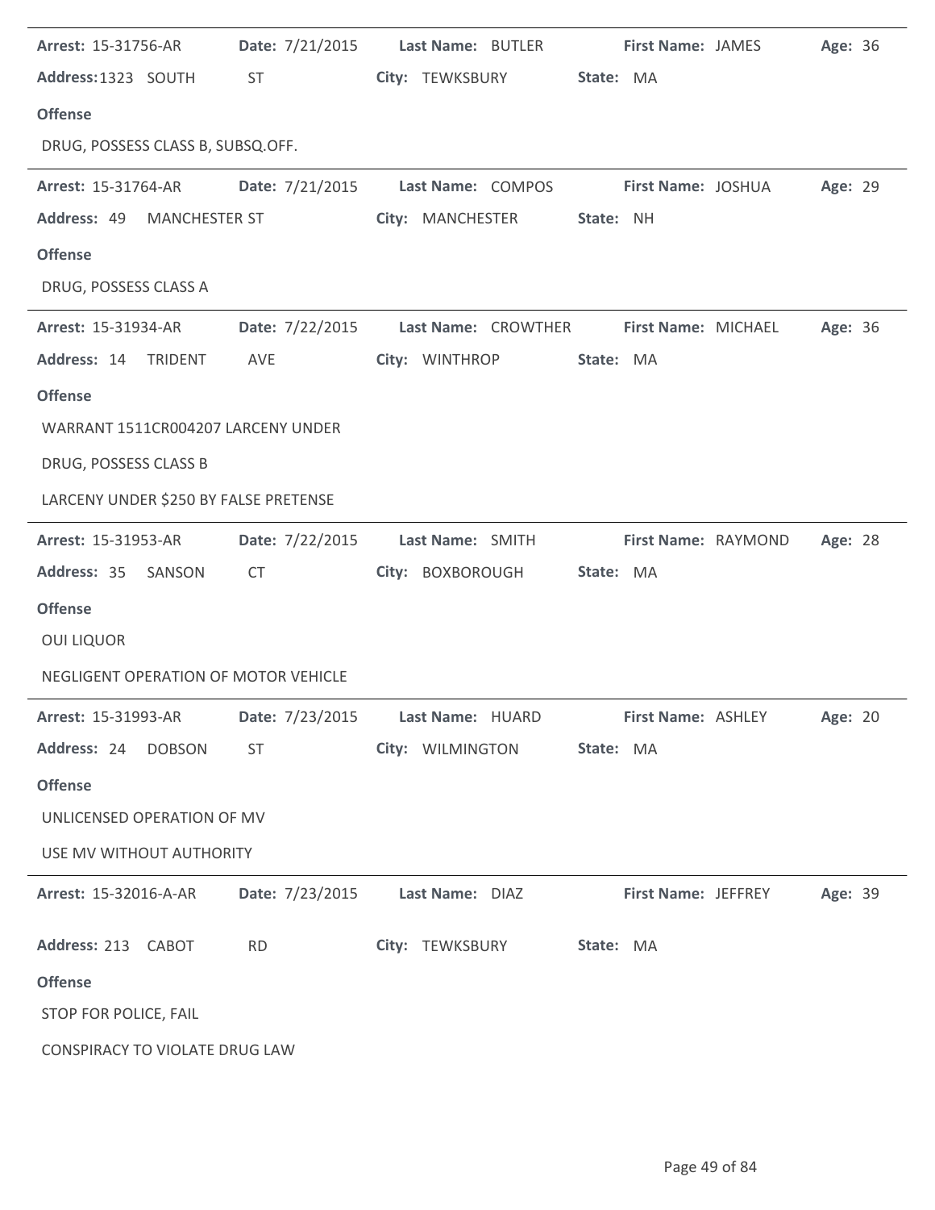**Arrest:** 15-31756-AR **Date:** 7/21/2015 **Last Name:** BUTLER **First Name:** JAMES **Age:** 36

**Address:** 1323 SOUTH ST **City:** TEWKSBURY **State:** MA

**Offense**

DRUG, POSSESS CLASS B, SUBSQ.OFF.

---

**Arrest:** 15-31764-AR **Date:** 7/21/2015 **Last Name:** COMPOS **First Name:** JOSHUA **Age:** 29

**Address:** 49 MANCHESTER ST **City:** MANCHESTER **State:** NH

**Offense**

DRUG, POSSESS CLASS A

---

**Arrest:** 15-31934-AR **Date:** 7/22/2015 **Last Name:** CROWTHER **First Name:** MICHAEL **Age:** 36

**Address:** 14 TRIDENT AVE **City:** WINTHROP **State:** MA

**Offense**

WARRANT 1511CR004207 LARCENY UNDER

DRUG, POSSESS CLASS B

LARCENY UNDER $250 BY FALSE PRETENSE

---

**Arrest:** 15-31953-AR **Date:** 7/22/2015 **Last Name:** SMITH **First Name:** RAYMOND **Age:** 28

**Address:** 35 SANSON CT **City:** BOXBOROUGH **State:** MA

**Offense**

OUI LIQUOR

NEGLIGENT OPERATION OF MOTOR VEHICLE

---

**Arrest:** 15-31993-AR **Date:** 7/23/2015 **Last Name:** HUARD **First Name:** ASHLEY **Age:** 20

**Address:** 24 DOBSON ST **City:** WILMINGTON **State:** MA

**Offense**

UNLICENSED OPERATION OF MV

USE MV WITHOUT AUTHORITY

---

**Arrest:** 15-32016-A-AR **Date:** 7/23/2015 **Last Name:** DIAZ **First Name:** JEFFREY **Age:** 39

**Address:** 213 CABOT RD **City:** TEWKSBURY **State:** MA

**Offense**

STOP FOR POLICE, FAIL

CONSPIRACY TO VIOLATE DRUG LAW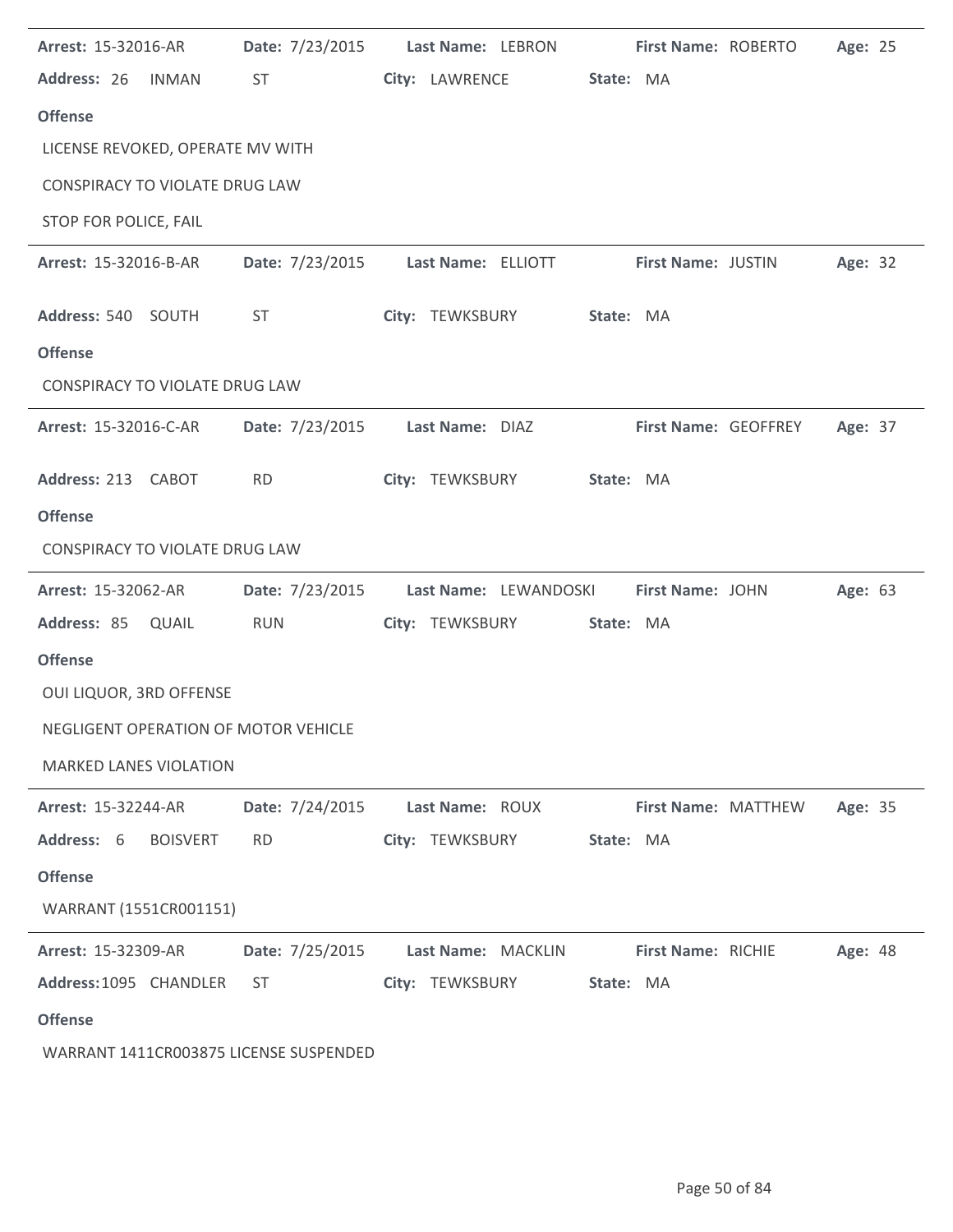**Arrest:** 15-32016-AR **Date:** 7/23/2015 **Last Name:** LEBRON **First Name:** ROBERTO **Age:** 25

**Address:** 26 INMAN ST **City:** LAWRENCE **State:** MA

**Offense**

LICENSE REVOKED, OPERATE MV WITH

CONSPIRACY TO VIOLATE DRUG LAW

STOP FOR POLICE, FAIL

---

**Arrest:** 15-32016-B-AR **Date:** 7/23/2015 **Last Name:** ELLIOTT **First Name:** JUSTIN **Age:** 32

**Address:** 540 SOUTH ST **City:** TEWKSBURY **State:** MA

**Offense**

CONSPIRACY TO VIOLATE DRUG LAW

---

**Arrest:** 15-32016-C-AR **Date:** 7/23/2015 **Last Name:** DIAZ **First Name:** GEOFFREY **Age:** 37

**Address:** 213 CABOT RD **City:** TEWKSBURY **State:** MA

**Offense**

CONSPIRACY TO VIOLATE DRUG LAW

---

**Arrest:** 15-32062-AR **Date:** 7/23/2015 **Last Name:** LEWANDOSKI **First Name:** JOHN **Age:** 63

**Address:** 85 QUAIL RUN **City:** TEWKSBURY **State:** MA

**Offense**

OUI LIQUOR, 3RD OFFENSE

NEGLIGENT OPERATION OF MOTOR VEHICLE

MARKED LANES VIOLATION

---

**Arrest:** 15-32244-AR **Date:** 7/24/2015 **Last Name:** ROUX **First Name:** MATTHEW **Age:** 35

**Address:** 6 BOISVERT RD **City:** TEWKSBURY **State:** MA

**Offense**

WARRANT (1551CR001151)

---

**Arrest:** 15-32309-AR **Date:** 7/25/2015 **Last Name:** MACKLIN **First Name:** RICHIE **Age:** 48

**Address:** 1095 CHANDLER ST **City:** TEWKSBURY **State:** MA

**Offense**

WARRANT 1411CR003875 LICENSE SUSPENDED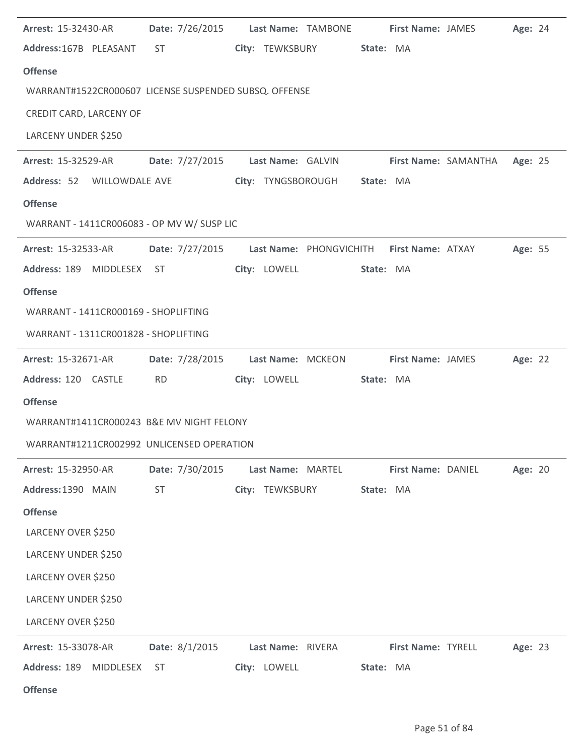**Arrest:** 15-32430-AR **Date:** 7/26/2015 **Last Name:** TAMBONE **First Name:** JAMES **Age:** 24

**Address:** 167B PLEASANT ST **City:** TEWKSBURY **State:** MA

**Offense**

WARRANT#1522CR000607 LICENSE SUSPENDED SUBSQ. OFFENSE

CREDIT CARD, LARCENY OF

LARCENY UNDER $250

---

**Arrest:** 15-32529-AR **Date:** 7/27/2015 **Last Name:** GALVIN **First Name:** SAMANTHA **Age:** 25

**Address:** 52 WILLOWDALE AVE **City:** TYNGSBOROUGH **State:** MA

**Offense**

WARRANT - 1411CR006083 - OP MV W/ SUSP LIC

---

**Arrest:** 15-32533-AR **Date:** 7/27/2015 **Last Name:** PHONGVICHITH **First Name:** ATXAY **Age:** 55

**Address:** 189 MIDDLESEX ST **City:** LOWELL **State:** MA

**Offense**

WARRANT - 1411CR000169 - SHOPLIFTING

WARRANT - 1311CR001828 - SHOPLIFTING

---

**Arrest:** 15-32671-AR **Date:** 7/28/2015 **Last Name:** MCKEON **First Name:** JAMES **Age:** 22

**Address:** 120 CASTLE RD **City:** LOWELL **State:** MA

**Offense**

WARRANT#1411CR000243 B&E MV NIGHT FELONY

WARRANT#1211CR002992 UNLICENSED OPERATION

---

**Arrest:** 15-32950-AR **Date:** 7/30/2015 **Last Name:** MARTEL **First Name:** DANIEL **Age:** 20

**Address:** 1390 MAIN ST **City:** TEWKSBURY **State:** MA

**Offense**

LARCENY OVER $250

LARCENY UNDER $250

LARCENY OVER $250

LARCENY UNDER $250

LARCENY OVER $250

---

**Arrest:** 15-33078-AR **Date:** 8/1/2015 **Last Name:** RIVERA **First Name:** TYRELL **Age:** 23

**Address:** 189 MIDDLESEX ST **City:** LOWELL **State:** MA

**Offense**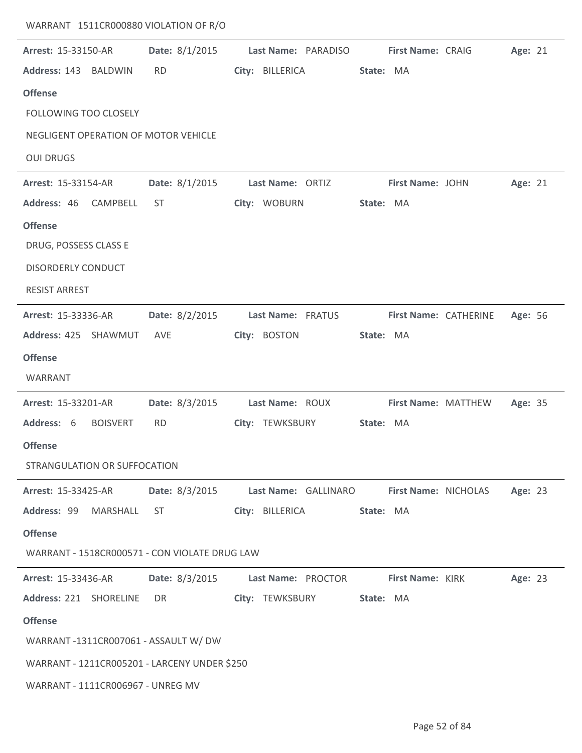WARRANT 1511CR000880 VIOLATION OF R/O

---

**Arrest:** 15-33150-AR **Date:** 8/1/2015 **Last Name:** PARADISO **First Name:** CRAIG **Age:** 21

**Address:** 143 BALDWIN RD **City:** BILLERICA **State:** MA

**Offense**

FOLLOWING TOO CLOSELY

NEGLIGENT OPERATION OF MOTOR VEHICLE

OUI DRUGS

---

**Arrest:** 15-33154-AR **Date:** 8/1/2015 **Last Name:** ORTIZ **First Name:** JOHN **Age:** 21

**Address:** 46 CAMPBELL ST **City:** WOBURN **State:** MA

**Offense**

DRUG, POSSESS CLASS E

DISORDERLY CONDUCT

RESIST ARREST

---

**Arrest:** 15-33336-AR **Date:** 8/2/2015 **Last Name:** FRATUS **First Name:** CATHERINE **Age:** 56

**Address:** 425 SHAWMUT AVE **City:** BOSTON **State:** MA

**Offense**

WARRANT

---

**Arrest:** 15-33201-AR **Date:** 8/3/2015 **Last Name:** ROUX **First Name:** MATTHEW **Age:** 35

**Address:** 6 BOISVERT RD **City:** TEWKSBURY **State:** MA

**Offense**

STRANGULATION OR SUFFOCATION

---

**Arrest:** 15-33425-AR **Date:** 8/3/2015 **Last Name:** GALLINARO **First Name:** NICHOLAS **Age:** 23

**Address:** 99 MARSHALL ST **City:** BILLERICA **State:** MA

**Offense**

WARRANT - 1518CR000571 - CON VIOLATE DRUG LAW

---

**Arrest:** 15-33436-AR **Date:** 8/3/2015 **Last Name:** PROCTOR **First Name:** KIRK **Age:** 23

**Address:** 221 SHORELINE DR **City:** TEWKSBURY **State:** MA

**Offense**

WARRANT -1311CR007061 - ASSAULT W/ DW

WARRANT - 1211CR005201 - LARCENY UNDER $250

WARRANT - 1111CR006967 - UNREG MV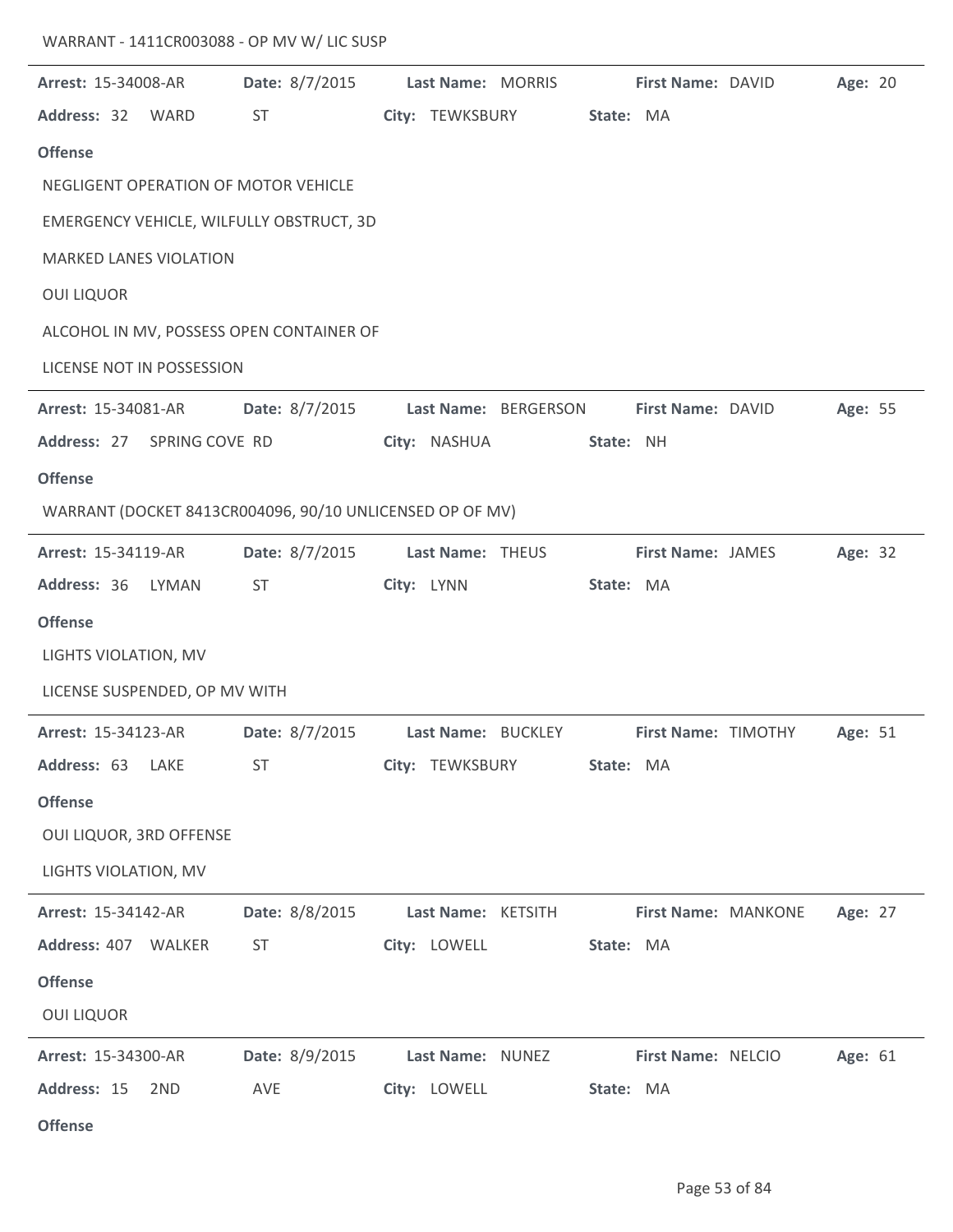WARRANT - 1411CR003088 - OP MV W/ LIC SUSP

---

**Arrest:** 15-34008-AR **Date:** 8/7/2015 **Last Name:** MORRIS **First Name:** DAVID **Age:** 20

**Address:** 32 WARD ST **City:** TEWKSBURY **State:** MA

**Offense**

NEGLIGENT OPERATION OF MOTOR VEHICLE

EMERGENCY VEHICLE, WILFULLY OBSTRUCT, 3D

MARKED LANES VIOLATION

OUI LIQUOR

ALCOHOL IN MV, POSSESS OPEN CONTAINER OF

LICENSE NOT IN POSSESSION

---

**Arrest:** 15-34081-AR **Date:** 8/7/2015 **Last Name:** BERGERSON **First Name:** DAVID **Age:** 55

**Address:** 27 SPRING COVE RD **City:** NASHUA **State:** NH

**Offense**

WARRANT (DOCKET 8413CR004096, 90/10 UNLICENSED OP OF MV)

---

**Arrest:** 15-34119-AR **Date:** 8/7/2015 **Last Name:** THEUS **First Name:** JAMES **Age:** 32

**Address:** 36 LYMAN ST **City:** LYNN **State:** MA

**Offense**

LIGHTS VIOLATION, MV

LICENSE SUSPENDED, OP MV WITH

---

**Arrest:** 15-34123-AR **Date:** 8/7/2015 **Last Name:** BUCKLEY **First Name:** TIMOTHY **Age:** 51

**Address:** 63 LAKE ST **City:** TEWKSBURY **State:** MA

**Offense**

OUI LIQUOR, 3RD OFFENSE

LIGHTS VIOLATION, MV

---

**Arrest:** 15-34142-AR **Date:** 8/8/2015 **Last Name:** KETSITH **First Name:** MANKONE **Age:** 27

**Address:** 407 WALKER ST **City:** LOWELL **State:** MA

**Offense**

OUI LIQUOR

---

**Arrest:** 15-34300-AR **Date:** 8/9/2015 **Last Name:** NUNEZ **First Name:** NELCIO **Age:** 61

**Address:** 15 2ND AVE **City:** LOWELL **State:** MA

**Offense**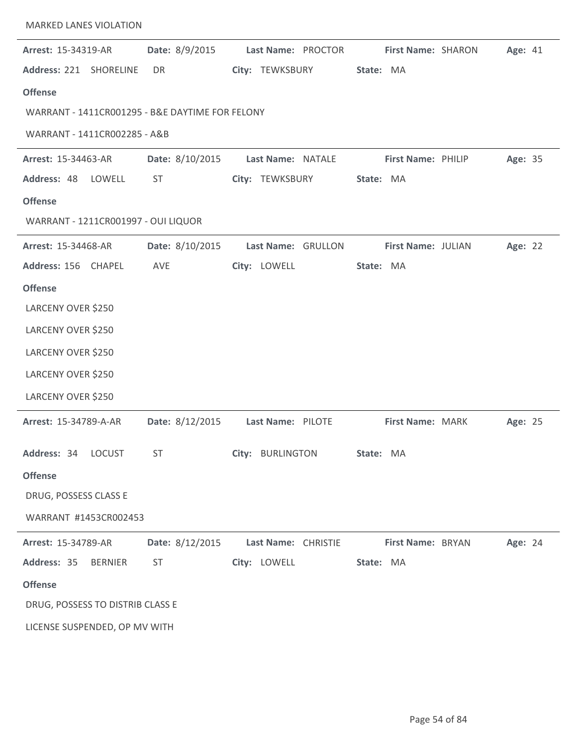MARKED LANES VIOLATION

---

**Arrest:** 15-34319-AR **Date:** 8/9/2015 **Last Name:** PROCTOR **First Name:** SHARON **Age:** 41

**Address:** 221 SHORELINE DR **City:** TEWKSBURY **State:** MA

**Offense**

WARRANT - 1411CR001295 - B&E DAYTIME FOR FELONY

WARRANT - 1411CR002285 - A&B

---

**Arrest:** 15-34463-AR **Date:** 8/10/2015 **Last Name:** NATALE **First Name:** PHILIP **Age:** 35

**Address:** 48 LOWELL ST **City:** TEWKSBURY **State:** MA

**Offense**

WARRANT - 1211CR001997 - OUI LIQUOR

---

**Arrest:** 15-34468-AR **Date:** 8/10/2015 **Last Name:** GRULLON **First Name:** JULIAN **Age:** 22

**Address:** 156 CHAPEL AVE **City:** LOWELL **State:** MA

**Offense**

LARCENY OVER $250

LARCENY OVER $250

LARCENY OVER $250

LARCENY OVER $250

LARCENY OVER $250

---

**Arrest:** 15-34789-A-AR **Date:** 8/12/2015 **Last Name:** PILOTE **First Name:** MARK **Age:** 25

**Address:** 34 LOCUST ST **City:** BURLINGTON **State:** MA

**Offense**

DRUG, POSSESS CLASS E

WARRANT #1453CR002453

---

**Arrest:** 15-34789-AR **Date:** 8/12/2015 **Last Name:** CHRISTIE **First Name:** BRYAN **Age:** 24

**Address:** 35 BERNIER ST **City:** LOWELL **State:** MA

**Offense**

DRUG, POSSESS TO DISTRIB CLASS E

LICENSE SUSPENDED, OP MV WITH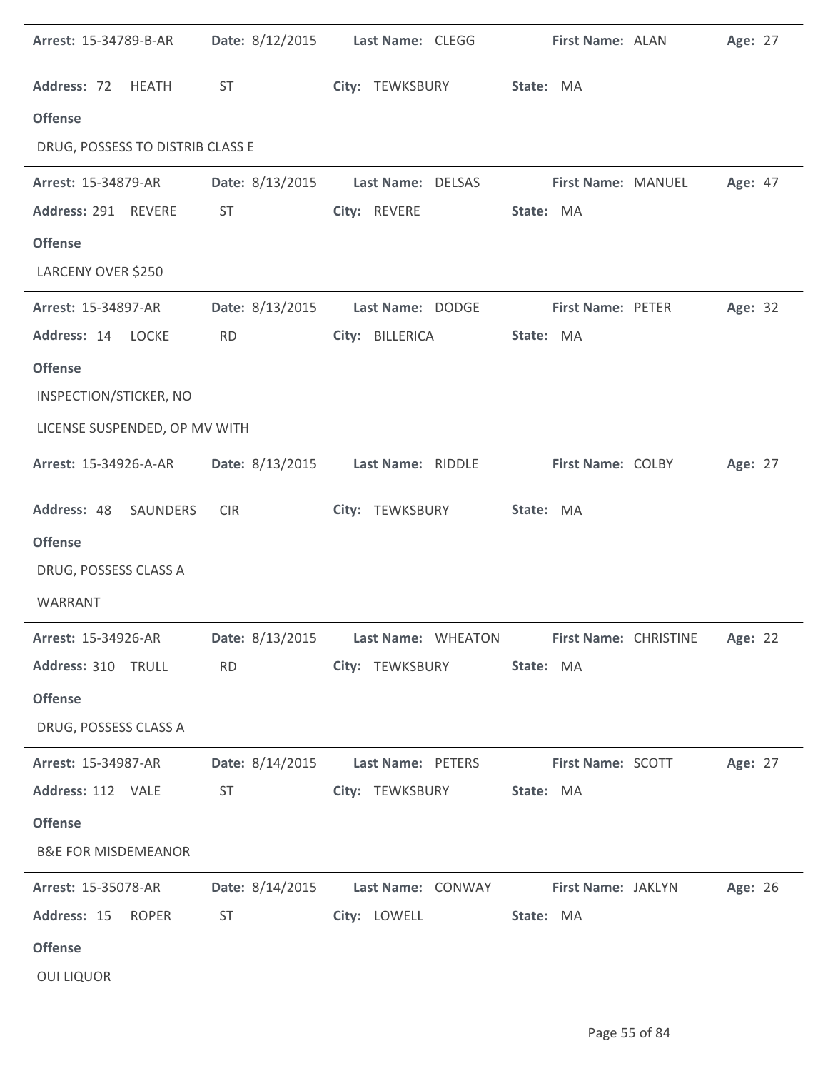**Arrest:** 15-34789-B-AR **Date:** 8/12/2015 **Last Name:** CLEGG **First Name:** ALAN **Age:** 27

**Address:** 72 HEATH ST **City:** TEWKSBURY **State:** MA

**Offense**

DRUG, POSSESS TO DISTRIB CLASS E

---

**Arrest:** 15-34879-AR **Date:** 8/13/2015 **Last Name:** DELSAS **First Name:** MANUEL **Age:** 47

**Address:** 291 REVERE ST **City:** REVERE **State:** MA

**Offense**

LARCENY OVER $250

---

**Arrest:** 15-34897-AR **Date:** 8/13/2015 **Last Name:** DODGE **First Name:** PETER **Age:** 32

**Address:** 14 LOCKE RD **City:** BILLERICA **State:** MA

**Offense**

INSPECTION/STICKER, NO

LICENSE SUSPENDED, OP MV WITH

---

**Arrest:** 15-34926-A-AR **Date:** 8/13/2015 **Last Name:** RIDDLE **First Name:** COLBY **Age:** 27

**Address:** 48 SAUNDERS CIR **City:** TEWKSBURY **State:** MA

**Offense**

DRUG, POSSESS CLASS A

WARRANT

---

**Arrest:** 15-34926-AR **Date:** 8/13/2015 **Last Name:** WHEATON **First Name:** CHRISTINE **Age:** 22

**Address:** 310 TRULL RD **City:** TEWKSBURY **State:** MA

**Offense**

DRUG, POSSESS CLASS A

---

**Arrest:** 15-34987-AR **Date:** 8/14/2015 **Last Name:** PETERS **First Name:** SCOTT **Age:** 27

**Address:** 112 VALE ST **City:** TEWKSBURY **State:** MA

**Offense**

B&E FOR MISDEMEANOR

---

**Arrest:** 15-35078-AR **Date:** 8/14/2015 **Last Name:** CONWAY **First Name:** JAKLYN **Age:** 26

**Address:** 15 ROPER ST **City:** LOWELL **State:** MA

**Offense**

OUI LIQUOR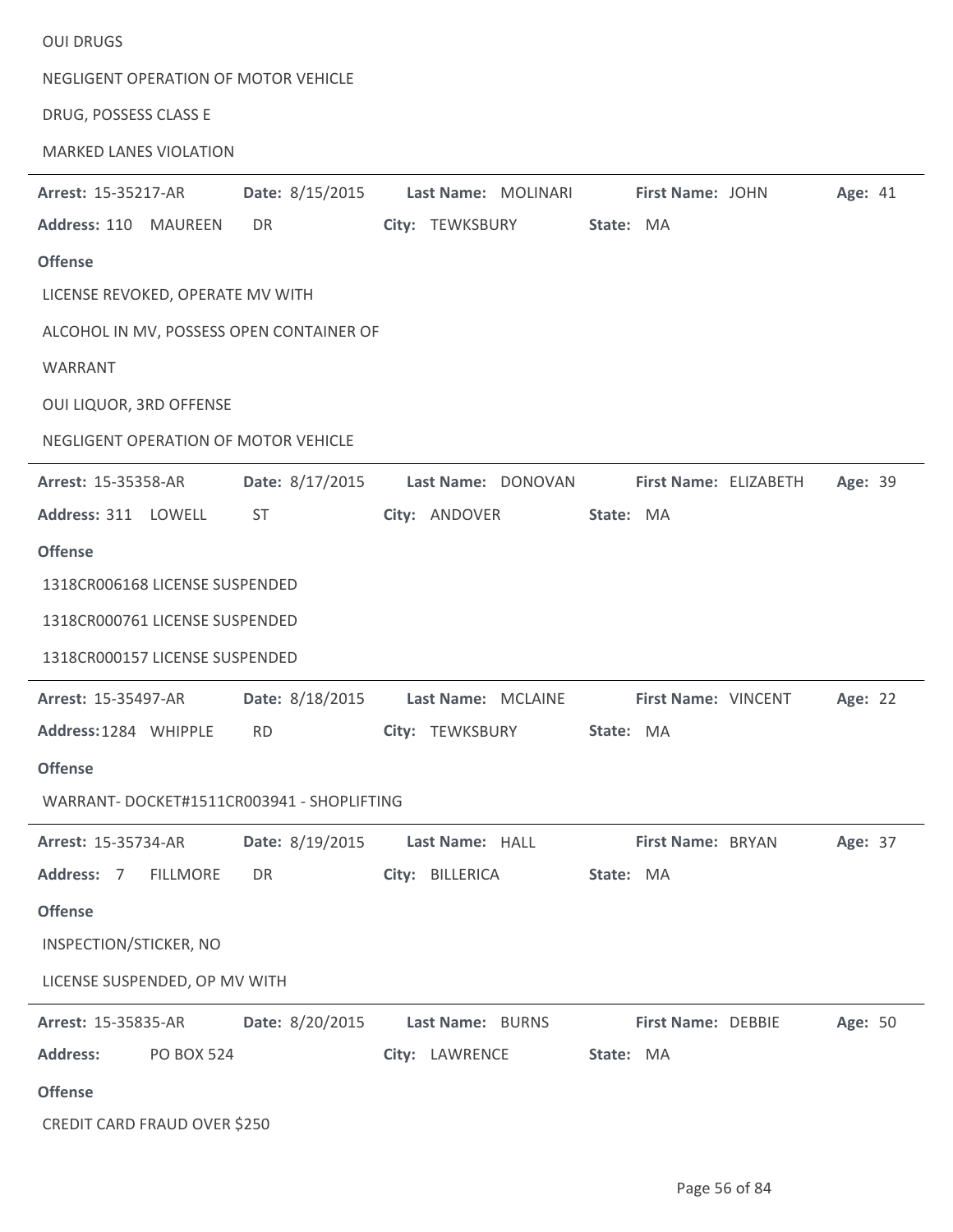OUI DRUGS

NEGLIGENT OPERATION OF MOTOR VEHICLE

DRUG, POSSESS CLASS E

MARKED LANES VIOLATION

---

**Arrest:** 15-35217-AR **Date:** 8/15/2015 **Last Name:** MOLINARI **First Name:** JOHN **Age:** 41

**Address:** 110 MAUREEN DR **City:** TEWKSBURY **State:** MA

**Offense**

LICENSE REVOKED, OPERATE MV WITH

ALCOHOL IN MV, POSSESS OPEN CONTAINER OF

WARRANT

OUI LIQUOR, 3RD OFFENSE

NEGLIGENT OPERATION OF MOTOR VEHICLE

---

**Arrest:** 15-35358-AR **Date:** 8/17/2015 **Last Name:** DONOVAN **First Name:** ELIZABETH **Age:** 39

**Address:** 311 LOWELL ST **City:** ANDOVER **State:** MA

**Offense**

1318CR006168 LICENSE SUSPENDED

1318CR000761 LICENSE SUSPENDED

1318CR000157 LICENSE SUSPENDED

---

**Arrest:** 15-35497-AR **Date:** 8/18/2015 **Last Name:** MCLAINE **First Name:** VINCENT **Age:** 22

**Address:** 1284 WHIPPLE RD **City:** TEWKSBURY **State:** MA

**Offense**

WARRANT- DOCKET#1511CR003941 - SHOPLIFTING

---

**Arrest:** 15-35734-AR **Date:** 8/19/2015 **Last Name:** HALL **First Name:** BRYAN **Age:** 37

**Address:** 7 FILLMORE DR **City:** BILLERICA **State:** MA

**Offense**

INSPECTION/STICKER, NO

LICENSE SUSPENDED, OP MV WITH

---

**Arrest:** 15-35835-AR **Date:** 8/20/2015 **Last Name:** BURNS **First Name:** DEBBIE **Age:** 50

**Address:** PO BOX 524 **City:** LAWRENCE **State:** MA

**Offense**

CREDIT CARD FRAUD OVER $250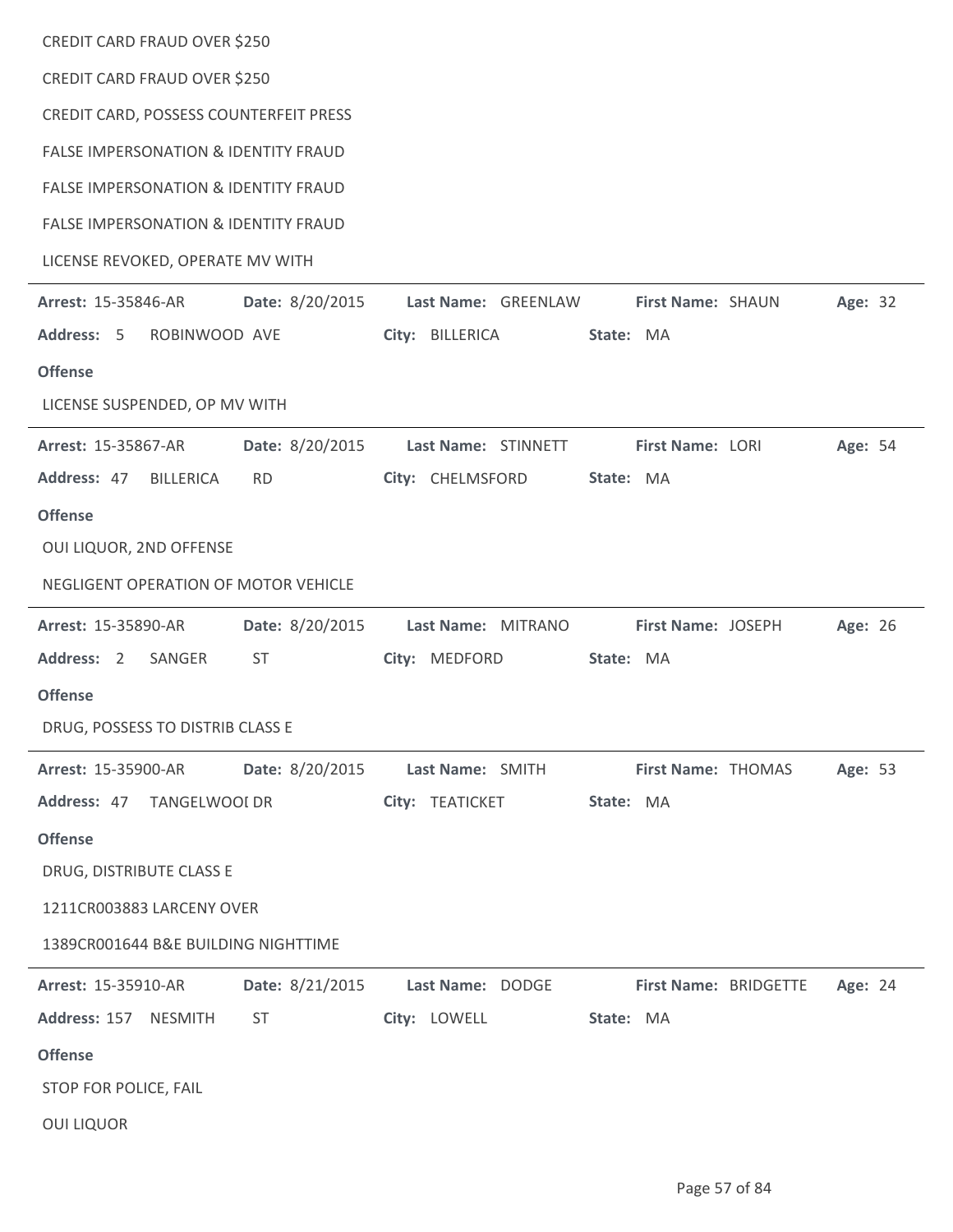CREDIT CARD FRAUD OVER $250

CREDIT CARD FRAUD OVER $250

CREDIT CARD, POSSESS COUNTERFEIT PRESS

FALSE IMPERSONATION & IDENTITY FRAUD

FALSE IMPERSONATION & IDENTITY FRAUD

FALSE IMPERSONATION & IDENTITY FRAUD

LICENSE REVOKED, OPERATE MV WITH

---

**Arrest:** 15-35846-AR **Date:** 8/20/2015 **Last Name:** GREENLAW **First Name:** SHAUN **Age:** 32

**Address:** 5 ROBINWOOD AVE **City:** BILLERICA **State:** MA

**Offense**

LICENSE SUSPENDED, OP MV WITH

---

**Arrest:** 15-35867-AR **Date:** 8/20/2015 **Last Name:** STINNETT **First Name:** LORI **Age:** 54

**Address:** 47 BILLERICA RD **City:** CHELMSFORD **State:** MA

**Offense**

OUI LIQUOR, 2ND OFFENSE

NEGLIGENT OPERATION OF MOTOR VEHICLE

---

**Arrest:** 15-35890-AR **Date:** 8/20/2015 **Last Name:** MITRANO **First Name:** JOSEPH **Age:** 26

**Address:** 2 SANGER ST **City:** MEDFORD **State:** MA

**Offense**

DRUG, POSSESS TO DISTRIB CLASS E

---

**Arrest:** 15-35900-AR **Date:** 8/20/2015 **Last Name:** SMITH **First Name:** THOMAS **Age:** 53

**Address:** 47 TANGELWOOI DR **City:** TEATICKET **State:** MA

**Offense**

DRUG, DISTRIBUTE CLASS E

1211CR003883 LARCENY OVER

1389CR001644 B&E BUILDING NIGHTTIME

---

**Arrest:** 15-35910-AR **Date:** 8/21/2015 **Last Name:** DODGE **First Name:** BRIDGETTE **Age:** 24

**Address:** 157 NESMITH ST **City:** LOWELL **State:** MA

**Offense**

STOP FOR POLICE, FAIL

OUI LIQUOR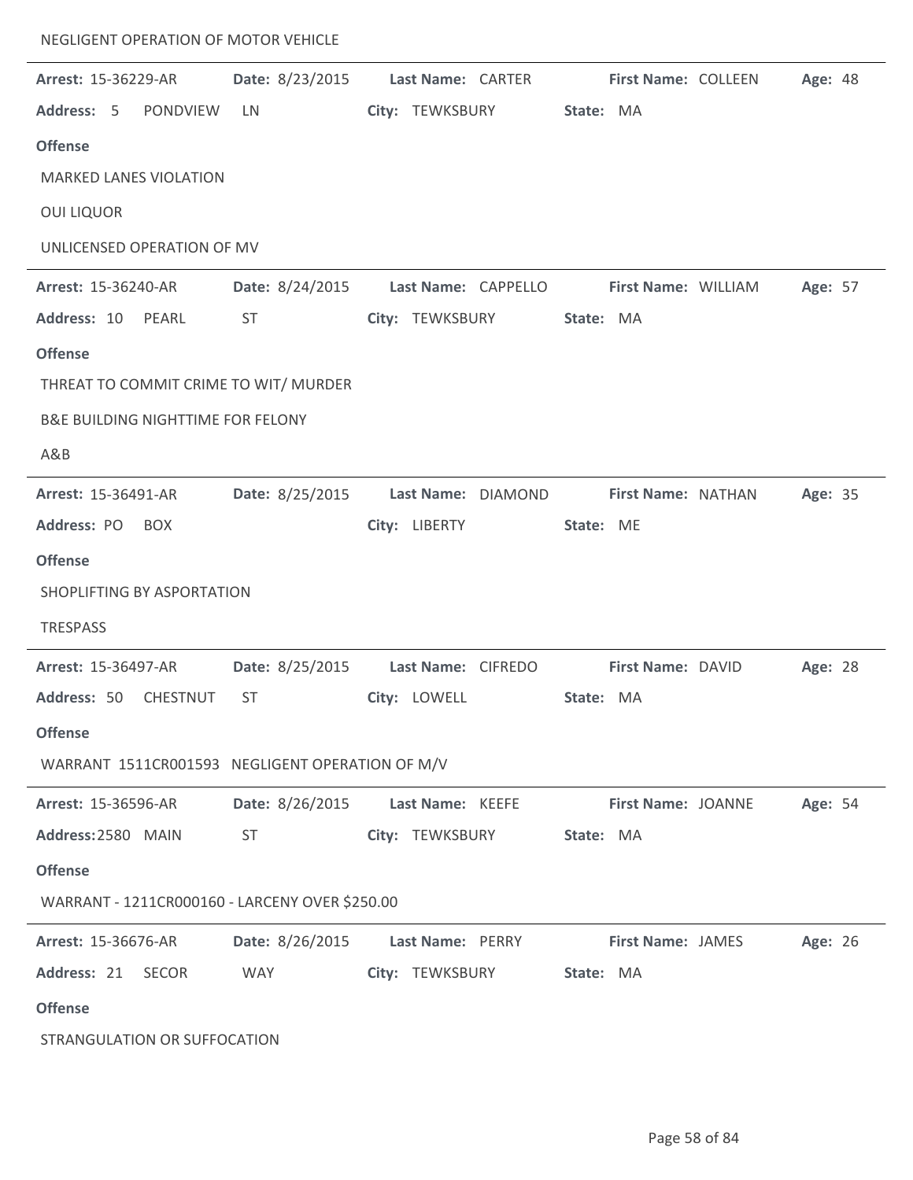NEGLIGENT OPERATION OF MOTOR VEHICLE

---

**Arrest:** 15-36229-AR **Date:** 8/23/2015 **Last Name:** CARTER **First Name:** COLLEEN **Age:** 48
**Address:** 5 PONDVIEW LN **City:** TEWKSBURY **State:** MA

**Offense**

MARKED LANES VIOLATION

OUI LIQUOR

UNLICENSED OPERATION OF MV

---

**Arrest:** 15-36240-AR **Date:** 8/24/2015 **Last Name:** CAPPELLO **First Name:** WILLIAM **Age:** 57
**Address:** 10 PEARL ST **City:** TEWKSBURY **State:** MA

**Offense**

THREAT TO COMMIT CRIME TO WIT/ MURDER

B&E BUILDING NIGHTTIME FOR FELONY

A&B

---

**Arrest:** 15-36491-AR **Date:** 8/25/2015 **Last Name:** DIAMOND **First Name:** NATHAN **Age:** 35
**Address:** PO BOX **City:** LIBERTY **State:** ME

**Offense**

SHOPLIFTING BY ASPORTATION

TRESPASS

---

**Arrest:** 15-36497-AR **Date:** 8/25/2015 **Last Name:** CIFREDO **First Name:** DAVID **Age:** 28
**Address:** 50 CHESTNUT ST **City:** LOWELL **State:** MA

**Offense**

WARRANT 1511CR001593 NEGLIGENT OPERATION OF M/V

---

**Arrest:** 15-36596-AR **Date:** 8/26/2015 **Last Name:** KEEFE **First Name:** JOANNE **Age:** 54
**Address:** 2580 MAIN ST **City:** TEWKSBURY **State:** MA

**Offense**

WARRANT - 1211CR000160 - LARCENY OVER $250.00

---

**Arrest:** 15-36676-AR **Date:** 8/26/2015 **Last Name:** PERRY **First Name:** JAMES **Age:** 26
**Address:** 21 SECOR WAY **City:** TEWKSBURY **State:** MA

**Offense**

STRANGULATION OR SUFFOCATION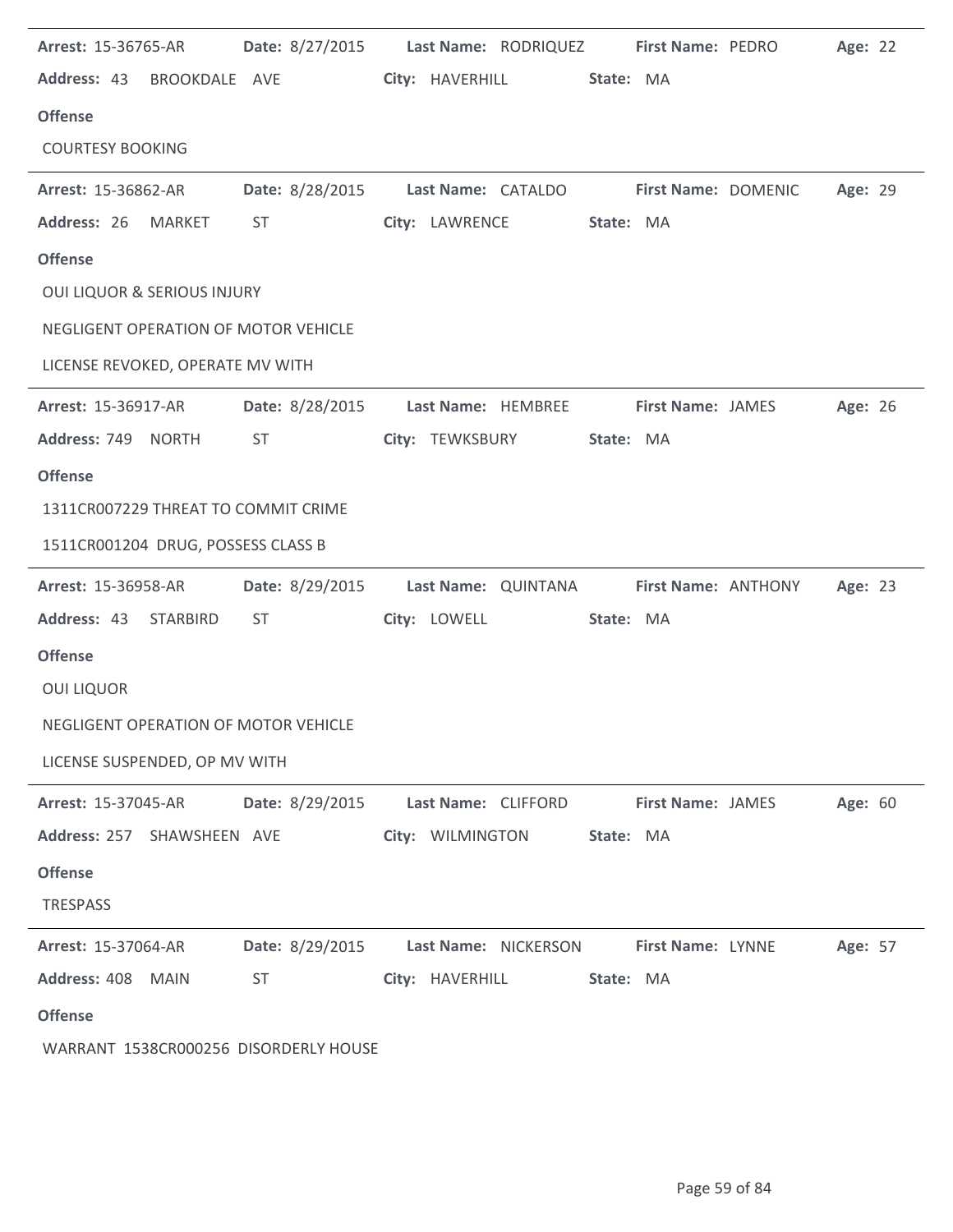**Arrest:** 15-36765-AR **Date:** 8/27/2015 **Last Name:** RODRIQUEZ **First Name:** PEDRO **Age:** 22
**Address:** 43 BROOKDALE AVE **City:** HAVERHILL **State:** MA

**Offense**

COURTESY BOOKING

---

**Arrest:** 15-36862-AR **Date:** 8/28/2015 **Last Name:** CATALDO **First Name:** DOMENIC **Age:** 29
**Address:** 26 MARKET ST **City:** LAWRENCE **State:** MA

**Offense**

OUI LIQUOR & SERIOUS INJURY

NEGLIGENT OPERATION OF MOTOR VEHICLE

LICENSE REVOKED, OPERATE MV WITH

---

**Arrest:** 15-36917-AR **Date:** 8/28/2015 **Last Name:** HEMBREE **First Name:** JAMES **Age:** 26
**Address:** 749 NORTH ST **City:** TEWKSBURY **State:** MA

**Offense**

1311CR007229 THREAT TO COMMIT CRIME

1511CR001204 DRUG, POSSESS CLASS B

---

**Arrest:** 15-36958-AR **Date:** 8/29/2015 **Last Name:** QUINTANA **First Name:** ANTHONY **Age:** 23
**Address:** 43 STARBIRD ST **City:** LOWELL **State:** MA

**Offense**

OUI LIQUOR

NEGLIGENT OPERATION OF MOTOR VEHICLE

LICENSE SUSPENDED, OP MV WITH

---

**Arrest:** 15-37045-AR **Date:** 8/29/2015 **Last Name:** CLIFFORD **First Name:** JAMES **Age:** 60
**Address:** 257 SHAWSHEEN AVE **City:** WILMINGTON **State:** MA

**Offense**

TRESPASS

---

**Arrest:** 15-37064-AR **Date:** 8/29/2015 **Last Name:** NICKERSON **First Name:** LYNNE **Age:** 57
**Address:** 408 MAIN ST **City:** HAVERHILL **State:** MA

**Offense**

WARRANT 1538CR000256 DISORDERLY HOUSE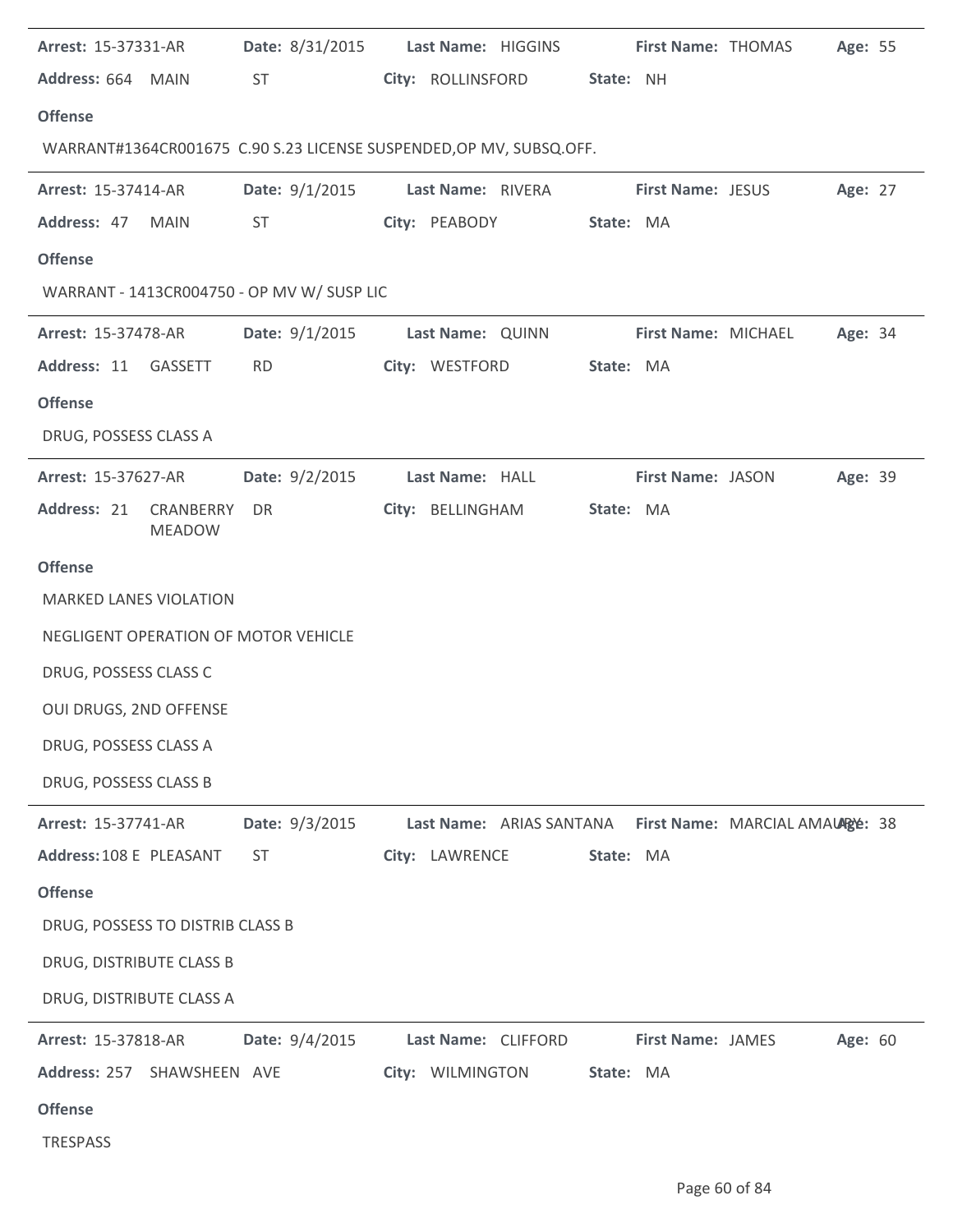**Arrest:** 15-37331-AR **Date:** 8/31/2015 **Last Name:** HIGGINS **First Name:** THOMAS **Age:** 55

**Address:** 664 MAIN ST **City:** ROLLINSFORD **State:** NH

**Offense**

WARRANT#1364CR001675 C.90 S.23 LICENSE SUSPENDED,OP MV, SUBSQ.OFF.

---

**Arrest:** 15-37414-AR **Date:** 9/1/2015 **Last Name:** RIVERA **First Name:** JESUS **Age:** 27

**Address:** 47 MAIN ST **City:** PEABODY **State:** MA

**Offense**

WARRANT - 1413CR004750 - OP MV W/ SUSP LIC

---

**Arrest:** 15-37478-AR **Date:** 9/1/2015 **Last Name:** QUINN **First Name:** MICHAEL **Age:** 34

**Address:** 11 GASSETT RD **City:** WESTFORD **State:** MA

**Offense**

DRUG, POSSESS CLASS A

---

**Arrest:** 15-37627-AR **Date:** 9/2/2015 **Last Name:** HALL **First Name:** JASON **Age:** 39

**Address:** 21 CRANBERRY MEADOW DR **City:** BELLINGHAM **State:** MA

**Offense**

MARKED LANES VIOLATION

NEGLIGENT OPERATION OF MOTOR VEHICLE

DRUG, POSSESS CLASS C

OUI DRUGS, 2ND OFFENSE

DRUG, POSSESS CLASS A

DRUG, POSSESS CLASS B

---

**Arrest:** 15-37741-AR **Date:** 9/3/2015 **Last Name:** ARIAS SANTANA **First Name:** MARCIAL AMAURY **Age:** 38

**Address:** 108 E PLEASANT ST **City:** LAWRENCE **State:** MA

**Offense**

DRUG, POSSESS TO DISTRIB CLASS B

DRUG, DISTRIBUTE CLASS B

DRUG, DISTRIBUTE CLASS A

---

**Arrest:** 15-37818-AR **Date:** 9/4/2015 **Last Name:** CLIFFORD **First Name:** JAMES **Age:** 60

**Address:** 257 SHAWSHEEN AVE **City:** WILMINGTON **State:** MA

**Offense**

TRESPASS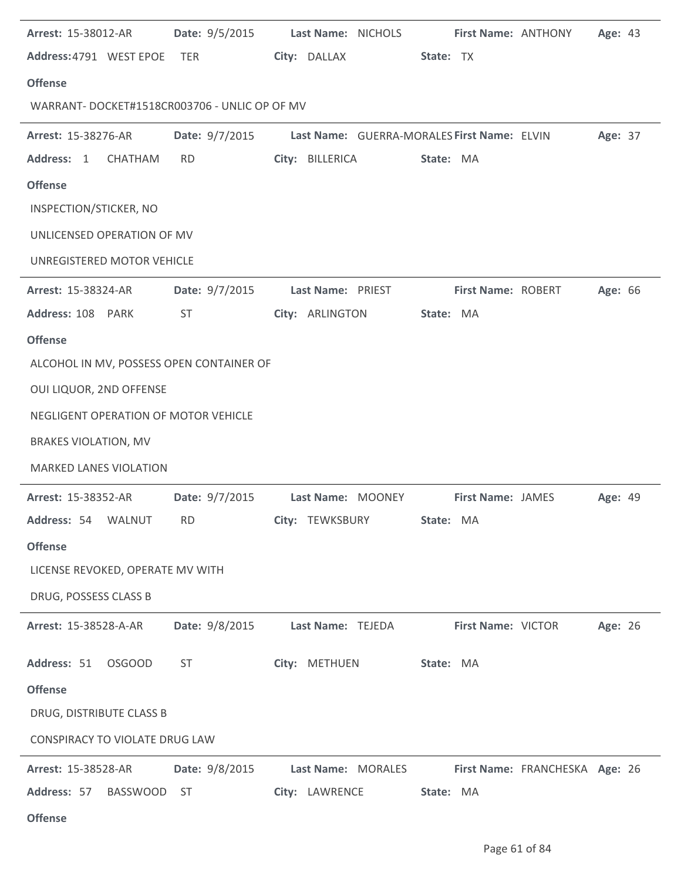**Arrest:** 15-38012-AR **Date:** 9/5/2015 **Last Name:** NICHOLS **First Name:** ANTHONY **Age:** 43
**Address:** 4791 WEST EPOE TER **City:** DALLAX **State:** TX

**Offense**

WARRANT- DOCKET#1518CR003706 - UNLIC OP OF MV

---

**Arrest:** 15-38276-AR **Date:** 9/7/2015 **Last Name:** GUERRA-MORALES **First Name:** ELVIN **Age:** 37
**Address:** 1 CHATHAM RD **City:** BILLERICA **State:** MA

**Offense**

INSPECTION/STICKER, NO

UNLICENSED OPERATION OF MV

UNREGISTERED MOTOR VEHICLE

---

**Arrest:** 15-38324-AR **Date:** 9/7/2015 **Last Name:** PRIEST **First Name:** ROBERT **Age:** 66
**Address:** 108 PARK ST **City:** ARLINGTON **State:** MA

**Offense**

ALCOHOL IN MV, POSSESS OPEN CONTAINER OF

OUI LIQUOR, 2ND OFFENSE

NEGLIGENT OPERATION OF MOTOR VEHICLE

BRAKES VIOLATION, MV

MARKED LANES VIOLATION

---

**Arrest:** 15-38352-AR **Date:** 9/7/2015 **Last Name:** MOONEY **First Name:** JAMES **Age:** 49
**Address:** 54 WALNUT RD **City:** TEWKSBURY **State:** MA

**Offense**

LICENSE REVOKED, OPERATE MV WITH

DRUG, POSSESS CLASS B

---

**Arrest:** 15-38528-A-AR **Date:** 9/8/2015 **Last Name:** TEJEDA **First Name:** VICTOR **Age:** 26
**Address:** 51 OSGOOD ST **City:** METHUEN **State:** MA

**Offense**

DRUG, DISTRIBUTE CLASS B

CONSPIRACY TO VIOLATE DRUG LAW

---

**Arrest:** 15-38528-AR **Date:** 9/8/2015 **Last Name:** MORALES **First Name:** FRANCHESKA **Age:** 26
**Address:** 57 BASSWOOD ST **City:** LAWRENCE **State:** MA

**Offense**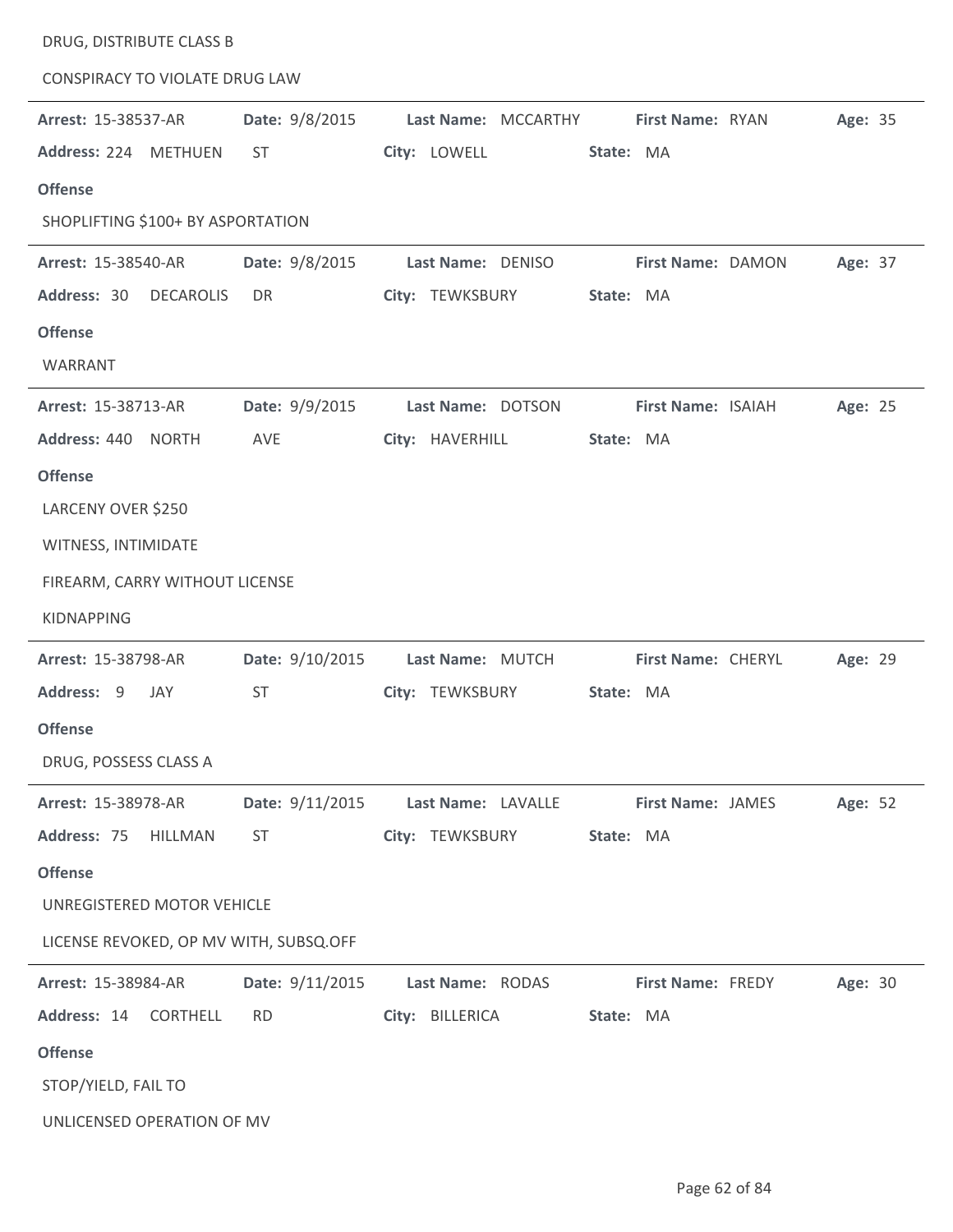DRUG, DISTRIBUTE CLASS B

CONSPIRACY TO VIOLATE DRUG LAW

---

**Arrest:** 15-38537-AR **Date:** 9/8/2015 **Last Name:** MCCARTHY **First Name:** RYAN **Age:** 35

**Address:** 224 METHUEN ST **City:** LOWELL **State:** MA

**Offense**

SHOPLIFTING $100+ BY ASPORTATION

---

**Arrest:** 15-38540-AR **Date:** 9/8/2015 **Last Name:** DENISO **First Name:** DAMON **Age:** 37

**Address:** 30 DECAROLIS DR **City:** TEWKSBURY **State:** MA

**Offense**

WARRANT

---

**Arrest:** 15-38713-AR **Date:** 9/9/2015 **Last Name:** DOTSON **First Name:** ISAIAH **Age:** 25

**Address:** 440 NORTH AVE **City:** HAVERHILL **State:** MA

**Offense**

LARCENY OVER $250

WITNESS, INTIMIDATE

FIREARM, CARRY WITHOUT LICENSE

KIDNAPPING

---

**Arrest:** 15-38798-AR **Date:** 9/10/2015 **Last Name:** MUTCH **First Name:** CHERYL **Age:** 29

**Address:** 9 JAY ST **City:** TEWKSBURY **State:** MA

**Offense**

DRUG, POSSESS CLASS A

---

**Arrest:** 15-38978-AR **Date:** 9/11/2015 **Last Name:** LAVALLE **First Name:** JAMES **Age:** 52

**Address:** 75 HILLMAN ST **City:** TEWKSBURY **State:** MA

**Offense**

UNREGISTERED MOTOR VEHICLE

LICENSE REVOKED, OP MV WITH, SUBSQ.OFF

---

**Arrest:** 15-38984-AR **Date:** 9/11/2015 **Last Name:** RODAS **First Name:** FREDY **Age:** 30

**Address:** 14 CORTHELL RD **City:** BILLERICA **State:** MA

**Offense**

STOP/YIELD, FAIL TO

UNLICENSED OPERATION OF MV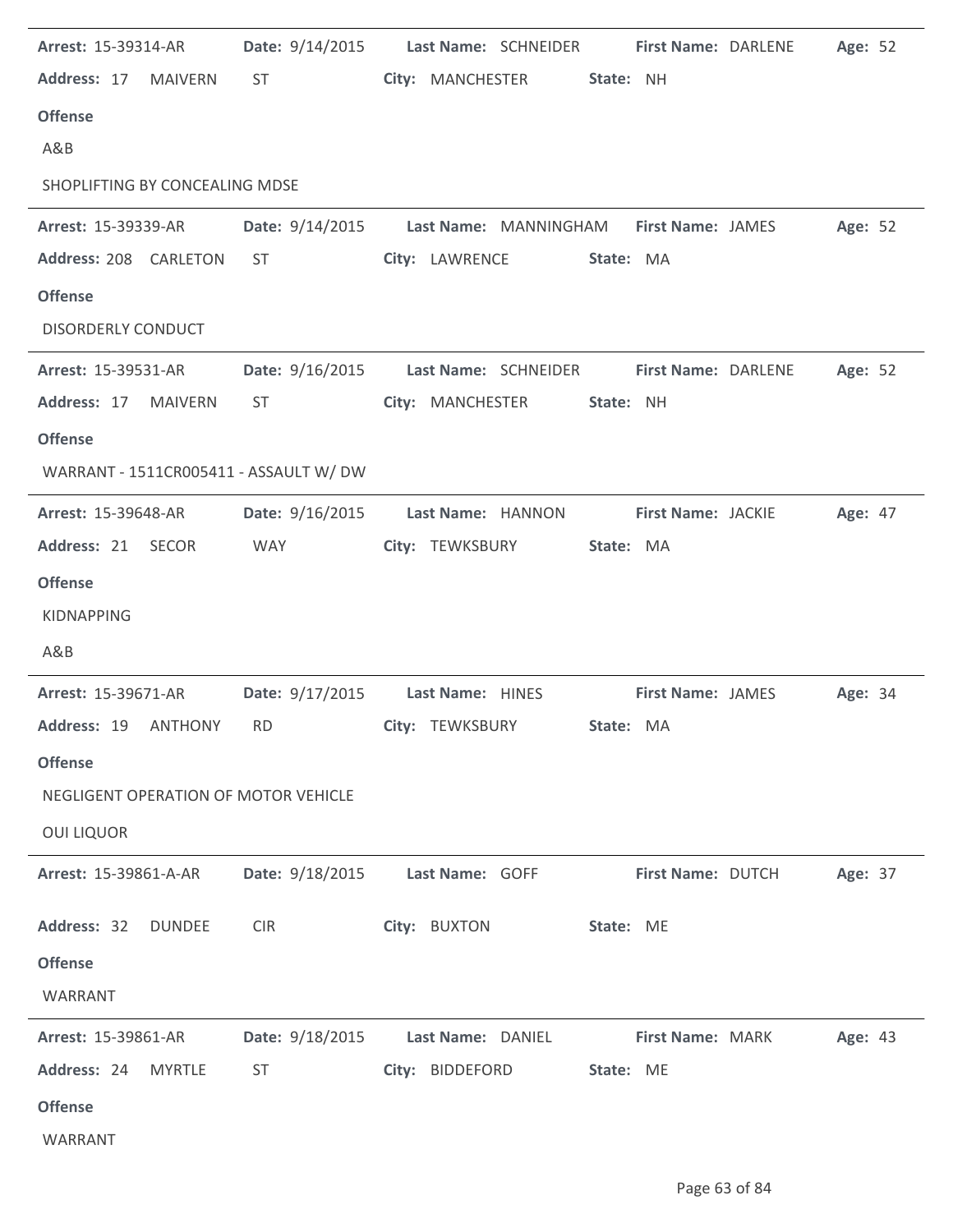**Arrest:** 15-39314-AR **Date:** 9/14/2015 **Last Name:** SCHNEIDER **First Name:** DARLENE **Age:** 52

**Address:** 17 MAIVERN ST **City:** MANCHESTER **State:** NH

**Offense**

A&B

SHOPLIFTING BY CONCEALING MDSE

---

**Arrest:** 15-39339-AR **Date:** 9/14/2015 **Last Name:** MANNINGHAM **First Name:** JAMES **Age:** 52

**Address:** 208 CARLETON ST **City:** LAWRENCE **State:** MA

**Offense**

DISORDERLY CONDUCT

---

**Arrest:** 15-39531-AR **Date:** 9/16/2015 **Last Name:** SCHNEIDER **First Name:** DARLENE **Age:** 52

**Address:** 17 MAIVERN ST **City:** MANCHESTER **State:** NH

**Offense**

WARRANT - 1511CR005411 - ASSAULT W/ DW

---

**Arrest:** 15-39648-AR **Date:** 9/16/2015 **Last Name:** HANNON **First Name:** JACKIE **Age:** 47

**Address:** 21 SECOR WAY **City:** TEWKSBURY **State:** MA

**Offense**

KIDNAPPING

A&B

---

**Arrest:** 15-39671-AR **Date:** 9/17/2015 **Last Name:** HINES **First Name:** JAMES **Age:** 34

**Address:** 19 ANTHONY RD **City:** TEWKSBURY **State:** MA

**Offense**

NEGLIGENT OPERATION OF MOTOR VEHICLE

OUI LIQUOR

---

**Arrest:** 15-39861-A-AR **Date:** 9/18/2015 **Last Name:** GOFF **First Name:** DUTCH **Age:** 37

**Address:** 32 DUNDEE CIR **City:** BUXTON **State:** ME

**Offense**

WARRANT

---

**Arrest:** 15-39861-AR **Date:** 9/18/2015 **Last Name:** DANIEL **First Name:** MARK **Age:** 43

**Address:** 24 MYRTLE ST **City:** BIDDEFORD **State:** ME

**Offense**

WARRANT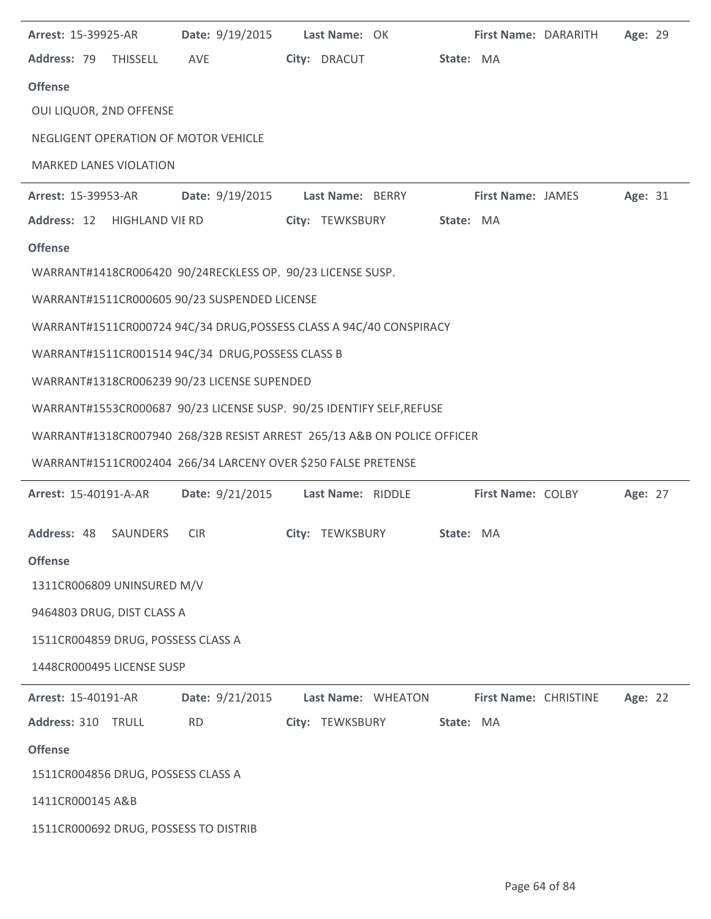**Arrest:** 15-39925-AR **Date:** 9/19/2015 **Last Name:** OK **First Name:** DARARITH **Age:** 29

**Address:** 79 THISSELL AVE **City:** DRACUT **State:** MA

**Offense**

OUI LIQUOR, 2ND OFFENSE

NEGLIGENT OPERATION OF MOTOR VEHICLE

MARKED LANES VIOLATION

---

**Arrest:** 15-39953-AR **Date:** 9/19/2015 **Last Name:** BERRY **First Name:** JAMES **Age:** 31

**Address:** 12 HIGHLAND VIE RD **City:** TEWKSBURY **State:** MA

**Offense**

WARRANT#1418CR006420 90/24RECKLESS OP. 90/23 LICENSE SUSP.

WARRANT#1511CR000605 90/23 SUSPENDED LICENSE

WARRANT#1511CR000724 94C/34 DRUG,POSSESS CLASS A 94C/40 CONSPIRACY

WARRANT#1511CR001514 94C/34 DRUG,POSSESS CLASS B

WARRANT#1318CR006239 90/23 LICENSE SUPENDED

WARRANT#1553CR000687 90/23 LICENSE SUSP. 90/25 IDENTIFY SELF,REFUSE

WARRANT#1318CR007940 268/32B RESIST ARREST 265/13 A&B ON POLICE OFFICER

WARRANT#1511CR002404 266/34 LARCENY OVER $250 FALSE PRETENSE

---

**Arrest:** 15-40191-A-AR **Date:** 9/21/2015 **Last Name:** RIDDLE **First Name:** COLBY **Age:** 27

**Address:** 48 SAUNDERS CIR **City:** TEWKSBURY **State:** MA

**Offense**

1311CR006809 UNINSURED M/V

9464803 DRUG, DIST CLASS A

1511CR004859 DRUG, POSSESS CLASS A

1448CR000495 LICENSE SUSP

---

**Arrest:** 15-40191-AR **Date:** 9/21/2015 **Last Name:** WHEATON **First Name:** CHRISTINE **Age:** 22

**Address:** 310 TRULL RD **City:** TEWKSBURY **State:** MA

**Offense**

1511CR004856 DRUG, POSSESS CLASS A

1411CR000145 A&B

1511CR000692 DRUG, POSSESS TO DISTRIB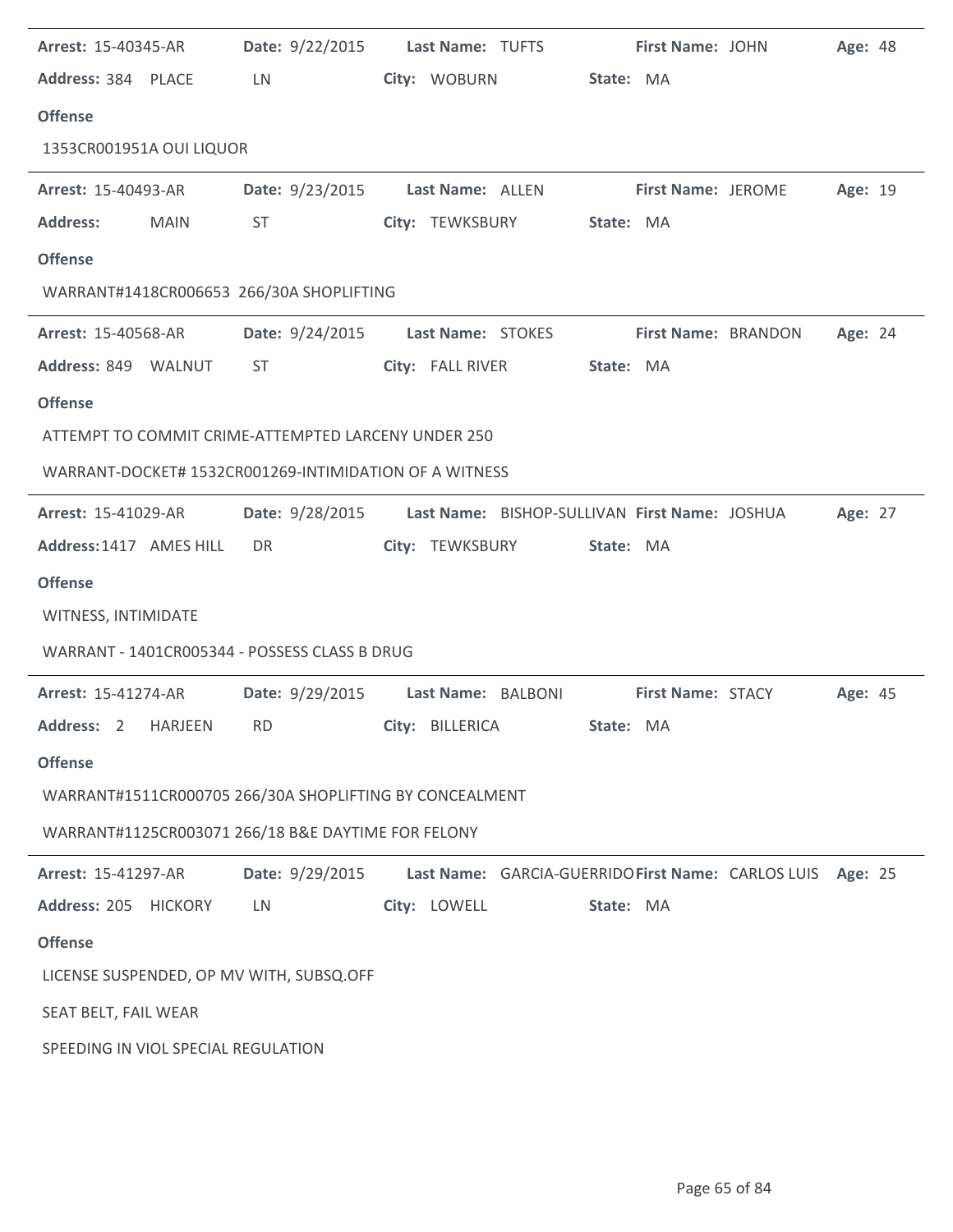**Arrest:** 15-40345-AR **Date:** 9/22/2015 **Last Name:** TUFTS **First Name:** JOHN **Age:** 48

**Address:** 384 PLACE LN **City:** WOBURN **State:** MA

**Offense**

1353CR001951A OUI LIQUOR

---

**Arrest:** 15-40493-AR **Date:** 9/23/2015 **Last Name:** ALLEN **First Name:** JEROME **Age:** 19

**Address:** MAIN ST **City:** TEWKSBURY **State:** MA

**Offense**

WARRANT#1418CR006653 266/30A SHOPLIFTING

---

**Arrest:** 15-40568-AR **Date:** 9/24/2015 **Last Name:** STOKES **First Name:** BRANDON **Age:** 24

**Address:** 849 WALNUT ST **City:** FALL RIVER **State:** MA

**Offense**

ATTEMPT TO COMMIT CRIME-ATTEMPTED LARCENY UNDER 250

WARRANT-DOCKET# 1532CR001269-INTIMIDATION OF A WITNESS

---

**Arrest:** 15-41029-AR **Date:** 9/28/2015 **Last Name:** BISHOP-SULLIVAN **First Name:** JOSHUA **Age:** 27

**Address:** 1417 AMES HILL DR **City:** TEWKSBURY **State:** MA

**Offense**

WITNESS, INTIMIDATE

WARRANT - 1401CR005344 - POSSESS CLASS B DRUG

---

**Arrest:** 15-41274-AR **Date:** 9/29/2015 **Last Name:** BALBONI **First Name:** STACY **Age:** 45

**Address:** 2 HARJEEN RD **City:** BILLERICA **State:** MA

**Offense**

WARRANT#1511CR000705 266/30A SHOPLIFTING BY CONCEALMENT

WARRANT#1125CR003071 266/18 B&E DAYTIME FOR FELONY

---

**Arrest:** 15-41297-AR **Date:** 9/29/2015 **Last Name:** GARCIA-GUERRIDO **First Name:** CARLOS LUIS **Age:** 25

**Address:** 205 HICKORY LN **City:** LOWELL **State:** MA

**Offense**

LICENSE SUSPENDED, OP MV WITH, SUBSQ.OFF

SEAT BELT, FAIL WEAR

SPEEDING IN VIOL SPECIAL REGULATION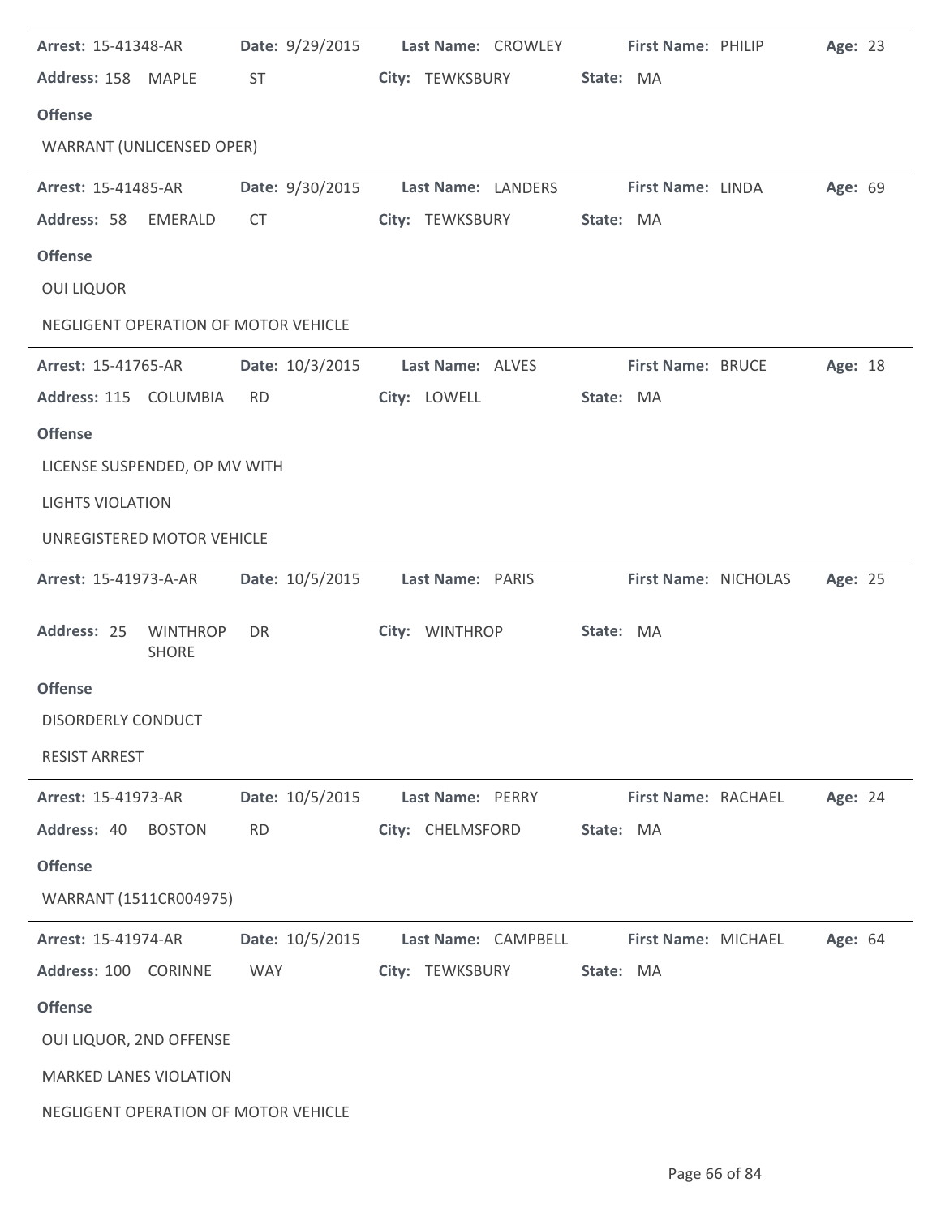**Arrest:** 15-41348-AR **Date:** 9/29/2015 **Last Name:** CROWLEY **First Name:** PHILIP **Age:** 23

**Address:** 158 MAPLE ST **City:** TEWKSBURY **State:** MA

**Offense**

WARRANT (UNLICENSED OPER)

---

**Arrest:** 15-41485-AR **Date:** 9/30/2015 **Last Name:** LANDERS **First Name:** LINDA **Age:** 69

**Address:** 58 EMERALD CT **City:** TEWKSBURY **State:** MA

**Offense**

OUI LIQUOR

NEGLIGENT OPERATION OF MOTOR VEHICLE

---

**Arrest:** 15-41765-AR **Date:** 10/3/2015 **Last Name:** ALVES **First Name:** BRUCE **Age:** 18

**Address:** 115 COLUMBIA RD **City:** LOWELL **State:** MA

**Offense**

LICENSE SUSPENDED, OP MV WITH

LIGHTS VIOLATION

UNREGISTERED MOTOR VEHICLE

---

**Arrest:** 15-41973-A-AR **Date:** 10/5/2015 **Last Name:** PARIS **First Name:** NICHOLAS **Age:** 25

**Address:** 25 WINTHROP SHORE DR **City:** WINTHROP **State:** MA

**Offense**

DISORDERLY CONDUCT

RESIST ARREST

---

**Arrest:** 15-41973-AR **Date:** 10/5/2015 **Last Name:** PERRY **First Name:** RACHAEL **Age:** 24

**Address:** 40 BOSTON RD **City:** CHELMSFORD **State:** MA

**Offense**

WARRANT (1511CR004975)

---

**Arrest:** 15-41974-AR **Date:** 10/5/2015 **Last Name:** CAMPBELL **First Name:** MICHAEL **Age:** 64

**Address:** 100 CORINNE WAY **City:** TEWKSBURY **State:** MA

**Offense**

OUI LIQUOR, 2ND OFFENSE

MARKED LANES VIOLATION

NEGLIGENT OPERATION OF MOTOR VEHICLE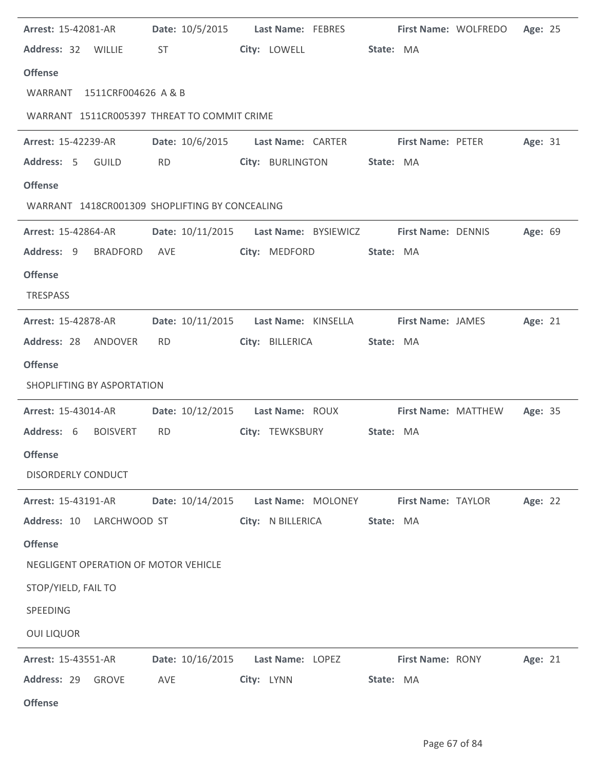**Arrest:** 15-42081-AR **Date:** 10/5/2015 **Last Name:** FEBRES **First Name:** WOLFREDO **Age:** 25

**Address:** 32 WILLIE ST **City:** LOWELL **State:** MA

**Offense**

WARRANT 1511CRF004626 A & B

WARRANT 1511CR005397 THREAT TO COMMIT CRIME

---

**Arrest:** 15-42239-AR **Date:** 10/6/2015 **Last Name:** CARTER **First Name:** PETER **Age:** 31

**Address:** 5 GUILD RD **City:** BURLINGTON **State:** MA

**Offense**

WARRANT 1418CR001309 SHOPLIFTING BY CONCEALING

---

**Arrest:** 15-42864-AR **Date:** 10/11/2015 **Last Name:** BYSIEWICZ **First Name:** DENNIS **Age:** 69

**Address:** 9 BRADFORD AVE **City:** MEDFORD **State:** MA

**Offense**

TRESPASS

---

**Arrest:** 15-42878-AR **Date:** 10/11/2015 **Last Name:** KINSELLA **First Name:** JAMES **Age:** 21

**Address:** 28 ANDOVER RD **City:** BILLERICA **State:** MA

**Offense**

SHOPLIFTING BY ASPORTATION

---

**Arrest:** 15-43014-AR **Date:** 10/12/2015 **Last Name:** ROUX **First Name:** MATTHEW **Age:** 35

**Address:** 6 BOISVERT RD **City:** TEWKSBURY **State:** MA

**Offense**

DISORDERLY CONDUCT

---

**Arrest:** 15-43191-AR **Date:** 10/14/2015 **Last Name:** MOLONEY **First Name:** TAYLOR **Age:** 22

**Address:** 10 LARCHWOOD ST **City:** N BILLERICA **State:** MA

**Offense**

NEGLIGENT OPERATION OF MOTOR VEHICLE

STOP/YIELD, FAIL TO

SPEEDING

OUI LIQUOR

---

**Arrest:** 15-43551-AR **Date:** 10/16/2015 **Last Name:** LOPEZ **First Name:** RONY **Age:** 21

**Address:** 29 GROVE AVE **City:** LYNN **State:** MA

**Offense**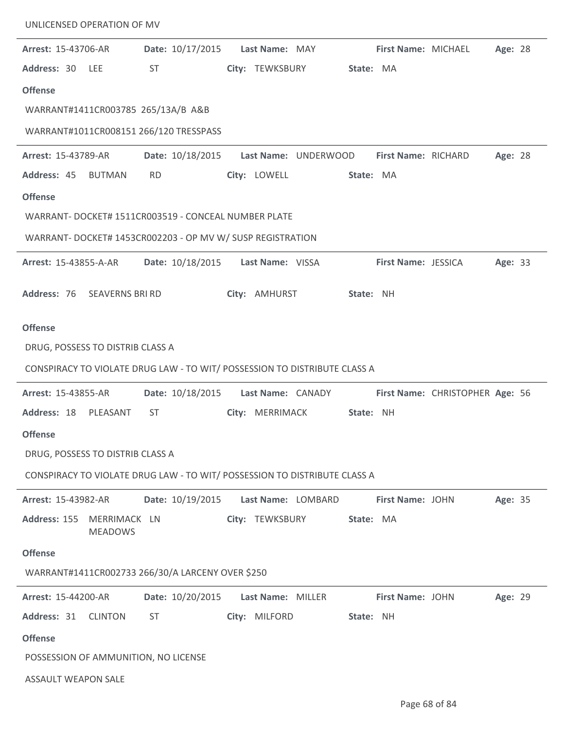UNLICENSED OPERATION OF MV

---

**Arrest:** 15-43706-AR **Date:** 10/17/2015 **Last Name:** MAY **First Name:** MICHAEL **Age:** 28

**Address:** 30 LEE ST **City:** TEWKSBURY **State:** MA

**Offense**

WARRANT#1411CR003785 265/13A/B A&B

WARRANT#1011CR008151 266/120 TRESSPASS

---

**Arrest:** 15-43789-AR **Date:** 10/18/2015 **Last Name:** UNDERWOOD **First Name:** RICHARD **Age:** 28

**Address:** 45 BUTMAN RD **City:** LOWELL **State:** MA

**Offense**

WARRANT- DOCKET# 1511CR003519 - CONCEAL NUMBER PLATE

WARRANT- DOCKET# 1453CR002203 - OP MV W/ SUSP REGISTRATION

---

**Arrest:** 15-43855-A-AR **Date:** 10/18/2015 **Last Name:** VISSA **First Name:** JESSICA **Age:** 33

**Address:** 76 SEAVERNS BRI RD **City:** AMHURST **State:** NH

**Offense**

DRUG, POSSESS TO DISTRIB CLASS A

CONSPIRACY TO VIOLATE DRUG LAW - TO WIT/ POSSESSION TO DISTRIBUTE CLASS A

---

**Arrest:** 15-43855-AR **Date:** 10/18/2015 **Last Name:** CANADY **First Name:** CHRISTOPHER **Age:** 56

**Address:** 18 PLEASANT ST **City:** MERRIMACK **State:** NH

**Offense**

DRUG, POSSESS TO DISTRIB CLASS A

CONSPIRACY TO VIOLATE DRUG LAW - TO WIT/ POSSESSION TO DISTRIBUTE CLASS A

---

**Arrest:** 15-43982-AR **Date:** 10/19/2015 **Last Name:** LOMBARD **First Name:** JOHN **Age:** 35

**Address:** 155 MERRIMACK MEADOWS LN **City:** TEWKSBURY **State:** MA

**Offense**

WARRANT#1411CR002733 266/30/A LARCENY OVER $250

---

**Arrest:** 15-44200-AR **Date:** 10/20/2015 **Last Name:** MILLER **First Name:** JOHN **Age:** 29

**Address:** 31 CLINTON ST **City:** MILFORD **State:** NH

**Offense**

POSSESSION OF AMMUNITION, NO LICENSE

ASSAULT WEAPON SALE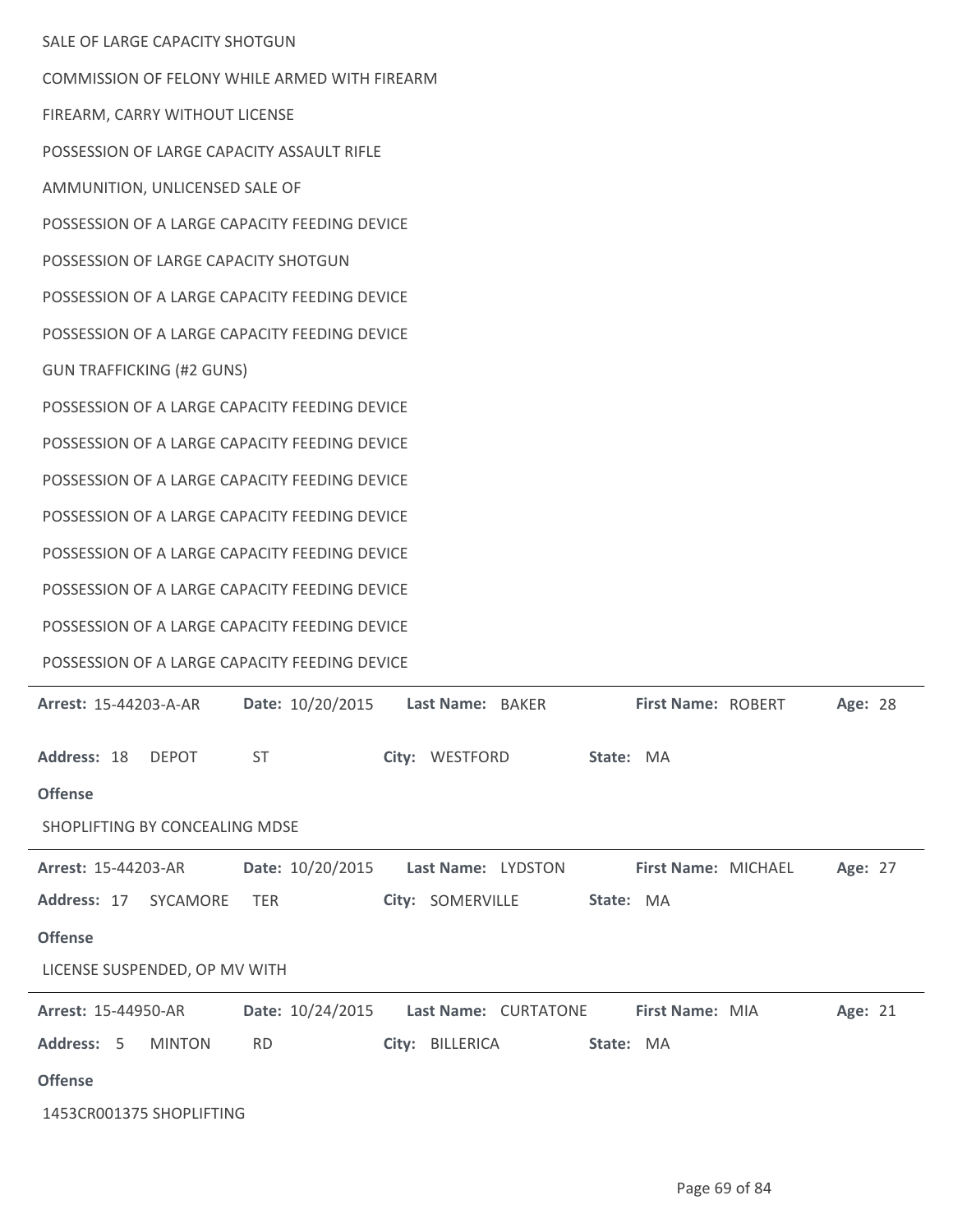SALE OF LARGE CAPACITY SHOTGUN

COMMISSION OF FELONY WHILE ARMED WITH FIREARM

FIREARM, CARRY WITHOUT LICENSE

POSSESSION OF LARGE CAPACITY ASSAULT RIFLE

AMMUNITION, UNLICENSED SALE OF

POSSESSION OF A LARGE CAPACITY FEEDING DEVICE

POSSESSION OF LARGE CAPACITY SHOTGUN

POSSESSION OF A LARGE CAPACITY FEEDING DEVICE

POSSESSION OF A LARGE CAPACITY FEEDING DEVICE

GUN TRAFFICKING (#2 GUNS)

POSSESSION OF A LARGE CAPACITY FEEDING DEVICE

POSSESSION OF A LARGE CAPACITY FEEDING DEVICE

POSSESSION OF A LARGE CAPACITY FEEDING DEVICE

POSSESSION OF A LARGE CAPACITY FEEDING DEVICE

POSSESSION OF A LARGE CAPACITY FEEDING DEVICE

POSSESSION OF A LARGE CAPACITY FEEDING DEVICE

POSSESSION OF A LARGE CAPACITY FEEDING DEVICE

POSSESSION OF A LARGE CAPACITY FEEDING DEVICE

---

**Arrest:** 15-44203-A-AR **Date:** 10/20/2015 **Last Name:** BAKER **First Name:** ROBERT **Age:** 28

**Address:** 18 DEPOT ST **City:** WESTFORD **State:** MA

**Offense**

SHOPLIFTING BY CONCEALING MDSE

---

**Arrest:** 15-44203-AR **Date:** 10/20/2015 **Last Name:** LYDSTON **First Name:** MICHAEL **Age:** 27

**Address:** 17 SYCAMORE TER **City:** SOMERVILLE **State:** MA

**Offense**

LICENSE SUSPENDED, OP MV WITH

---

**Arrest:** 15-44950-AR **Date:** 10/24/2015 **Last Name:** CURTATONE **First Name:** MIA **Age:** 21

**Address:** 5 MINTON RD **City:** BILLERICA **State:** MA

**Offense**

1453CR001375 SHOPLIFTING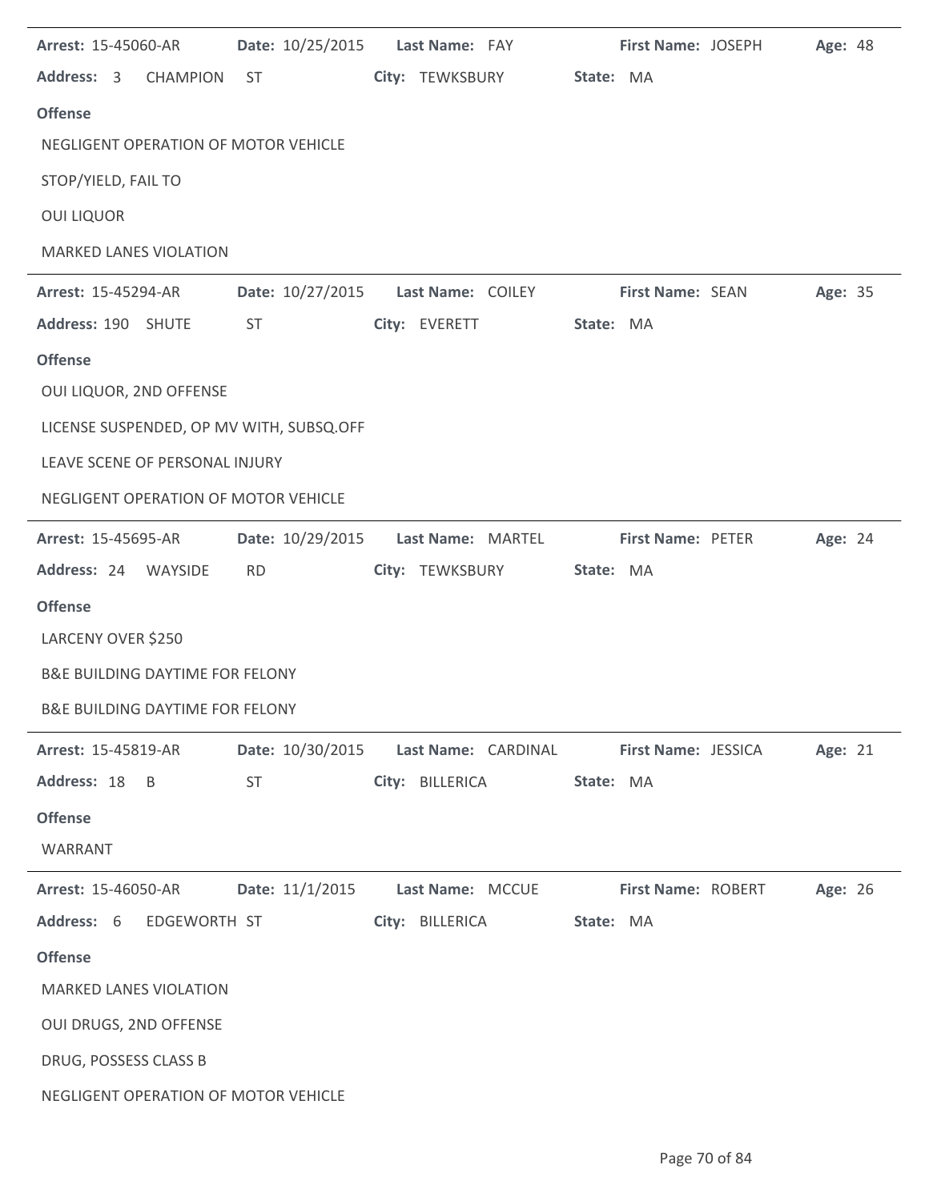**Arrest:** 15-45060-AR **Date:** 10/25/2015 **Last Name:** FAY **First Name:** JOSEPH **Age:** 48

**Address:** 3 CHAMPION ST **City:** TEWKSBURY **State:** MA

**Offense**

NEGLIGENT OPERATION OF MOTOR VEHICLE

STOP/YIELD, FAIL TO

OUI LIQUOR

MARKED LANES VIOLATION

---

**Arrest:** 15-45294-AR **Date:** 10/27/2015 **Last Name:** COILEY **First Name:** SEAN **Age:** 35

**Address:** 190 SHUTE ST **City:** EVERETT **State:** MA

**Offense**

OUI LIQUOR, 2ND OFFENSE

LICENSE SUSPENDED, OP MV WITH, SUBSQ.OFF

LEAVE SCENE OF PERSONAL INJURY

NEGLIGENT OPERATION OF MOTOR VEHICLE

---

**Arrest:** 15-45695-AR **Date:** 10/29/2015 **Last Name:** MARTEL **First Name:** PETER **Age:** 24

**Address:** 24 WAYSIDE RD **City:** TEWKSBURY **State:** MA

**Offense**

LARCENY OVER $250

B&E BUILDING DAYTIME FOR FELONY

B&E BUILDING DAYTIME FOR FELONY

---

**Arrest:** 15-45819-AR **Date:** 10/30/2015 **Last Name:** CARDINAL **First Name:** JESSICA **Age:** 21

**Address:** 18 B ST **City:** BILLERICA **State:** MA

**Offense**

WARRANT

---

**Arrest:** 15-46050-AR **Date:** 11/1/2015 **Last Name:** MCCUE **First Name:** ROBERT **Age:** 26

**Address:** 6 EDGEWORTH ST **City:** BILLERICA **State:** MA

**Offense**

MARKED LANES VIOLATION

OUI DRUGS, 2ND OFFENSE

DRUG, POSSESS CLASS B

NEGLIGENT OPERATION OF MOTOR VEHICLE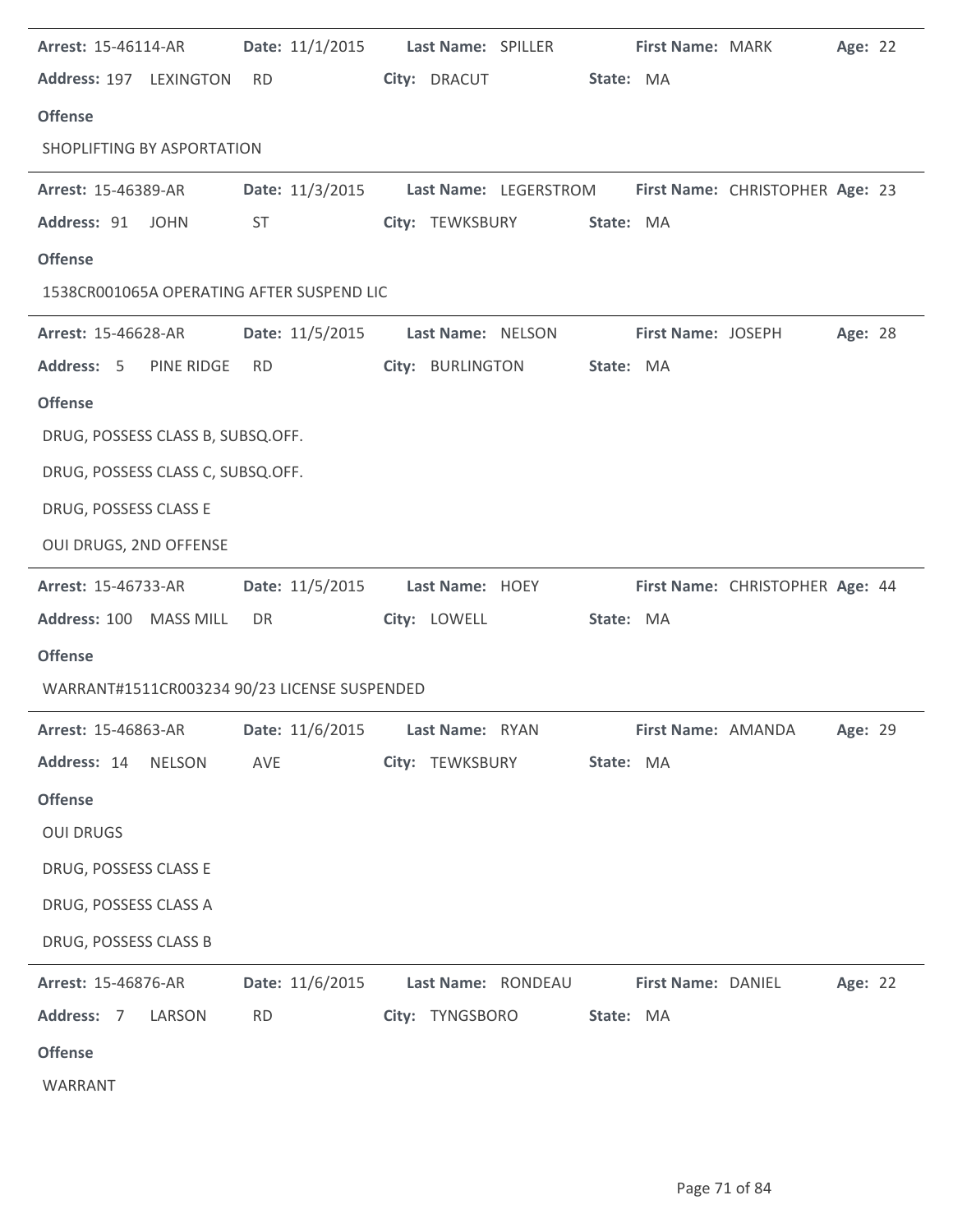**Arrest:** 15-46114-AR **Date:** 11/1/2015 **Last Name:** SPILLER **First Name:** MARK **Age:** 22

**Address:** 197 LEXINGTON RD **City:** DRACUT **State:** MA

**Offense**

SHOPLIFTING BY ASPORTATION

---

**Arrest:** 15-46389-AR **Date:** 11/3/2015 **Last Name:** LEGERSTROM **First Name:** CHRISTOPHER **Age:** 23

**Address:** 91 JOHN ST **City:** TEWKSBURY **State:** MA

**Offense**

1538CR001065A OPERATING AFTER SUSPEND LIC

---

**Arrest:** 15-46628-AR **Date:** 11/5/2015 **Last Name:** NELSON **First Name:** JOSEPH **Age:** 28

**Address:** 5 PINE RIDGE RD **City:** BURLINGTON **State:** MA

**Offense**

DRUG, POSSESS CLASS B, SUBSQ.OFF.

DRUG, POSSESS CLASS C, SUBSQ.OFF.

DRUG, POSSESS CLASS E

OUI DRUGS, 2ND OFFENSE

---

**Arrest:** 15-46733-AR **Date:** 11/5/2015 **Last Name:** HOEY **First Name:** CHRISTOPHER **Age:** 44

**Address:** 100 MASS MILL DR **City:** LOWELL **State:** MA

**Offense**

WARRANT#1511CR003234 90/23 LICENSE SUSPENDED

---

**Arrest:** 15-46863-AR **Date:** 11/6/2015 **Last Name:** RYAN **First Name:** AMANDA **Age:** 29

**Address:** 14 NELSON AVE **City:** TEWKSBURY **State:** MA

**Offense**

OUI DRUGS

DRUG, POSSESS CLASS E

DRUG, POSSESS CLASS A

DRUG, POSSESS CLASS B

---

**Arrest:** 15-46876-AR **Date:** 11/6/2015 **Last Name:** RONDEAU **First Name:** DANIEL **Age:** 22

**Address:** 7 LARSON RD **City:** TYNGSBORO **State:** MA

**Offense**

WARRANT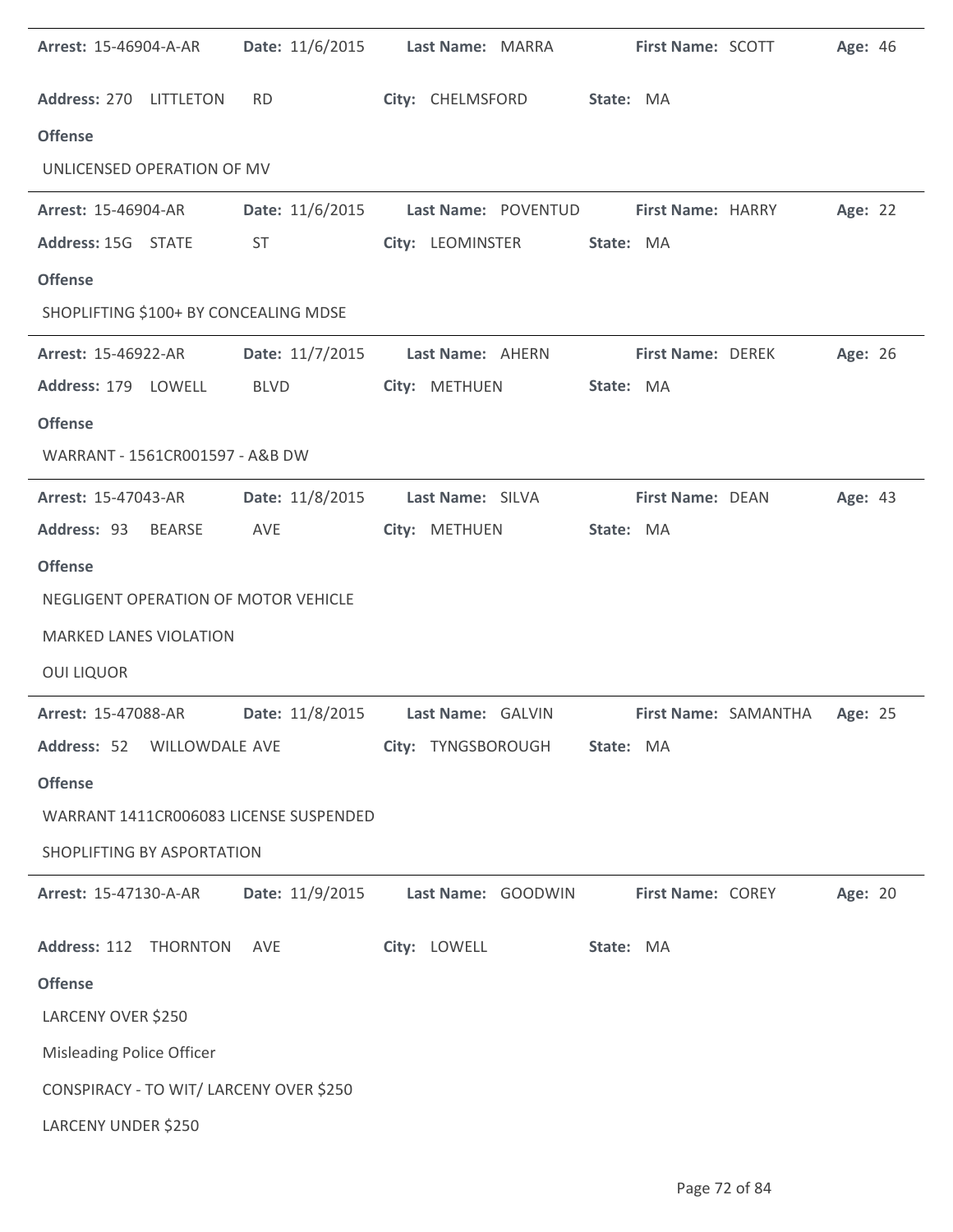**Arrest:** 15-46904-A-AR **Date:** 11/6/2015 **Last Name:** MARRA **First Name:** SCOTT **Age:** 46

**Address:** 270 LITTLETON RD **City:** CHELMSFORD **State:** MA

**Offense**

UNLICENSED OPERATION OF MV

---

**Arrest:** 15-46904-AR **Date:** 11/6/2015 **Last Name:** POVENTUD **First Name:** HARRY **Age:** 22

**Address:** 15G STATE ST **City:** LEOMINSTER **State:** MA

**Offense**

SHOPLIFTING $100+ BY CONCEALING MDSE

---

**Arrest:** 15-46922-AR **Date:** 11/7/2015 **Last Name:** AHERN **First Name:** DEREK **Age:** 26

**Address:** 179 LOWELL BLVD **City:** METHUEN **State:** MA

**Offense**

WARRANT - 1561CR001597 - A&B DW

---

**Arrest:** 15-47043-AR **Date:** 11/8/2015 **Last Name:** SILVA **First Name:** DEAN **Age:** 43

**Address:** 93 BEARSE AVE **City:** METHUEN **State:** MA

**Offense**

NEGLIGENT OPERATION OF MOTOR VEHICLE

MARKED LANES VIOLATION

OUI LIQUOR

---

**Arrest:** 15-47088-AR **Date:** 11/8/2015 **Last Name:** GALVIN **First Name:** SAMANTHA **Age:** 25

**Address:** 52 WILLOWDALE AVE **City:** TYNGSBOROUGH **State:** MA

**Offense**

WARRANT 1411CR006083 LICENSE SUSPENDED

SHOPLIFTING BY ASPORTATION

---

**Arrest:** 15-47130-A-AR **Date:** 11/9/2015 **Last Name:** GOODWIN **First Name:** COREY **Age:** 20

**Address:** 112 THORNTON AVE **City:** LOWELL **State:** MA

**Offense**

LARCENY OVER $250

Misleading Police Officer

CONSPIRACY - TO WIT/ LARCENY OVER $250

LARCENY UNDER $250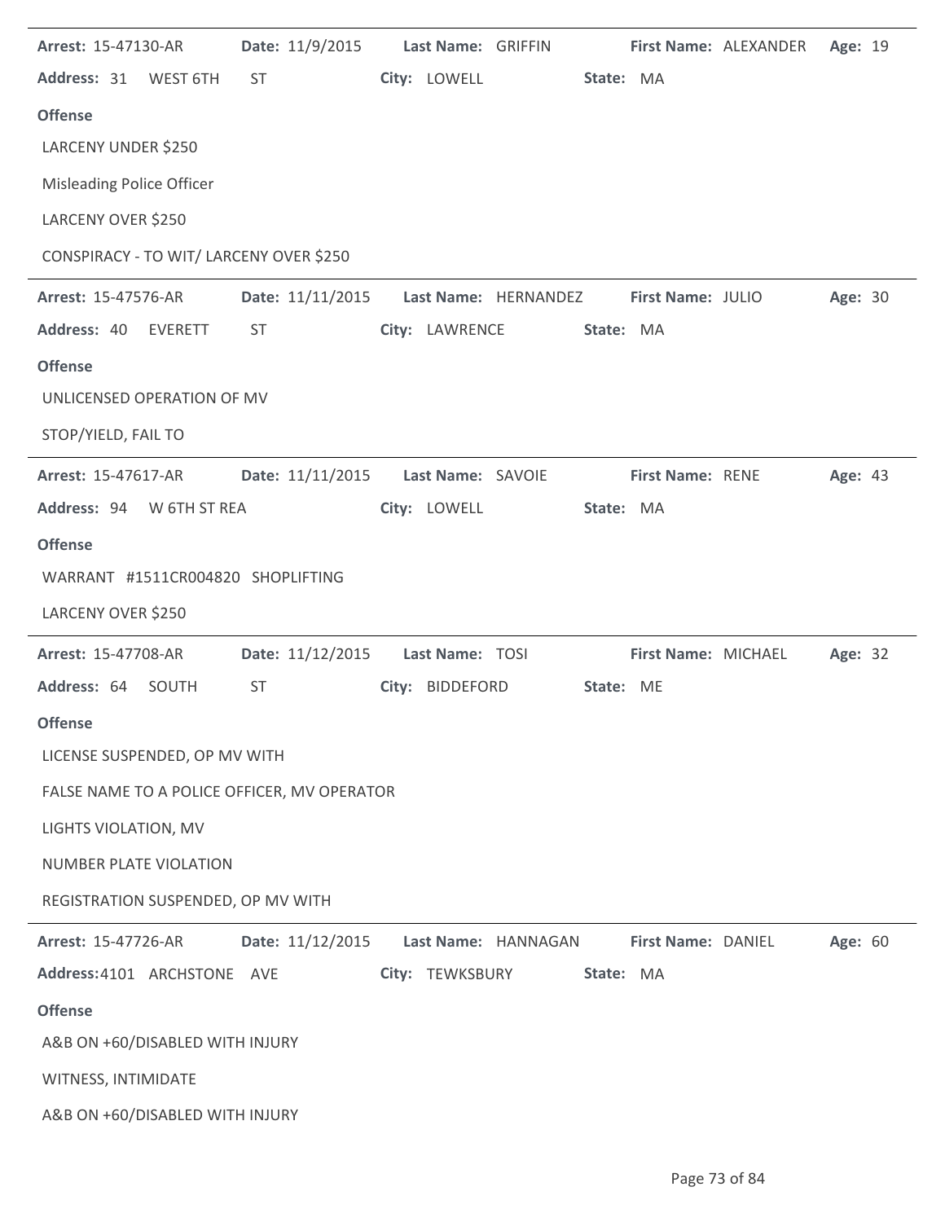**Arrest:** 15-47130-AR **Date:** 11/9/2015 **Last Name:** GRIFFIN **First Name:** ALEXANDER **Age:** 19

**Address:** 31 WEST 6TH ST **City:** LOWELL **State:** MA

**Offense**

LARCENY UNDER $250

Misleading Police Officer

LARCENY OVER $250

CONSPIRACY - TO WIT/ LARCENY OVER $250

---

**Arrest:** 15-47576-AR **Date:** 11/11/2015 **Last Name:** HERNANDEZ **First Name:** JULIO **Age:** 30

**Address:** 40 EVERETT ST **City:** LAWRENCE **State:** MA

**Offense**

UNLICENSED OPERATION OF MV

STOP/YIELD, FAIL TO

---

**Arrest:** 15-47617-AR **Date:** 11/11/2015 **Last Name:** SAVOIE **First Name:** RENE **Age:** 43

**Address:** 94 W 6TH ST REA **City:** LOWELL **State:** MA

**Offense**

WARRANT #1511CR004820 SHOPLIFTING

LARCENY OVER $250

---

**Arrest:** 15-47708-AR **Date:** 11/12/2015 **Last Name:** TOSI **First Name:** MICHAEL **Age:** 32

**Address:** 64 SOUTH ST **City:** BIDDEFORD **State:** ME

**Offense**

LICENSE SUSPENDED, OP MV WITH

FALSE NAME TO A POLICE OFFICER, MV OPERATOR

LIGHTS VIOLATION, MV

NUMBER PLATE VIOLATION

REGISTRATION SUSPENDED, OP MV WITH

---

**Arrest:** 15-47726-AR **Date:** 11/12/2015 **Last Name:** HANNAGAN **First Name:** DANIEL **Age:** 60

**Address:** 4101 ARCHSTONE AVE **City:** TEWKSBURY **State:** MA

**Offense**

A&B ON +60/DISABLED WITH INJURY

WITNESS, INTIMIDATE

A&B ON +60/DISABLED WITH INJURY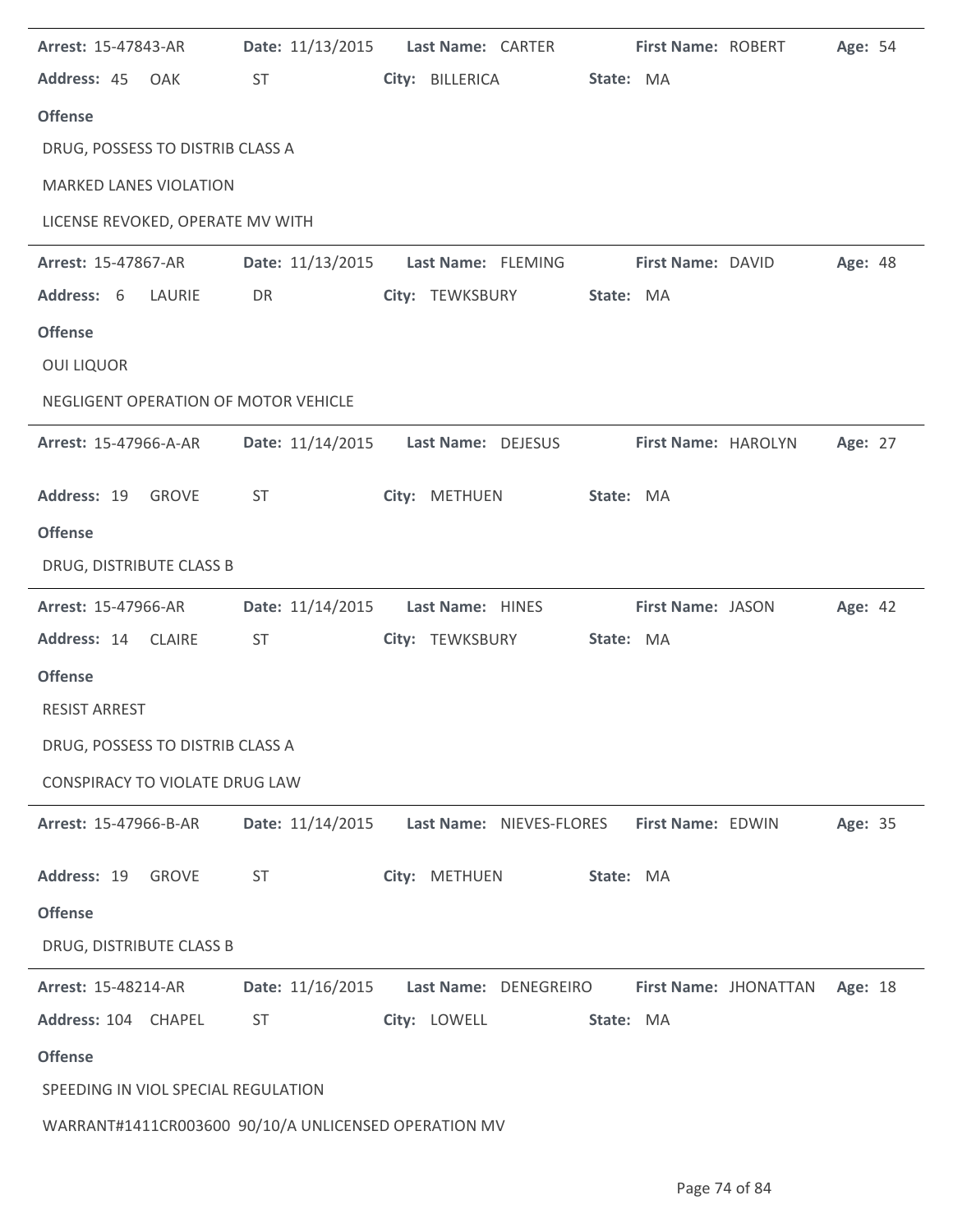**Arrest:** 15-47843-AR **Date:** 11/13/2015 **Last Name:** CARTER **First Name:** ROBERT **Age:** 54

**Address:** 45 OAK ST **City:** BILLERICA **State:** MA

**Offense**

DRUG, POSSESS TO DISTRIB CLASS A

MARKED LANES VIOLATION

LICENSE REVOKED, OPERATE MV WITH

---

**Arrest:** 15-47867-AR **Date:** 11/13/2015 **Last Name:** FLEMING **First Name:** DAVID **Age:** 48

**Address:** 6 LAURIE DR **City:** TEWKSBURY **State:** MA

**Offense**

OUI LIQUOR

NEGLIGENT OPERATION OF MOTOR VEHICLE

---

**Arrest:** 15-47966-A-AR **Date:** 11/14/2015 **Last Name:** DEJESUS **First Name:** HAROLYN **Age:** 27

**Address:** 19 GROVE ST **City:** METHUEN **State:** MA

**Offense**

DRUG, DISTRIBUTE CLASS B

---

**Arrest:** 15-47966-AR **Date:** 11/14/2015 **Last Name:** HINES **First Name:** JASON **Age:** 42

**Address:** 14 CLAIRE ST **City:** TEWKSBURY **State:** MA

**Offense**

RESIST ARREST

DRUG, POSSESS TO DISTRIB CLASS A

CONSPIRACY TO VIOLATE DRUG LAW

---

**Arrest:** 15-47966-B-AR **Date:** 11/14/2015 **Last Name:** NIEVES-FLORES **First Name:** EDWIN **Age:** 35

**Address:** 19 GROVE ST **City:** METHUEN **State:** MA

**Offense**

DRUG, DISTRIBUTE CLASS B

---

**Arrest:** 15-48214-AR **Date:** 11/16/2015 **Last Name:** DENEGREIRO **First Name:** JHONATTAN **Age:** 18

**Address:** 104 CHAPEL ST **City:** LOWELL **State:** MA

**Offense**

SPEEDING IN VIOL SPECIAL REGULATION

WARRANT#1411CR003600 90/10/A UNLICENSED OPERATION MV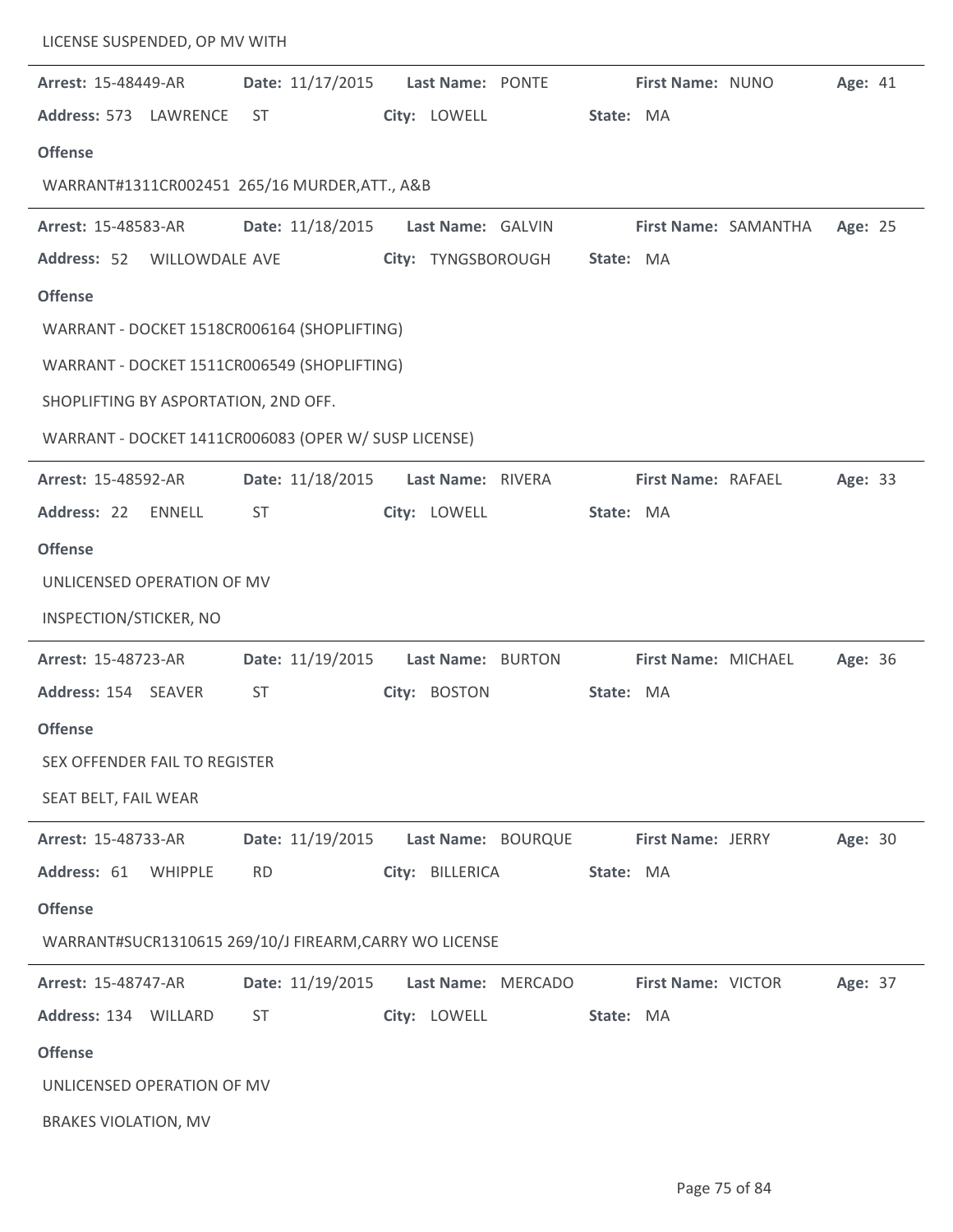LICENSE SUSPENDED, OP MV WITH

---

**Arrest:** 15-48449-AR **Date:** 11/17/2015 **Last Name:** PONTE **First Name:** NUNO **Age:** 41

**Address:** 573 LAWRENCE ST **City:** LOWELL **State:** MA

**Offense**

WARRANT#1311CR002451 265/16 MURDER,ATT., A&B

---

**Arrest:** 15-48583-AR **Date:** 11/18/2015 **Last Name:** GALVIN **First Name:** SAMANTHA **Age:** 25

**Address:** 52 WILLOWDALE AVE **City:** TYNGSBOROUGH **State:** MA

**Offense**

WARRANT - DOCKET 1518CR006164 (SHOPLIFTING)

WARRANT - DOCKET 1511CR006549 (SHOPLIFTING)

SHOPLIFTING BY ASPORTATION, 2ND OFF.

WARRANT - DOCKET 1411CR006083 (OPER W/ SUSP LICENSE)

---

**Arrest:** 15-48592-AR **Date:** 11/18/2015 **Last Name:** RIVERA **First Name:** RAFAEL **Age:** 33

**Address:** 22 ENNELL ST **City:** LOWELL **State:** MA

**Offense**

UNLICENSED OPERATION OF MV

INSPECTION/STICKER, NO

---

**Arrest:** 15-48723-AR **Date:** 11/19/2015 **Last Name:** BURTON **First Name:** MICHAEL **Age:** 36

**Address:** 154 SEAVER ST **City:** BOSTON **State:** MA

**Offense**

SEX OFFENDER FAIL TO REGISTER

SEAT BELT, FAIL WEAR

---

**Arrest:** 15-48733-AR **Date:** 11/19/2015 **Last Name:** BOURQUE **First Name:** JERRY **Age:** 30

**Address:** 61 WHIPPLE RD **City:** BILLERICA **State:** MA

**Offense**

WARRANT#SUCR1310615 269/10/J FIREARM,CARRY WO LICENSE

---

**Arrest:** 15-48747-AR **Date:** 11/19/2015 **Last Name:** MERCADO **First Name:** VICTOR **Age:** 37

**Address:** 134 WILLARD ST **City:** LOWELL **State:** MA

**Offense**

UNLICENSED OPERATION OF MV

BRAKES VIOLATION, MV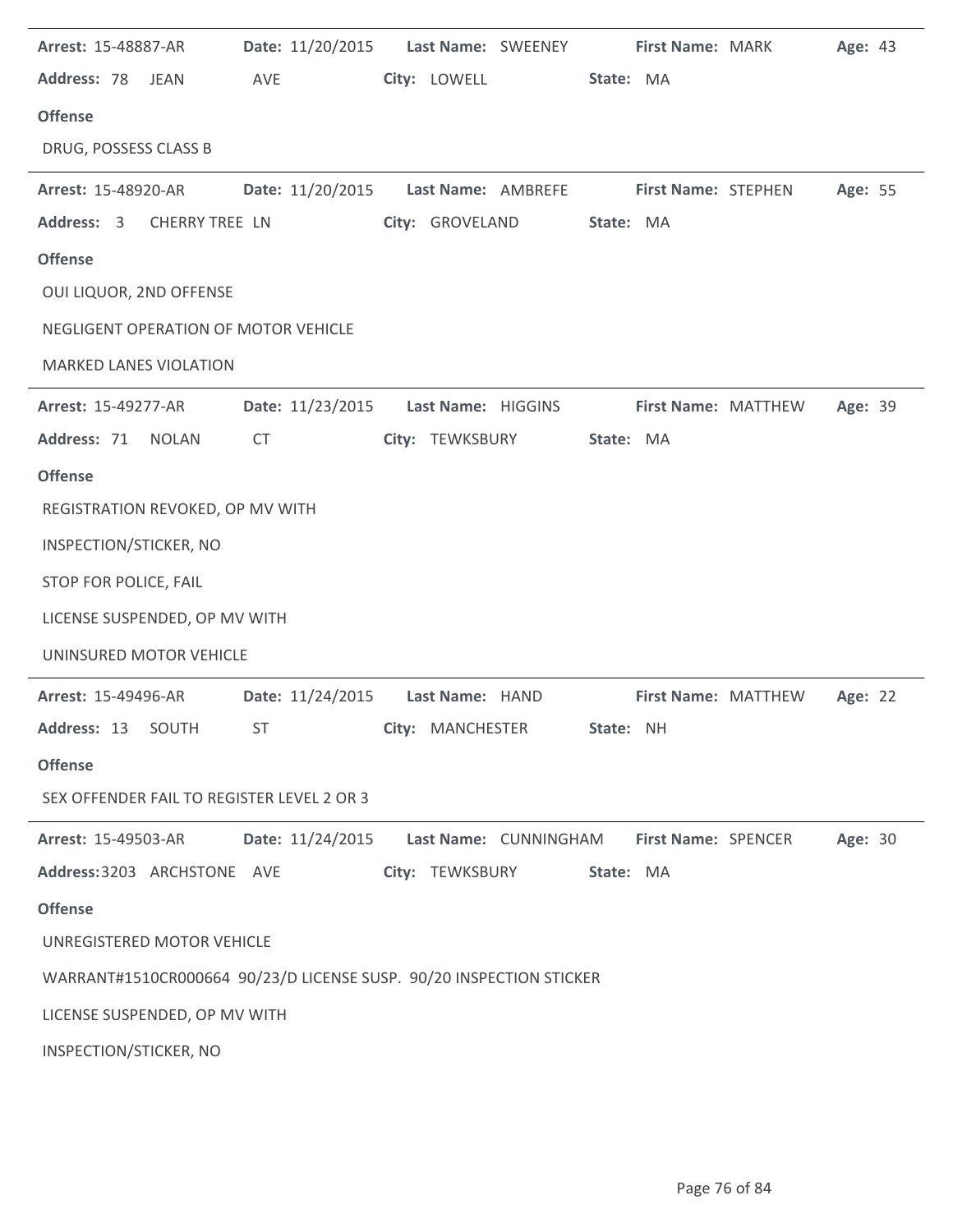**Arrest:** 15-48887-AR **Date:** 11/20/2015 **Last Name:** SWEENEY **First Name:** MARK **Age:** 43

**Address:** 78 JEAN AVE **City:** LOWELL **State:** MA

**Offense**

DRUG, POSSESS CLASS B

---

**Arrest:** 15-48920-AR **Date:** 11/20/2015 **Last Name:** AMBREFE **First Name:** STEPHEN **Age:** 55

**Address:** 3 CHERRY TREE LN **City:** GROVELAND **State:** MA

**Offense**

OUI LIQUOR, 2ND OFFENSE

NEGLIGENT OPERATION OF MOTOR VEHICLE

MARKED LANES VIOLATION

---

**Arrest:** 15-49277-AR **Date:** 11/23/2015 **Last Name:** HIGGINS **First Name:** MATTHEW **Age:** 39

**Address:** 71 NOLAN CT **City:** TEWKSBURY **State:** MA

**Offense**

REGISTRATION REVOKED, OP MV WITH

INSPECTION/STICKER, NO

STOP FOR POLICE, FAIL

LICENSE SUSPENDED, OP MV WITH

UNINSURED MOTOR VEHICLE

---

**Arrest:** 15-49496-AR **Date:** 11/24/2015 **Last Name:** HAND **First Name:** MATTHEW **Age:** 22

**Address:** 13 SOUTH ST **City:** MANCHESTER **State:** NH

**Offense**

SEX OFFENDER FAIL TO REGISTER LEVEL 2 OR 3

---

**Arrest:** 15-49503-AR **Date:** 11/24/2015 **Last Name:** CUNNINGHAM **First Name:** SPENCER **Age:** 30

**Address:** 3203 ARCHSTONE AVE **City:** TEWKSBURY **State:** MA

**Offense**

UNREGISTERED MOTOR VEHICLE

WARRANT#1510CR000664 90/23/D LICENSE SUSP. 90/20 INSPECTION STICKER

LICENSE SUSPENDED, OP MV WITH

INSPECTION/STICKER, NO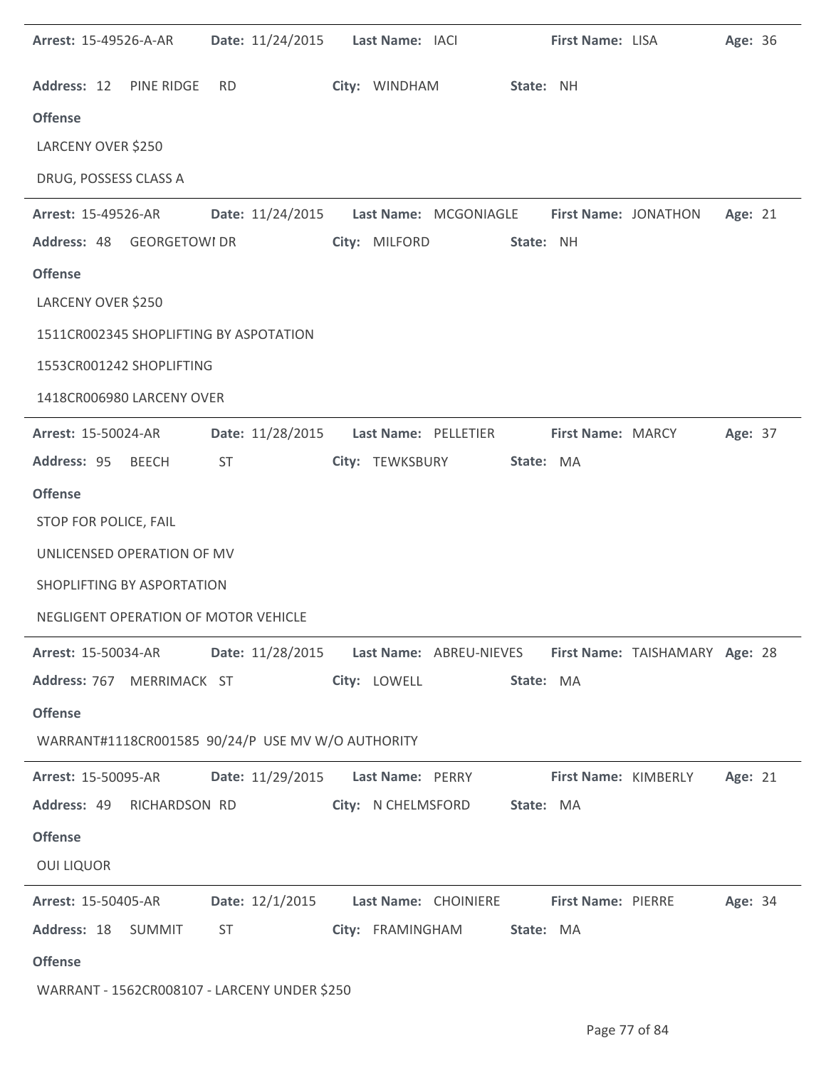**Arrest:** 15-49526-A-AR **Date:** 11/24/2015 **Last Name:** IACI **First Name:** LISA **Age:** 36

**Address:** 12 PINE RIDGE RD **City:** WINDHAM **State:** NH

**Offense**

LARCENY OVER $250

DRUG, POSSESS CLASS A

---

**Arrest:** 15-49526-AR **Date:** 11/24/2015 **Last Name:** MCGONIAGLE **First Name:** JONATHON **Age:** 21

**Address:** 48 GEORGETOWI DR **City:** MILFORD **State:** NH

**Offense**

LARCENY OVER $250

1511CR002345 SHOPLIFTING BY ASPOTATION

1553CR001242 SHOPLIFTING

1418CR006980 LARCENY OVER

---

**Arrest:** 15-50024-AR **Date:** 11/28/2015 **Last Name:** PELLETIER **First Name:** MARCY **Age:** 37

**Address:** 95 BEECH ST **City:** TEWKSBURY **State:** MA

**Offense**

STOP FOR POLICE, FAIL

UNLICENSED OPERATION OF MV

SHOPLIFTING BY ASPORTATION

NEGLIGENT OPERATION OF MOTOR VEHICLE

---

**Arrest:** 15-50034-AR **Date:** 11/28/2015 **Last Name:** ABREU-NIEVES **First Name:** TAISHAMARY **Age:** 28

**Address:** 767 MERRIMACK ST **City:** LOWELL **State:** MA

**Offense**

WARRANT#1118CR001585 90/24/P USE MV W/O AUTHORITY

---

**Arrest:** 15-50095-AR **Date:** 11/29/2015 **Last Name:** PERRY **First Name:** KIMBERLY **Age:** 21

**Address:** 49 RICHARDSON RD **City:** N CHELMSFORD **State:** MA

**Offense**

OUI LIQUOR

---

**Arrest:** 15-50405-AR **Date:** 12/1/2015 **Last Name:** CHOINIERE **First Name:** PIERRE **Age:** 34

**Address:** 18 SUMMIT ST **City:** FRAMINGHAM **State:** MA

**Offense**

WARRANT - 1562CR008107 - LARCENY UNDER $250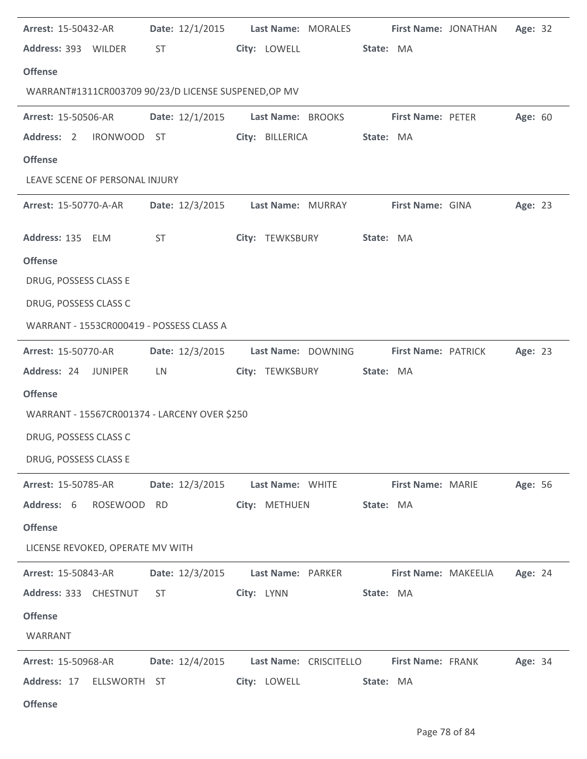**Arrest:** 15-50432-AR **Date:** 12/1/2015 **Last Name:** MORALES **First Name:** JONATHAN **Age:** 32
**Address:** 393 WILDER ST **City:** LOWELL **State:** MA

**Offense**

WARRANT#1311CR003709 90/23/D LICENSE SUSPENED,OP MV

---

**Arrest:** 15-50506-AR **Date:** 12/1/2015 **Last Name:** BROOKS **First Name:** PETER **Age:** 60
**Address:** 2 IRONWOOD ST **City:** BILLERICA **State:** MA

**Offense**

LEAVE SCENE OF PERSONAL INJURY

---

**Arrest:** 15-50770-A-AR **Date:** 12/3/2015 **Last Name:** MURRAY **First Name:** GINA **Age:** 23
**Address:** 135 ELM ST **City:** TEWKSBURY **State:** MA

**Offense**

DRUG, POSSESS CLASS E

DRUG, POSSESS CLASS C

WARRANT - 1553CR000419 - POSSESS CLASS A

---

**Arrest:** 15-50770-AR **Date:** 12/3/2015 **Last Name:** DOWNING **First Name:** PATRICK **Age:** 23
**Address:** 24 JUNIPER LN **City:** TEWKSBURY **State:** MA

**Offense**

WARRANT - 15567CR001374 - LARCENY OVER $250

DRUG, POSSESS CLASS C

DRUG, POSSESS CLASS E

---

**Arrest:** 15-50785-AR **Date:** 12/3/2015 **Last Name:** WHITE **First Name:** MARIE **Age:** 56
**Address:** 6 ROSEWOOD RD **City:** METHUEN **State:** MA

**Offense**

LICENSE REVOKED, OPERATE MV WITH

---

**Arrest:** 15-50843-AR **Date:** 12/3/2015 **Last Name:** PARKER **First Name:** MAKEELIA **Age:** 24
**Address:** 333 CHESTNUT ST **City:** LYNN **State:** MA

**Offense**

WARRANT

---

**Arrest:** 15-50968-AR **Date:** 12/4/2015 **Last Name:** CRISCITELLO **First Name:** FRANK **Age:** 34
**Address:** 17 ELLSWORTH ST **City:** LOWELL **State:** MA

**Offense**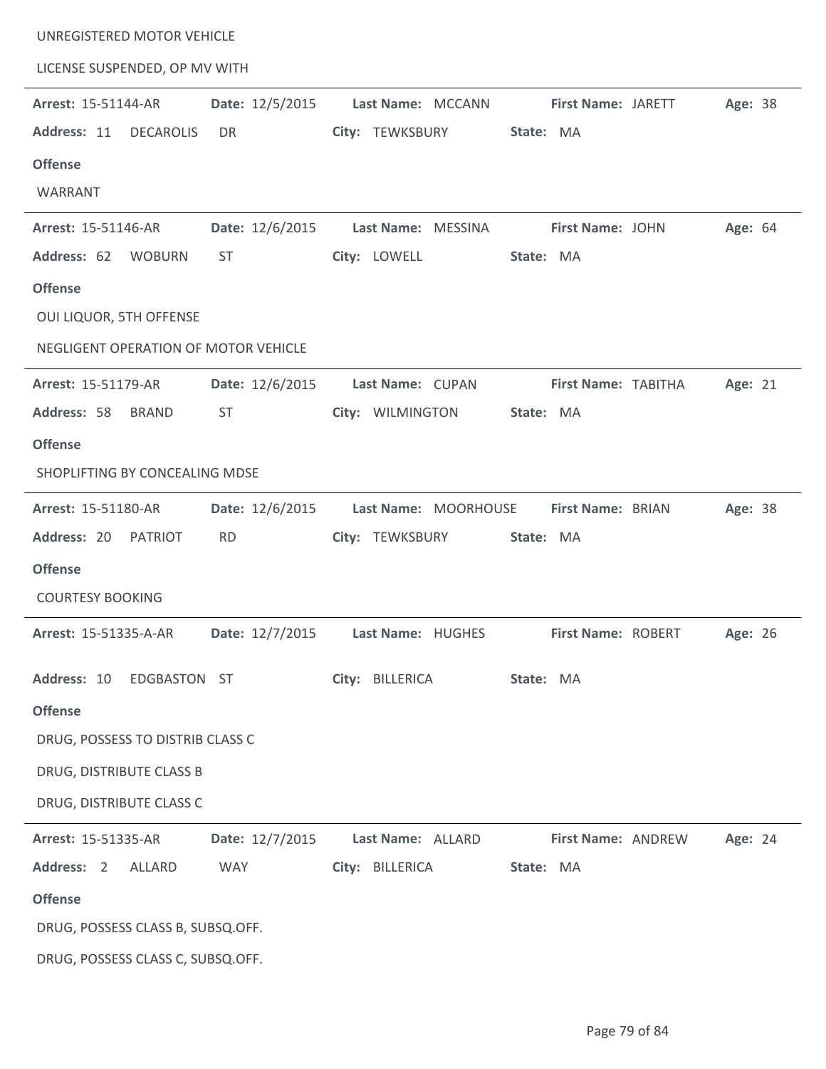UNREGISTERED MOTOR VEHICLE

LICENSE SUSPENDED, OP MV WITH

---

**Arrest:** 15-51144-AR **Date:** 12/5/2015 **Last Name:** MCCANN **First Name:** JARETT **Age:** 38

**Address:** 11 DECAROLIS DR **City:** TEWKSBURY **State:** MA

**Offense**

WARRANT

---

**Arrest:** 15-51146-AR **Date:** 12/6/2015 **Last Name:** MESSINA **First Name:** JOHN **Age:** 64

**Address:** 62 WOBURN ST **City:** LOWELL **State:** MA

**Offense**

OUI LIQUOR, 5TH OFFENSE

NEGLIGENT OPERATION OF MOTOR VEHICLE

---

**Arrest:** 15-51179-AR **Date:** 12/6/2015 **Last Name:** CUPAN **First Name:** TABITHA **Age:** 21

**Address:** 58 BRAND ST **City:** WILMINGTON **State:** MA

**Offense**

SHOPLIFTING BY CONCEALING MDSE

---

**Arrest:** 15-51180-AR **Date:** 12/6/2015 **Last Name:** MOORHOUSE **First Name:** BRIAN **Age:** 38

**Address:** 20 PATRIOT RD **City:** TEWKSBURY **State:** MA

**Offense**

COURTESY BOOKING

---

**Arrest:** 15-51335-A-AR **Date:** 12/7/2015 **Last Name:** HUGHES **First Name:** ROBERT **Age:** 26

**Address:** 10 EDGBASTON ST **City:** BILLERICA **State:** MA

**Offense**

DRUG, POSSESS TO DISTRIB CLASS C

DRUG, DISTRIBUTE CLASS B

DRUG, DISTRIBUTE CLASS C

---

**Arrest:** 15-51335-AR **Date:** 12/7/2015 **Last Name:** ALLARD **First Name:** ANDREW **Age:** 24

**Address:** 2 ALLARD WAY **City:** BILLERICA **State:** MA

**Offense**

DRUG, POSSESS CLASS B, SUBSQ.OFF.

DRUG, POSSESS CLASS C, SUBSQ.OFF.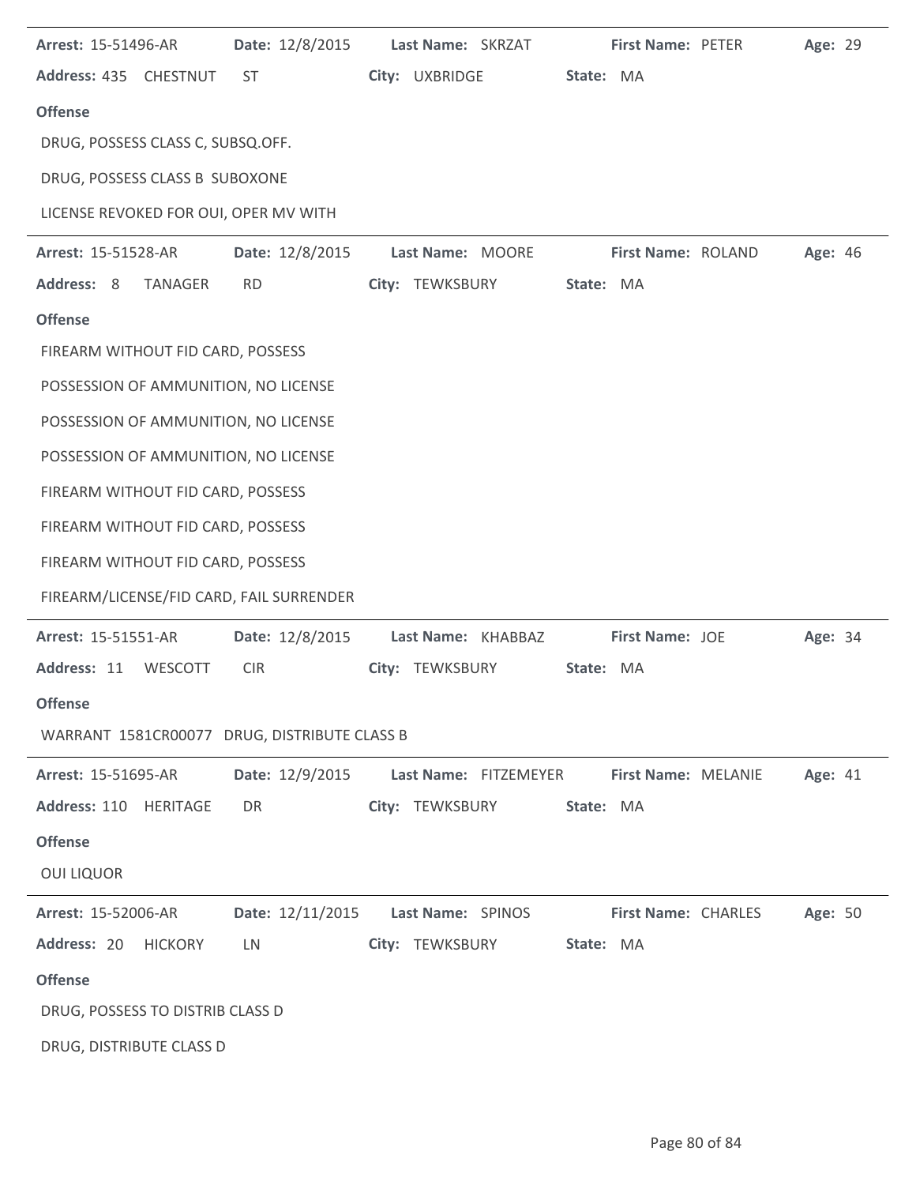**Arrest:** 15-51496-AR **Date:** 12/8/2015 **Last Name:** SKRZAT **First Name:** PETER **Age:** 29

**Address:** 435 CHESTNUT ST **City:** UXBRIDGE **State:** MA

**Offense**

DRUG, POSSESS CLASS C, SUBSQ.OFF.

DRUG, POSSESS CLASS B SUBOXONE

LICENSE REVOKED FOR OUI, OPER MV WITH

---

**Arrest:** 15-51528-AR **Date:** 12/8/2015 **Last Name:** MOORE **First Name:** ROLAND **Age:** 46

**Address:** 8 TANAGER RD **City:** TEWKSBURY **State:** MA

**Offense**

FIREARM WITHOUT FID CARD, POSSESS

POSSESSION OF AMMUNITION, NO LICENSE

POSSESSION OF AMMUNITION, NO LICENSE

POSSESSION OF AMMUNITION, NO LICENSE

FIREARM WITHOUT FID CARD, POSSESS

FIREARM WITHOUT FID CARD, POSSESS

FIREARM WITHOUT FID CARD, POSSESS

FIREARM/LICENSE/FID CARD, FAIL SURRENDER

---

**Arrest:** 15-51551-AR **Date:** 12/8/2015 **Last Name:** KHABBAZ **First Name:** JOE **Age:** 34

**Address:** 11 WESCOTT CIR **City:** TEWKSBURY **State:** MA

**Offense**

WARRANT 1581CR00077 DRUG, DISTRIBUTE CLASS B

---

**Arrest:** 15-51695-AR **Date:** 12/9/2015 **Last Name:** FITZEMEYER **First Name:** MELANIE **Age:** 41

**Address:** 110 HERITAGE DR **City:** TEWKSBURY **State:** MA

**Offense**

OUI LIQUOR

---

**Arrest:** 15-52006-AR **Date:** 12/11/2015 **Last Name:** SPINOS **First Name:** CHARLES **Age:** 50

**Address:** 20 HICKORY LN **City:** TEWKSBURY **State:** MA

**Offense**

DRUG, POSSESS TO DISTRIB CLASS D

DRUG, DISTRIBUTE CLASS D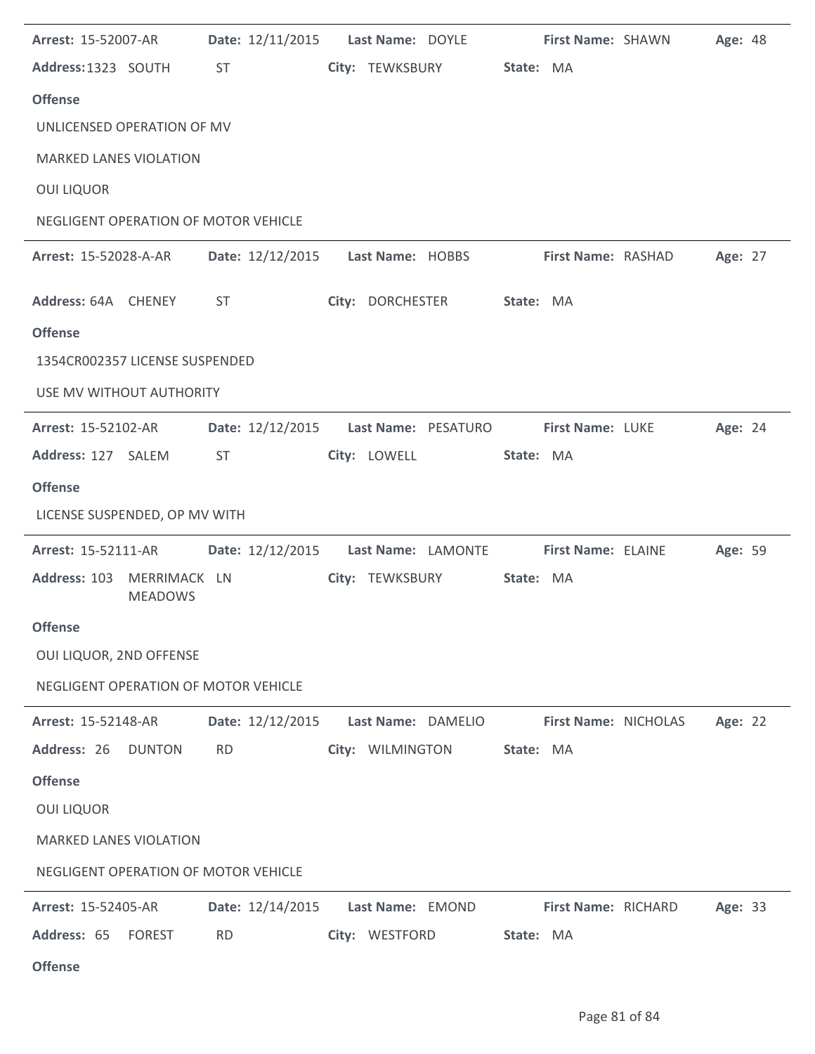**Arrest:** 15-52007-AR **Date:** 12/11/2015 **Last Name:** DOYLE **First Name:** SHAWN **Age:** 48

**Address:** 1323 SOUTH ST **City:** TEWKSBURY **State:** MA

**Offense**

UNLICENSED OPERATION OF MV

MARKED LANES VIOLATION

OUI LIQUOR

NEGLIGENT OPERATION OF MOTOR VEHICLE

---

**Arrest:** 15-52028-A-AR **Date:** 12/12/2015 **Last Name:** HOBBS **First Name:** RASHAD **Age:** 27

**Address:** 64A CHENEY ST **City:** DORCHESTER **State:** MA

**Offense**

1354CR002357 LICENSE SUSPENDED

USE MV WITHOUT AUTHORITY

---

**Arrest:** 15-52102-AR **Date:** 12/12/2015 **Last Name:** PESATURO **First Name:** LUKE **Age:** 24

**Address:** 127 SALEM ST **City:** LOWELL **State:** MA

**Offense**

LICENSE SUSPENDED, OP MV WITH

---

**Arrest:** 15-52111-AR **Date:** 12/12/2015 **Last Name:** LAMONTE **First Name:** ELAINE **Age:** 59

**Address:** 103 MERRIMACK MEADOWS LN **City:** TEWKSBURY **State:** MA

**Offense**

OUI LIQUOR, 2ND OFFENSE

NEGLIGENT OPERATION OF MOTOR VEHICLE

---

**Arrest:** 15-52148-AR **Date:** 12/12/2015 **Last Name:** DAMELIO **First Name:** NICHOLAS **Age:** 22

**Address:** 26 DUNTON RD **City:** WILMINGTON **State:** MA

**Offense**

OUI LIQUOR

MARKED LANES VIOLATION

NEGLIGENT OPERATION OF MOTOR VEHICLE

---

**Arrest:** 15-52405-AR **Date:** 12/14/2015 **Last Name:** EMOND **First Name:** RICHARD **Age:** 33

**Address:** 65 FOREST RD **City:** WESTFORD **State:** MA

**Offense**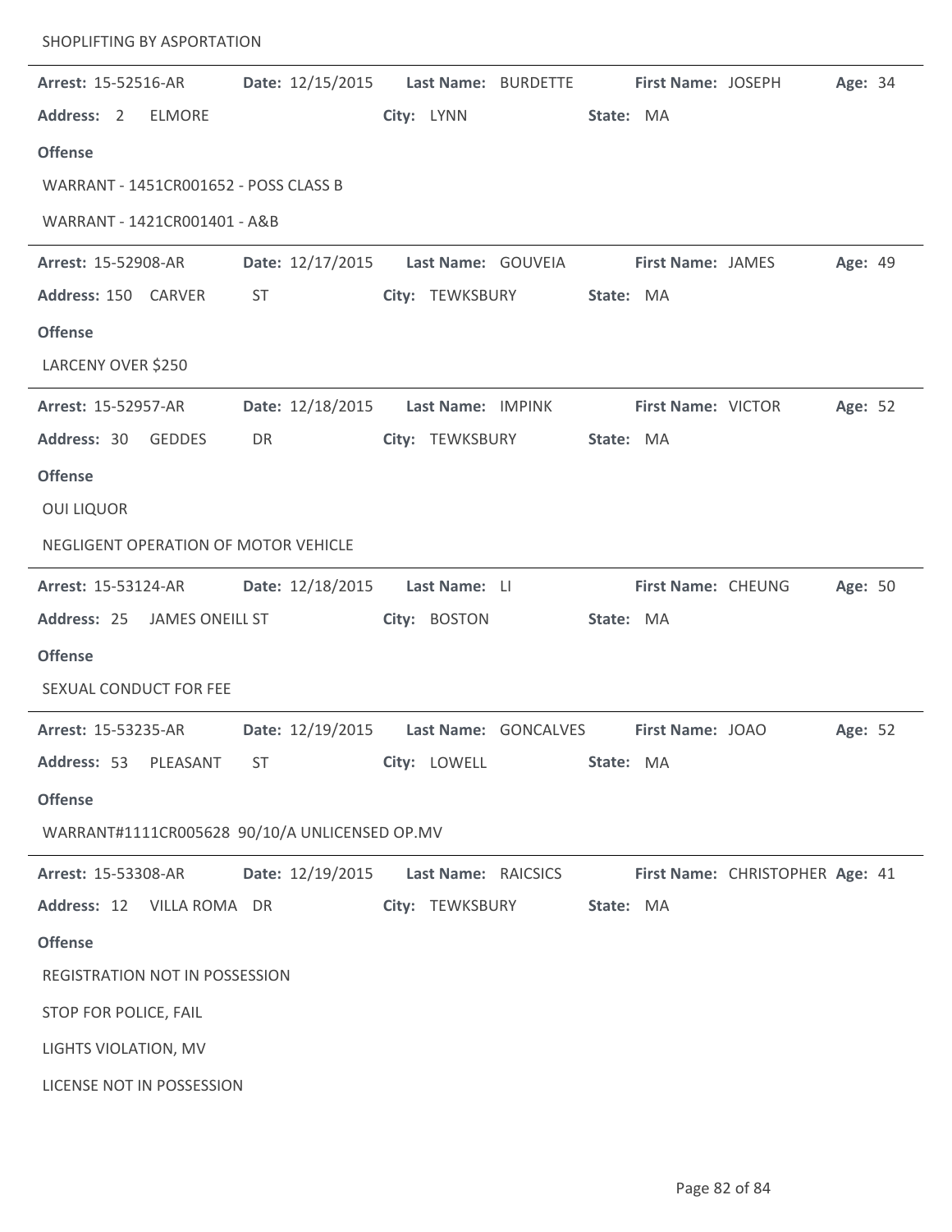SHOPLIFTING BY ASPORTATION

---

**Arrest:** 15-52516-AR **Date:** 12/15/2015 **Last Name:** BURDETTE **First Name:** JOSEPH **Age:** 34

**Address:** 2 ELMORE **City:** LYNN **State:** MA

**Offense**

WARRANT - 1451CR001652 - POSS CLASS B

WARRANT - 1421CR001401 - A&B

---

**Arrest:** 15-52908-AR **Date:** 12/17/2015 **Last Name:** GOUVEIA **First Name:** JAMES **Age:** 49

**Address:** 150 CARVER ST **City:** TEWKSBURY **State:** MA

**Offense**

LARCENY OVER $250

---

**Arrest:** 15-52957-AR **Date:** 12/18/2015 **Last Name:** IMPINK **First Name:** VICTOR **Age:** 52

**Address:** 30 GEDDES DR **City:** TEWKSBURY **State:** MA

**Offense**

OUI LIQUOR

NEGLIGENT OPERATION OF MOTOR VEHICLE

---

**Arrest:** 15-53124-AR **Date:** 12/18/2015 **Last Name:** LI **First Name:** CHEUNG **Age:** 50

**Address:** 25 JAMES ONEILL ST **City:** BOSTON **State:** MA

**Offense**

SEXUAL CONDUCT FOR FEE

---

**Arrest:** 15-53235-AR **Date:** 12/19/2015 **Last Name:** GONCALVES **First Name:** JOAO **Age:** 52

**Address:** 53 PLEASANT ST **City:** LOWELL **State:** MA

**Offense**

WARRANT#1111CR005628 90/10/A UNLICENSED OP.MV

---

**Arrest:** 15-53308-AR **Date:** 12/19/2015 **Last Name:** RAICSICS **First Name:** CHRISTOPHER **Age:** 41

**Address:** 12 VILLA ROMA DR **City:** TEWKSBURY **State:** MA

**Offense**

REGISTRATION NOT IN POSSESSION

STOP FOR POLICE, FAIL

LIGHTS VIOLATION, MV

LICENSE NOT IN POSSESSION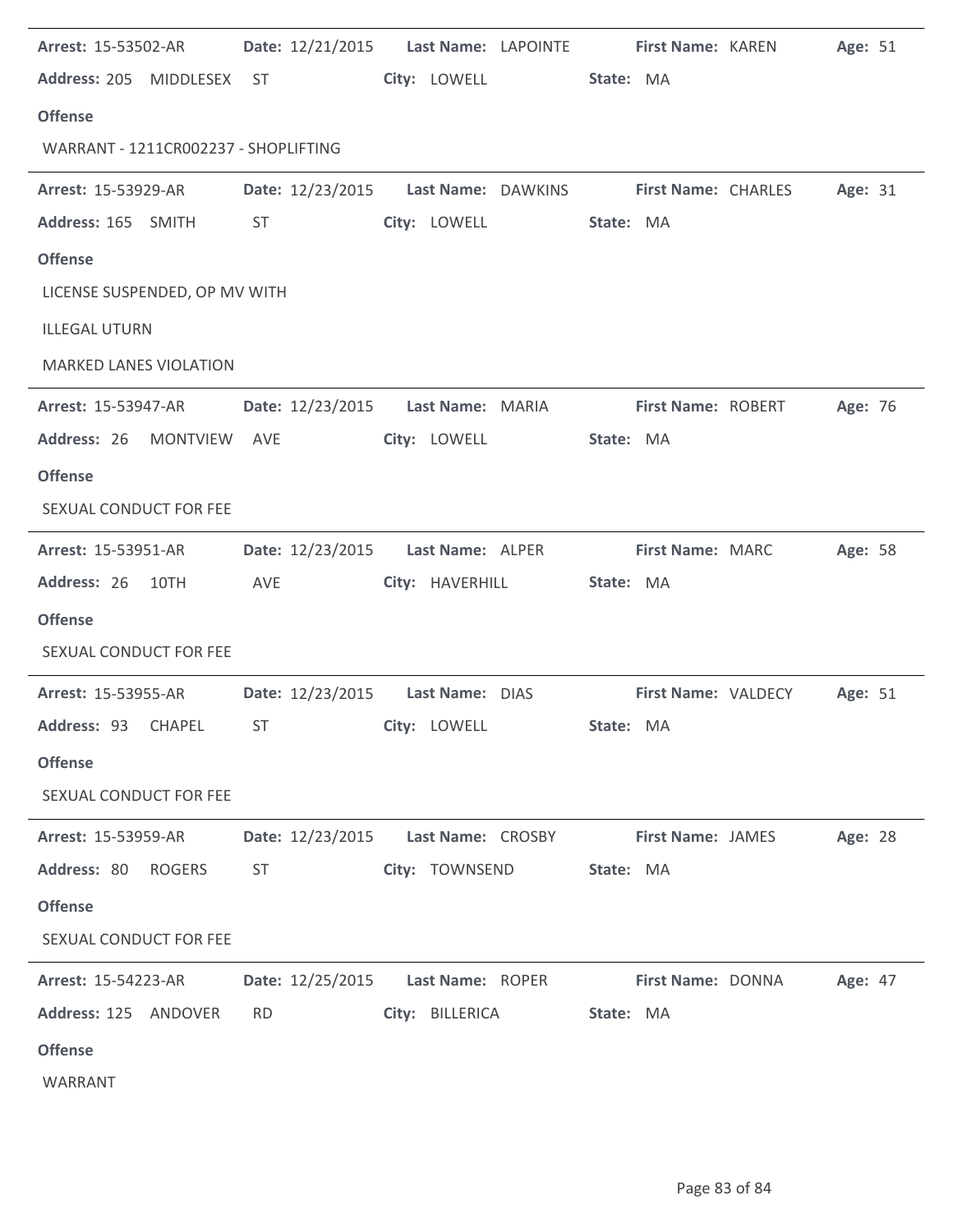**Arrest:** 15-53502-AR **Date:** 12/21/2015 **Last Name:** LAPOINTE **First Name:** KAREN **Age:** 51
**Address:** 205 MIDDLESEX ST **City:** LOWELL **State:** MA

**Offense**

WARRANT - 1211CR002237 - SHOPLIFTING

---

**Arrest:** 15-53929-AR **Date:** 12/23/2015 **Last Name:** DAWKINS **First Name:** CHARLES **Age:** 31
**Address:** 165 SMITH ST **City:** LOWELL **State:** MA

**Offense**

LICENSE SUSPENDED, OP MV WITH

ILLEGAL UTURN

MARKED LANES VIOLATION

---

**Arrest:** 15-53947-AR **Date:** 12/23/2015 **Last Name:** MARIA **First Name:** ROBERT **Age:** 76
**Address:** 26 MONTVIEW AVE **City:** LOWELL **State:** MA

**Offense**

SEXUAL CONDUCT FOR FEE

---

**Arrest:** 15-53951-AR **Date:** 12/23/2015 **Last Name:** ALPER **First Name:** MARC **Age:** 58
**Address:** 26 10TH AVE **City:** HAVERHILL **State:** MA

**Offense**

SEXUAL CONDUCT FOR FEE

---

**Arrest:** 15-53955-AR **Date:** 12/23/2015 **Last Name:** DIAS **First Name:** VALDECY **Age:** 51
**Address:** 93 CHAPEL ST **City:** LOWELL **State:** MA

**Offense**

SEXUAL CONDUCT FOR FEE

---

**Arrest:** 15-53959-AR **Date:** 12/23/2015 **Last Name:** CROSBY **First Name:** JAMES **Age:** 28
**Address:** 80 ROGERS ST **City:** TOWNSEND **State:** MA

**Offense**

SEXUAL CONDUCT FOR FEE

---

**Arrest:** 15-54223-AR **Date:** 12/25/2015 **Last Name:** ROPER **First Name:** DONNA **Age:** 47
**Address:** 125 ANDOVER RD **City:** BILLERICA **State:** MA

**Offense**

WARRANT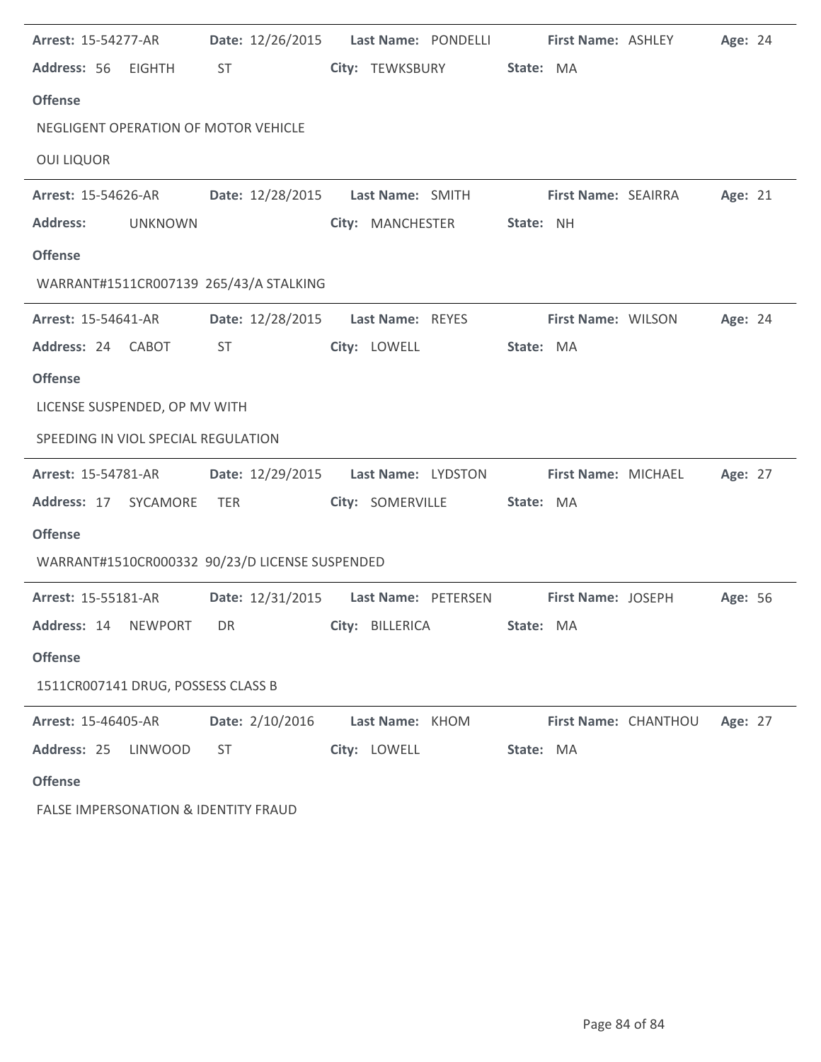**Arrest:** 15-54277-AR **Date:** 12/26/2015 **Last Name:** PONDELLI **First Name:** ASHLEY **Age:** 24
**Address:** 56 EIGHTH ST **City:** TEWKSBURY **State:** MA

**Offense**

NEGLIGENT OPERATION OF MOTOR VEHICLE

OUI LIQUOR

---

**Arrest:** 15-54626-AR **Date:** 12/28/2015 **Last Name:** SMITH **First Name:** SEAIRRA **Age:** 21
**Address:** UNKNOWN **City:** MANCHESTER **State:** NH

**Offense**

WARRANT#1511CR007139 265/43/A STALKING

---

**Arrest:** 15-54641-AR **Date:** 12/28/2015 **Last Name:** REYES **First Name:** WILSON **Age:** 24
**Address:** 24 CABOT ST **City:** LOWELL **State:** MA

**Offense**

LICENSE SUSPENDED, OP MV WITH

SPEEDING IN VIOL SPECIAL REGULATION

---

**Arrest:** 15-54781-AR **Date:** 12/29/2015 **Last Name:** LYDSTON **First Name:** MICHAEL **Age:** 27
**Address:** 17 SYCAMORE TER **City:** SOMERVILLE **State:** MA

**Offense**

WARRANT#1510CR000332 90/23/D LICENSE SUSPENDED

---

**Arrest:** 15-55181-AR **Date:** 12/31/2015 **Last Name:** PETERSEN **First Name:** JOSEPH **Age:** 56
**Address:** 14 NEWPORT DR **City:** BILLERICA **State:** MA

**Offense**

1511CR007141 DRUG, POSSESS CLASS B

---

**Arrest:** 15-46405-AR **Date:** 2/10/2016 **Last Name:** KHOM **First Name:** CHANTHOU **Age:** 27
**Address:** 25 LINWOOD ST **City:** LOWELL **State:** MA

**Offense**

FALSE IMPERSONATION & IDENTITY FRAUD